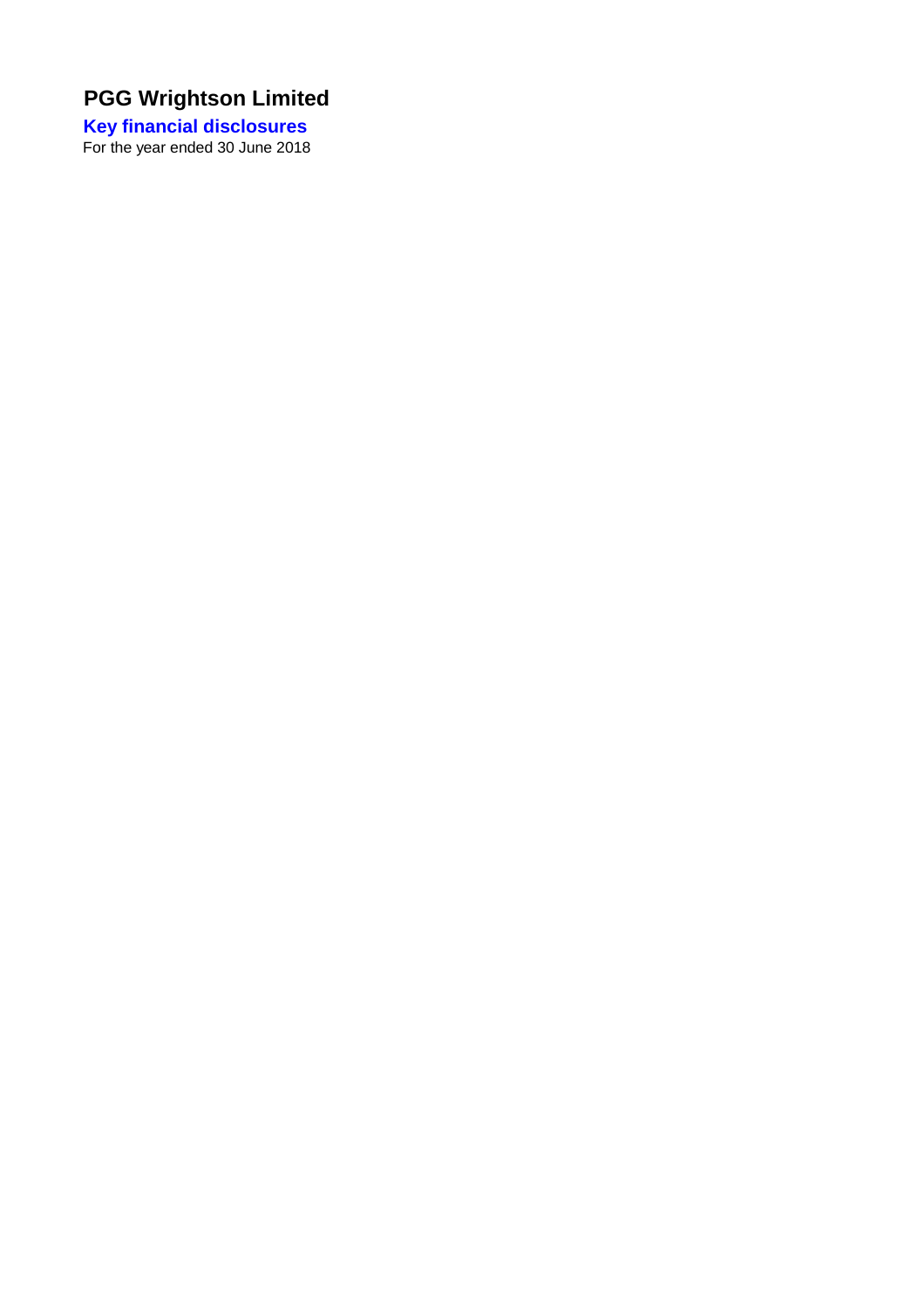# PGG Wrightson Limited

## Key financial disclosures

For the year ended 30 June 2018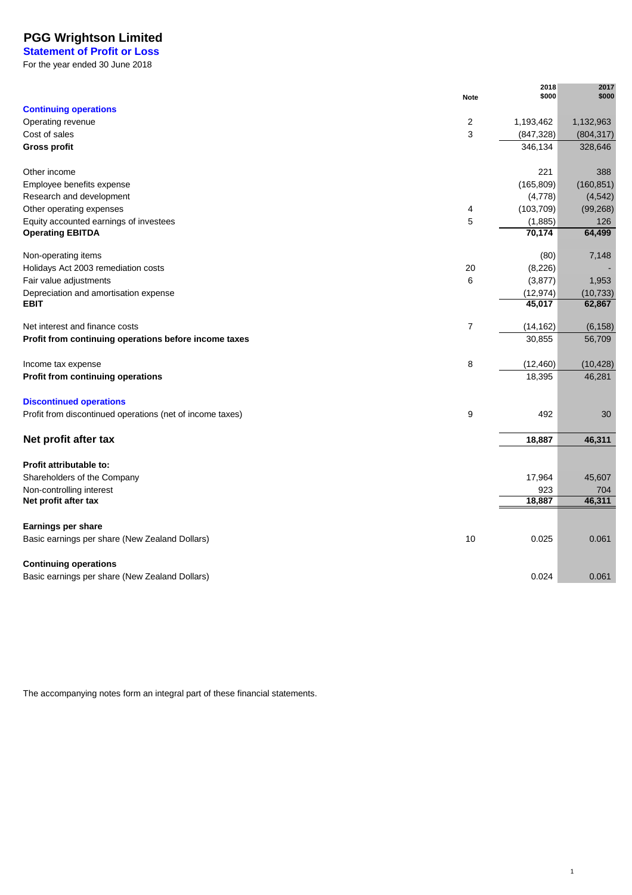# PGG Wrightson Limited

## Statement of Profit or Loss

For the year ended 30 June 2018

| | Note | 2018 $000 | 2017 $000 |
|---|---|---|---|
| **Continuing operations** | | | |
| Operating revenue | 2 | 1,193,462 | 1,132,963 |
| Cost of sales | 3 | (847,328) | (804,317) |
| **Gross profit** | | 346,134 | 328,646 |
| | | | |
| Other income | | 221 | 388 |
| Employee benefits expense | | (165,809) | (160,851) |
| Research and development | | (4,778) | (4,542) |
| Other operating expenses | 4 | (103,709) | (99,268) |
| Equity accounted earnings of investees | 5 | (1,885) | 126 |
| **Operating EBITDA** | | **70,174** | **64,499** |
| | | | |
| Non-operating items | | (80) | 7,148 |
| Holidays Act 2003 remediation costs | 20 | (8,226) | - |
| Fair value adjustments | 6 | (3,877) | 1,953 |
| Depreciation and amortisation expense | | (12,974) | (10,733) |
| **EBIT** | | **45,017** | **62,867** |
| | | | |
| Net interest and finance costs | 7 | (14,162) | (6,158) |
| **Profit from continuing operations before income taxes** | | 30,855 | 56,709 |
| | | | |
| Income tax expense | 8 | (12,460) | (10,428) |
| **Profit from continuing operations** | | 18,395 | 46,281 |
| | | | |
| **Discontinued operations** | | | |
| Profit from discontinued operations (net of income taxes) | 9 | 492 | 30 |
| | | | |
| **Net profit after tax** | | **18,887** | **46,311** |
| | | | |
| **Profit attributable to:** | | | |
| Shareholders of the Company | | 17,964 | 45,607 |
| Non-controlling interest | | 923 | 704 |
| **Net profit after tax** | | **18,887** | **46,311** |
| | | | |
| **Earnings per share** | | | |
| Basic earnings per share (New Zealand Dollars) | 10 | 0.025 | 0.061 |
| | | | |
| **Continuing operations** | | | |
| Basic earnings per share (New Zealand Dollars) | | 0.024 | 0.061 |

The accompanying notes form an integral part of these financial statements.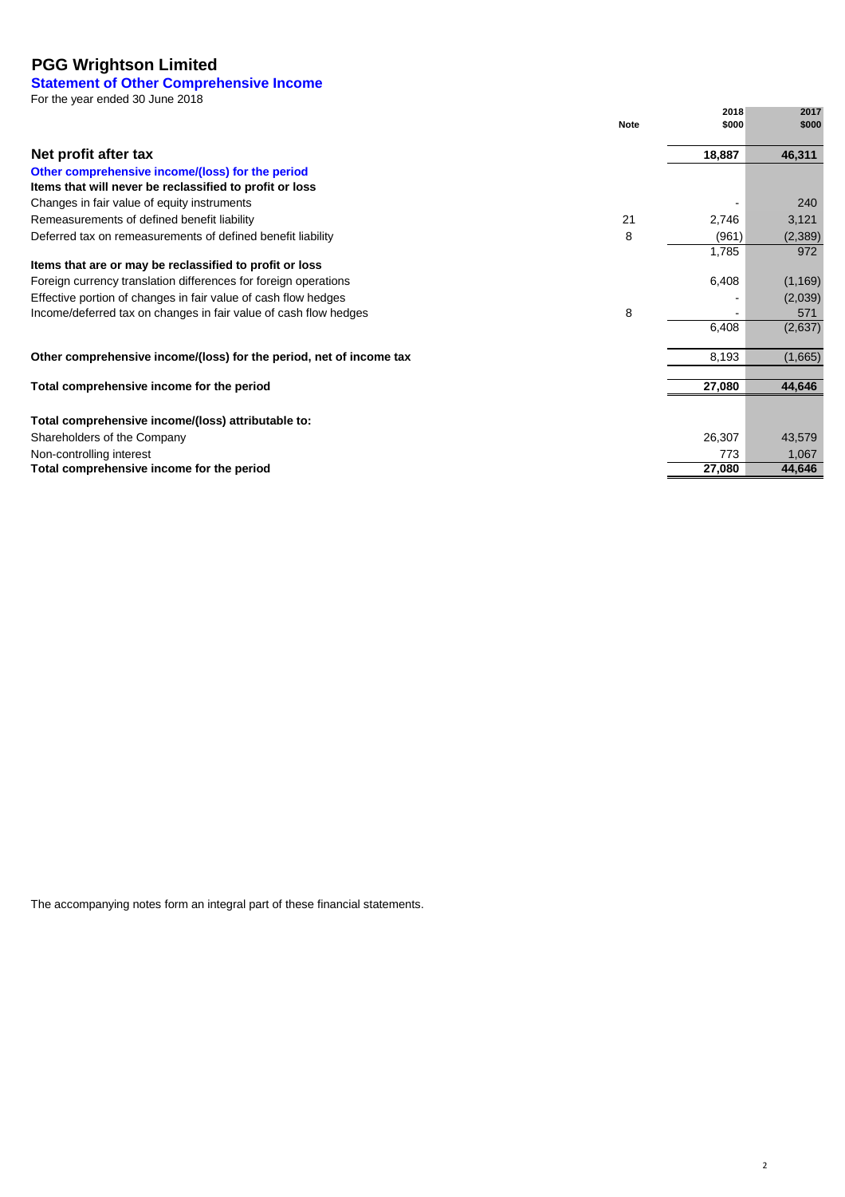# PGG Wrightson Limited

## Statement of Other Comprehensive Income

For the year ended 30 June 2018

| | Note | 2018 $000 | 2017 $000 |
|---|---|---|---|
| **Net profit after tax** | | **18,887** | **46,311** |
| **Other comprehensive income/(loss) for the period** | | | |
| **Items that will never be reclassified to profit or loss** | | | |
| Changes in fair value of equity instruments | | - | 240 |
| Remeasurements of defined benefit liability | 21 | 2,746 | 3,121 |
| Deferred tax on remeasurements of defined benefit liability | 8 | (961) | (2,389) |
| | | 1,785 | 972 |
| **Items that are or may be reclassified to profit or loss** | | | |
| Foreign currency translation differences for foreign operations | | 6,408 | (1,169) |
| Effective portion of changes in fair value of cash flow hedges | | - | (2,039) |
| Income/deferred tax on changes in fair value of cash flow hedges | 8 | - | 571 |
| | | 6,408 | (2,637) |
| **Other comprehensive income/(loss) for the period, net of income tax** | | 8,193 | (1,665) |
| **Total comprehensive income for the period** | | **27,080** | **44,646** |
| **Total comprehensive income/(loss) attributable to:** | | | |
| Shareholders of the Company | | 26,307 | 43,579 |
| Non-controlling interest | | 773 | 1,067 |
| **Total comprehensive income for the period** | | **27,080** | **44,646** |

The accompanying notes form an integral part of these financial statements.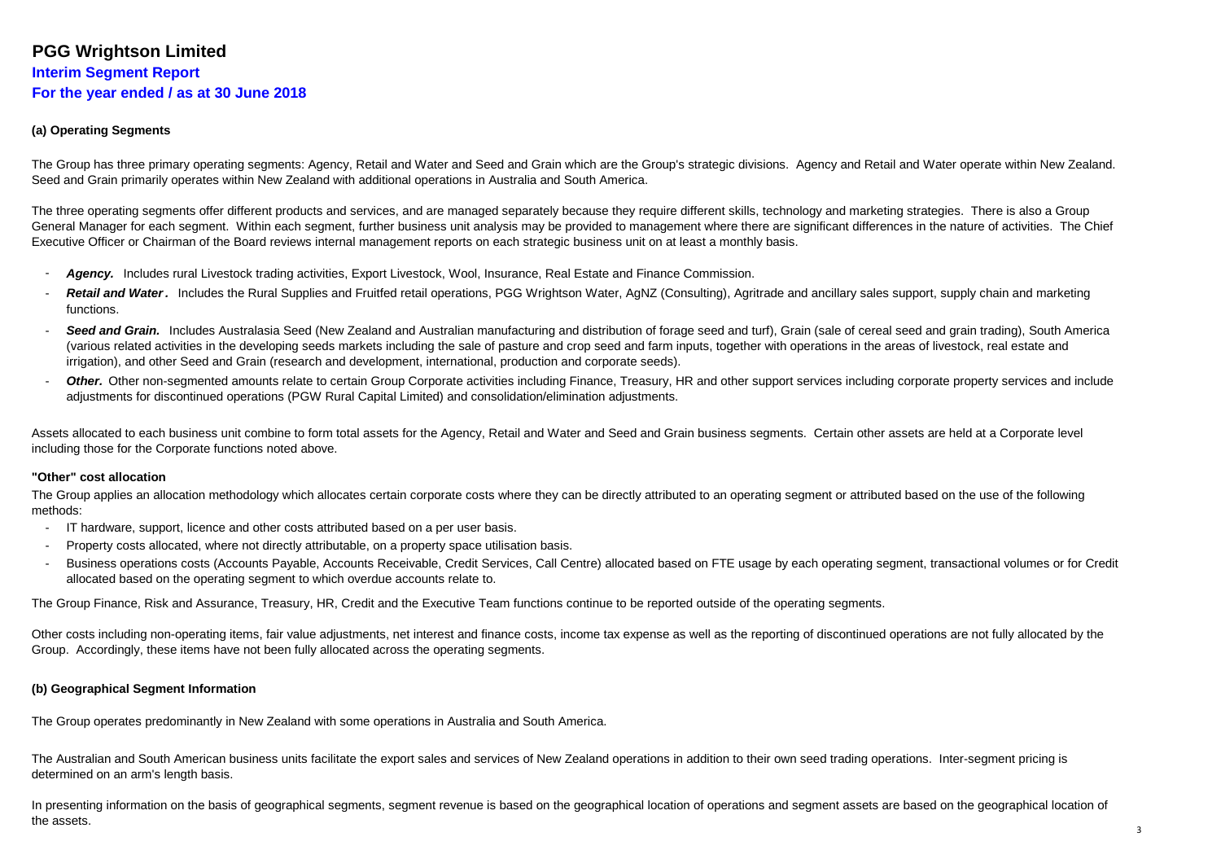# PGG Wrightson Limited

## Interim Segment Report

## For the year ended / as at 30 June 2018

### (a) Operating Segments

The Group has three primary operating segments: Agency, Retail and Water and Seed and Grain which are the Group's strategic divisions. Agency and Retail and Water operate within New Zealand. Seed and Grain primarily operates within New Zealand with additional operations in Australia and South America.

The three operating segments offer different products and services, and are managed separately because they require different skills, technology and marketing strategies. There is also a Group General Manager for each segment. Within each segment, further business unit analysis may be provided to management where there are significant differences in the nature of activities. The Chief Executive Officer or Chairman of the Board reviews internal management reports on each strategic business unit on at least a monthly basis.

- ***Agency.*** Includes rural Livestock trading activities, Export Livestock, Wool, Insurance, Real Estate and Finance Commission.
- ***Retail and Water.*** Includes the Rural Supplies and Fruitfed retail operations, PGG Wrightson Water, AgNZ (Consulting), Agritrade and ancillary sales support, supply chain and marketing functions.
- ***Seed and Grain.*** Includes Australasia Seed (New Zealand and Australian manufacturing and distribution of forage seed and turf), Grain (sale of cereal seed and grain trading), South America (various related activities in the developing seeds markets including the sale of pasture and crop seed and farm inputs, together with operations in the areas of livestock, real estate and irrigation), and other Seed and Grain (research and development, international, production and corporate seeds).
- ***Other.*** Other non-segmented amounts relate to certain Group Corporate activities including Finance, Treasury, HR and other support services including corporate property services and include adjustments for discontinued operations (PGW Rural Capital Limited) and consolidation/elimination adjustments.

Assets allocated to each business unit combine to form total assets for the Agency, Retail and Water and Seed and Grain business segments. Certain other assets are held at a Corporate level including those for the Corporate functions noted above.

#### "Other" cost allocation

The Group applies an allocation methodology which allocates certain corporate costs where they can be directly attributed to an operating segment or attributed based on the use of the following methods:

- IT hardware, support, licence and other costs attributed based on a per user basis.
- Property costs allocated, where not directly attributable, on a property space utilisation basis.
- Business operations costs (Accounts Payable, Accounts Receivable, Credit Services, Call Centre) allocated based on FTE usage by each operating segment, transactional volumes or for Credit allocated based on the operating segment to which overdue accounts relate to.

The Group Finance, Risk and Assurance, Treasury, HR, Credit and the Executive Team functions continue to be reported outside of the operating segments.

Other costs including non-operating items, fair value adjustments, net interest and finance costs, income tax expense as well as the reporting of discontinued operations are not fully allocated by the Group. Accordingly, these items have not been fully allocated across the operating segments.

### (b) Geographical Segment Information

The Group operates predominantly in New Zealand with some operations in Australia and South America.

The Australian and South American business units facilitate the export sales and services of New Zealand operations in addition to their own seed trading operations. Inter-segment pricing is determined on an arm's length basis.

In presenting information on the basis of geographical segments, segment revenue is based on the geographical location of operations and segment assets are based on the geographical location of the assets.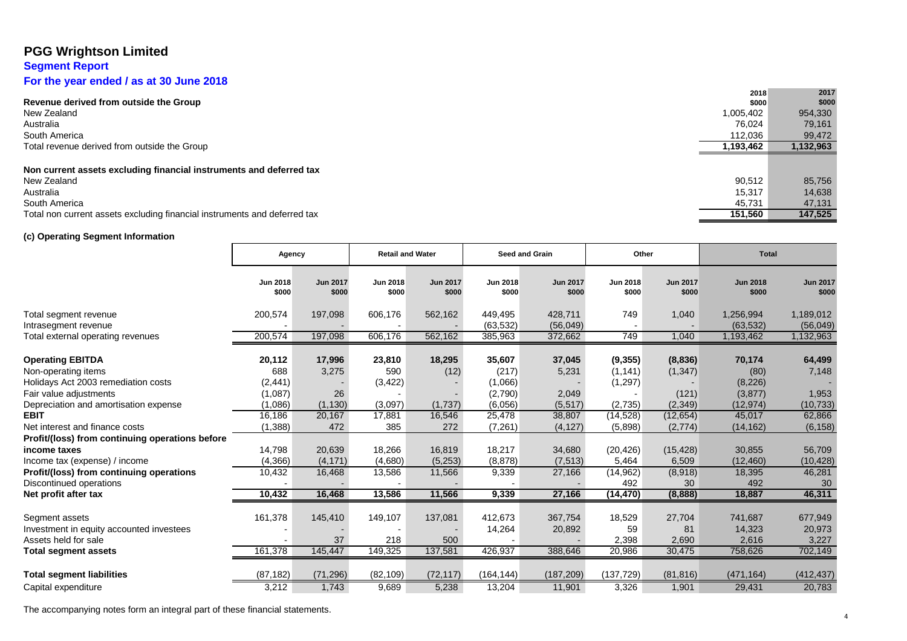# PGG Wrightson Limited

## Segment Report

## For the year ended / as at 30 June 2018

| | 2018 $000 | 2017 $000 |
|---|---|---|
| **Revenue derived from outside the Group** | | |
| New Zealand | 1,005,402 | 954,330 |
| Australia | 76,024 | 79,161 |
| South America | 112,036 | 99,472 |
| Total revenue derived from outside the Group | 1,193,462 | 1,132,963 |
| **Non current assets excluding financial instruments and deferred tax** | | |
| New Zealand | 90,512 | 85,756 |
| Australia | 15,317 | 14,638 |
| South America | 45,731 | 47,131 |
| Total non current assets excluding financial instruments and deferred tax | 151,560 | 147,525 |

### (c) Operating Segment Information

| | Agency | | Retail and Water | | Seed and Grain | | Other | | Total | |
|---|---|---|---|---|---|---|---|---|---|---|
| | Jun 2018 $000 | Jun 2017 $000 | Jun 2018 $000 | Jun 2017 $000 | Jun 2018 $000 | Jun 2017 $000 | Jun 2018 $000 | Jun 2017 $000 | Jun 2018 $000 | Jun 2017 $000 |
| Total segment revenue | 200,574 | 197,098 | 606,176 | 562,162 | 449,495 | 428,711 | 749 | 1,040 | 1,256,994 | 1,189,012 |
| Intrasegment revenue | - | - | - | - | (63,532) | (56,049) | - | - | (63,532) | (56,049) |
| Total external operating revenues | 200,574 | 197,098 | 606,176 | 562,162 | 385,963 | 372,662 | 749 | 1,040 | 1,193,462 | 1,132,963 |
| **Operating EBITDA** | **20,112** | **17,996** | **23,810** | **18,295** | **35,607** | **37,045** | **(9,355)** | **(8,836)** | **70,174** | **64,499** |
| Non-operating items | 688 | 3,275 | 590 | (12) | (217) | 5,231 | (1,141) | (1,347) | (80) | 7,148 |
| Holidays Act 2003 remediation costs | (2,441) | - | (3,422) | - | (1,066) | - | (1,297) | - | (8,226) | - |
| Fair value adjustments | (1,087) | 26 | - | - | (2,790) | 2,049 | - | (121) | (3,877) | 1,953 |
| Depreciation and amortisation expense | (1,086) | (1,130) | (3,097) | (1,737) | (6,056) | (5,517) | (2,735) | (2,349) | (12,974) | (10,733) |
| **EBIT** | 16,186 | 20,167 | 17,881 | 16,546 | 25,478 | 38,807 | (14,528) | (12,654) | 45,017 | 62,866 |
| Net interest and finance costs | (1,388) | 472 | 385 | 272 | (7,261) | (4,127) | (5,898) | (2,774) | (14,162) | (6,158) |
| **Profit/(loss) from continuing operations before income taxes** | 14,798 | 20,639 | 18,266 | 16,819 | 18,217 | 34,680 | (20,426) | (15,428) | 30,855 | 56,709 |
| Income tax (expense) / income | (4,366) | (4,171) | (4,680) | (5,253) | (8,878) | (7,513) | 5,464 | 6,509 | (12,460) | (10,428) |
| **Profit/(loss) from continuing operations** | 10,432 | 16,468 | 13,586 | 11,566 | 9,339 | 27,166 | (14,962) | (8,918) | 18,395 | 46,281 |
| Discontinued operations | - | - | - | - | - | - | 492 | 30 | 492 | 30 |
| **Net profit after tax** | **10,432** | **16,468** | **13,586** | **11,566** | **9,339** | **27,166** | **(14,470)** | **(8,888)** | **18,887** | **46,311** |
| Segment assets | 161,378 | 145,410 | 149,107 | 137,081 | 412,673 | 367,754 | 18,529 | 27,704 | 741,687 | 677,949 |
| Investment in equity accounted investees | - | - | - | - | 14,264 | 20,892 | 59 | 81 | 14,323 | 20,973 |
| Assets held for sale | - | 37 | 218 | 500 | - | - | 2,398 | 2,690 | 2,616 | 3,227 |
| **Total segment assets** | 161,378 | 145,447 | 149,325 | 137,581 | 426,937 | 388,646 | 20,986 | 30,475 | 758,626 | 702,149 |
| **Total segment liabilities** | (87,182) | (71,296) | (82,109) | (72,117) | (164,144) | (187,209) | (137,729) | (81,816) | (471,164) | (412,437) |
| Capital expenditure | 3,212 | 1,743 | 9,689 | 5,238 | 13,204 | 11,901 | 3,326 | 1,901 | 29,431 | 20,783 |

The accompanying notes form an integral part of these financial statements.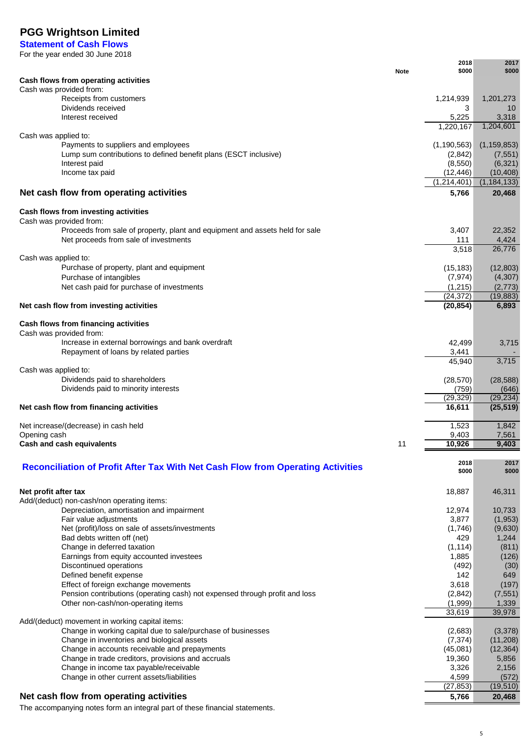# PGG Wrightson Limited

## Statement of Cash Flows

For the year ended 30 June 2018

| | Note | 2018 $000 | 2017 $000 |
|---|---|---|---|
| **Cash flows from operating activities** | | | |
| Cash was provided from: | | | |
| Receipts from customers | | 1,214,939 | 1,201,273 |
| Dividends received | | 3 | 10 |
| Interest received | | 5,225 | 3,318 |
| | | 1,220,167 | 1,204,601 |
| Cash was applied to: | | | |
| Payments to suppliers and employees | | (1,190,563) | (1,159,853) |
| Lump sum contributions to defined benefit plans (ESCT inclusive) | | (2,842) | (7,551) |
| Interest paid | | (8,550) | (6,321) |
| Income tax paid | | (12,446) | (10,408) |
| | | (1,214,401) | (1,184,133) |
| **Net cash flow from operating activities** | | **5,766** | **20,468** |
| **Cash flows from investing activities** | | | |
| Cash was provided from: | | | |
| Proceeds from sale of property, plant and equipment and assets held for sale | | 3,407 | 22,352 |
| Net proceeds from sale of investments | | 111 | 4,424 |
| | | 3,518 | 26,776 |
| Cash was applied to: | | | |
| Purchase of property, plant and equipment | | (15,183) | (12,803) |
| Purchase of intangibles | | (7,974) | (4,307) |
| Net cash paid for purchase of investments | | (1,215) | (2,773) |
| | | (24,372) | (19,883) |
| **Net cash flow from investing activities** | | **(20,854)** | **6,893** |
| **Cash flows from financing activities** | | | |
| Cash was provided from: | | | |
| Increase in external borrowings and bank overdraft | | 42,499 | 3,715 |
| Repayment of loans by related parties | | 3,441 | - |
| | | 45,940 | 3,715 |
| Cash was applied to: | | | |
| Dividends paid to shareholders | | (28,570) | (28,588) |
| Dividends paid to minority interests | | (759) | (646) |
| | | (29,329) | (29,234) |
| **Net cash flow from financing activities** | | **16,611** | **(25,519)** |
| Net increase/(decrease) in cash held | | 1,523 | 1,842 |
| Opening cash | | 9,403 | 7,561 |
| **Cash and cash equivalents** | 11 | **10,926** | **9,403** |

## Reconciliation of Profit After Tax With Net Cash Flow from Operating Activities

| | 2018 $000 | 2017 $000 |
|---|---|---|
| **Net profit after tax** | 18,887 | 46,311 |
| Add/(deduct) non-cash/non operating items: | | |
| Depreciation, amortisation and impairment | 12,974 | 10,733 |
| Fair value adjustments | 3,877 | (1,953) |
| Net (profit)/loss on sale of assets/investments | (1,746) | (9,630) |
| Bad debts written off (net) | 429 | 1,244 |
| Change in deferred taxation | (1,114) | (811) |
| Earnings from equity accounted investees | 1,885 | (126) |
| Discontinued operations | (492) | (30) |
| Defined benefit expense | 142 | 649 |
| Effect of foreign exchange movements | 3,618 | (197) |
| Pension contributions (operating cash) not expensed through profit and loss | (2,842) | (7,551) |
| Other non-cash/non-operating items | (1,999) | 1,339 |
| | 33,619 | 39,978 |
| Add/(deduct) movement in working capital items: | | |
| Change in working capital due to sale/purchase of businesses | (2,683) | (3,378) |
| Change in inventories and biological assets | (7,374) | (11,208) |
| Change in accounts receivable and prepayments | (45,081) | (12,364) |
| Change in trade creditors, provisions and accruals | 19,360 | 5,856 |
| Change in income tax payable/receivable | 3,326 | 2,156 |
| Change in other current assets/liabilities | 4,599 | (572) |
| | (27,853) | (19,510) |
| **Net cash flow from operating activities** | **5,766** | **20,468** |

The accompanying notes form an integral part of these financial statements.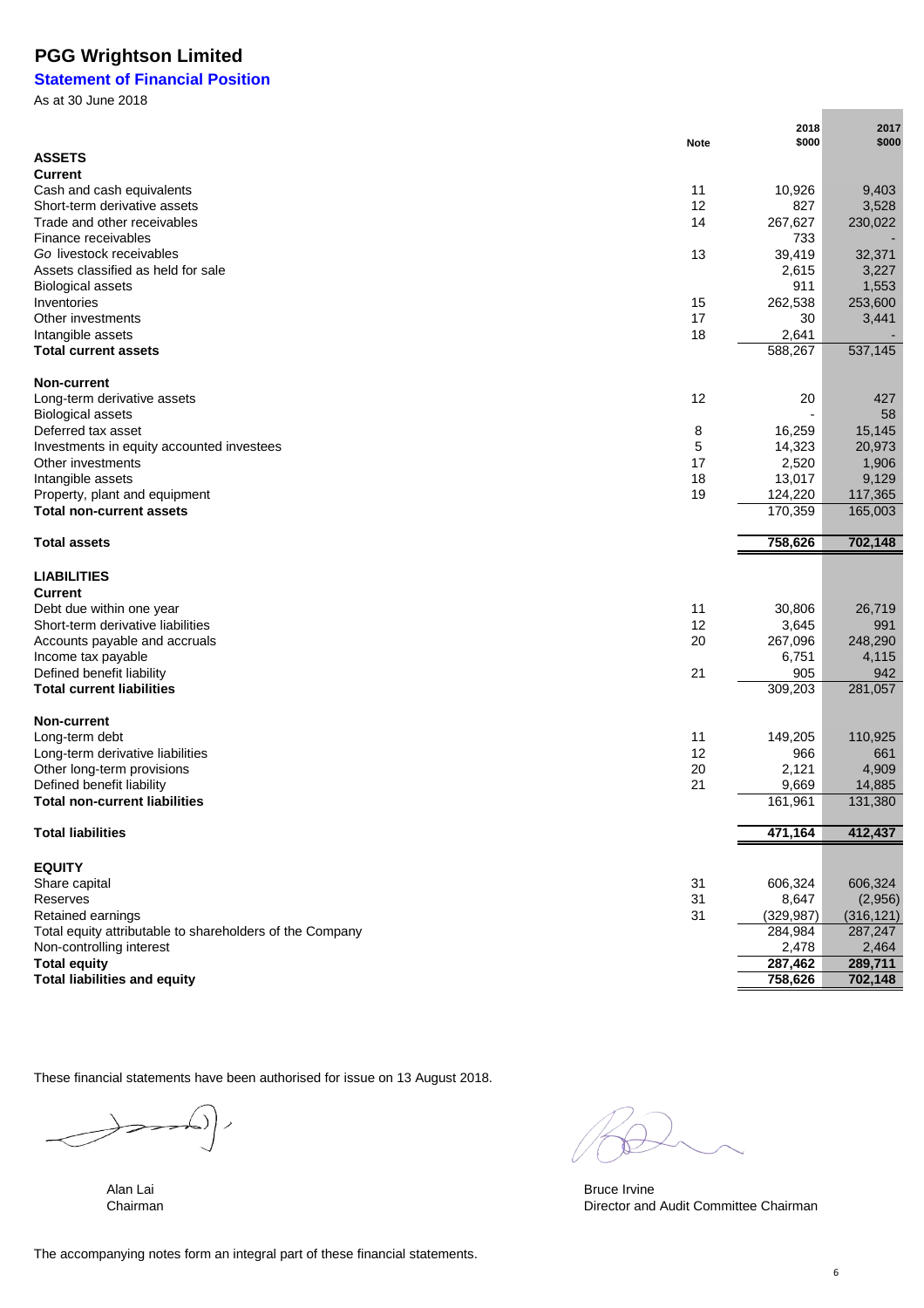# PGG Wrightson Limited

## Statement of Financial Position

As at 30 June 2018

| | Note | 2018 $000 | 2017 $000 |
|---|---|---|---|
| **ASSETS** | | | |
| **Current** | | | |
| Cash and cash equivalents | 11 | 10,926 | 9,403 |
| Short-term derivative assets | 12 | 827 | 3,528 |
| Trade and other receivables | 14 | 267,627 | 230,022 |
| Finance receivables | | 733 | - |
| *Go* livestock receivables | 13 | 39,419 | 32,371 |
| Assets classified as held for sale | | 2,615 | 3,227 |
| Biological assets | | 911 | 1,553 |
| Inventories | 15 | 262,538 | 253,600 |
| Other investments | 17 | 30 | 3,441 |
| Intangible assets | 18 | 2,641 | - |
| **Total current assets** | | 588,267 | 537,145 |
| **Non-current** | | | |
| Long-term derivative assets | 12 | 20 | 427 |
| Biological assets | | - | 58 |
| Deferred tax asset | 8 | 16,259 | 15,145 |
| Investments in equity accounted investees | 5 | 14,323 | 20,973 |
| Other investments | 17 | 2,520 | 1,906 |
| Intangible assets | 18 | 13,017 | 9,129 |
| Property, plant and equipment | 19 | 124,220 | 117,365 |
| **Total non-current assets** | | 170,359 | 165,003 |
| **Total assets** | | **758,626** | **702,148** |
| **LIABILITIES** | | | |
| **Current** | | | |
| Debt due within one year | 11 | 30,806 | 26,719 |
| Short-term derivative liabilities | 12 | 3,645 | 991 |
| Accounts payable and accruals | 20 | 267,096 | 248,290 |
| Income tax payable | | 6,751 | 4,115 |
| Defined benefit liability | 21 | 905 | 942 |
| **Total current liabilities** | | 309,203 | 281,057 |
| **Non-current** | | | |
| Long-term debt | 11 | 149,205 | 110,925 |
| Long-term derivative liabilities | 12 | 966 | 661 |
| Other long-term provisions | 20 | 2,121 | 4,909 |
| Defined benefit liability | 21 | 9,669 | 14,885 |
| **Total non-current liabilities** | | 161,961 | 131,380 |
| **Total liabilities** | | **471,164** | **412,437** |
| **EQUITY** | | | |
| Share capital | 31 | 606,324 | 606,324 |
| Reserves | 31 | 8,647 | (2,956) |
| Retained earnings | 31 | (329,987) | (316,121) |
| Total equity attributable to shareholders of the Company | | 284,984 | 287,247 |
| Non-controlling interest | | 2,478 | 2,464 |
| **Total equity** | | **287,462** | **289,711** |
| **Total liabilities and equity** | | **758,626** | **702,148** |

These financial statements have been authorised for issue on 13 August 2018.

Alan Lai
Chairman

Bruce Irvine
Director and Audit Committee Chairman

The accompanying notes form an integral part of these financial statements.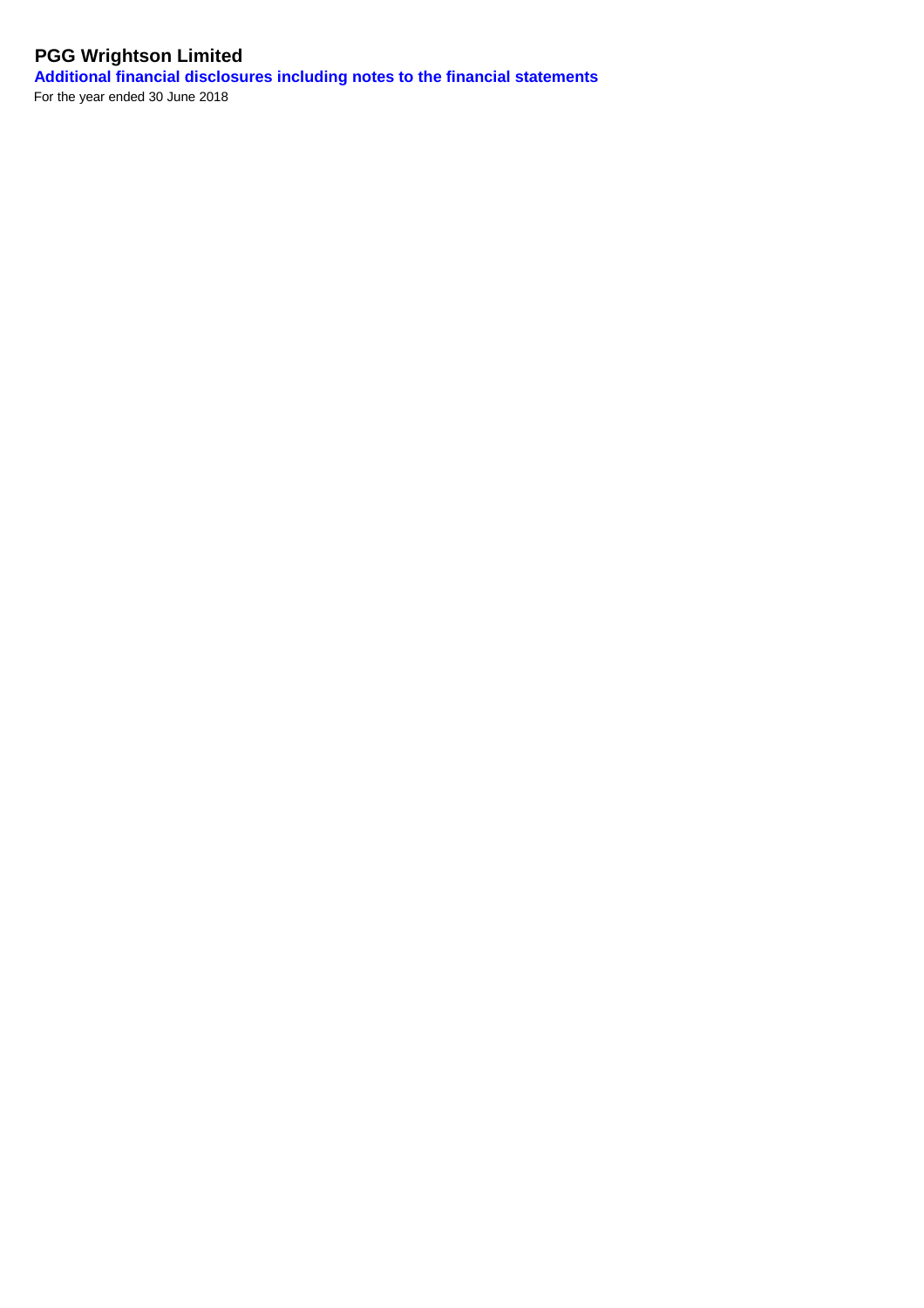# PGG Wrightson Limited

## Additional financial disclosures including notes to the financial statements

For the year ended 30 June 2018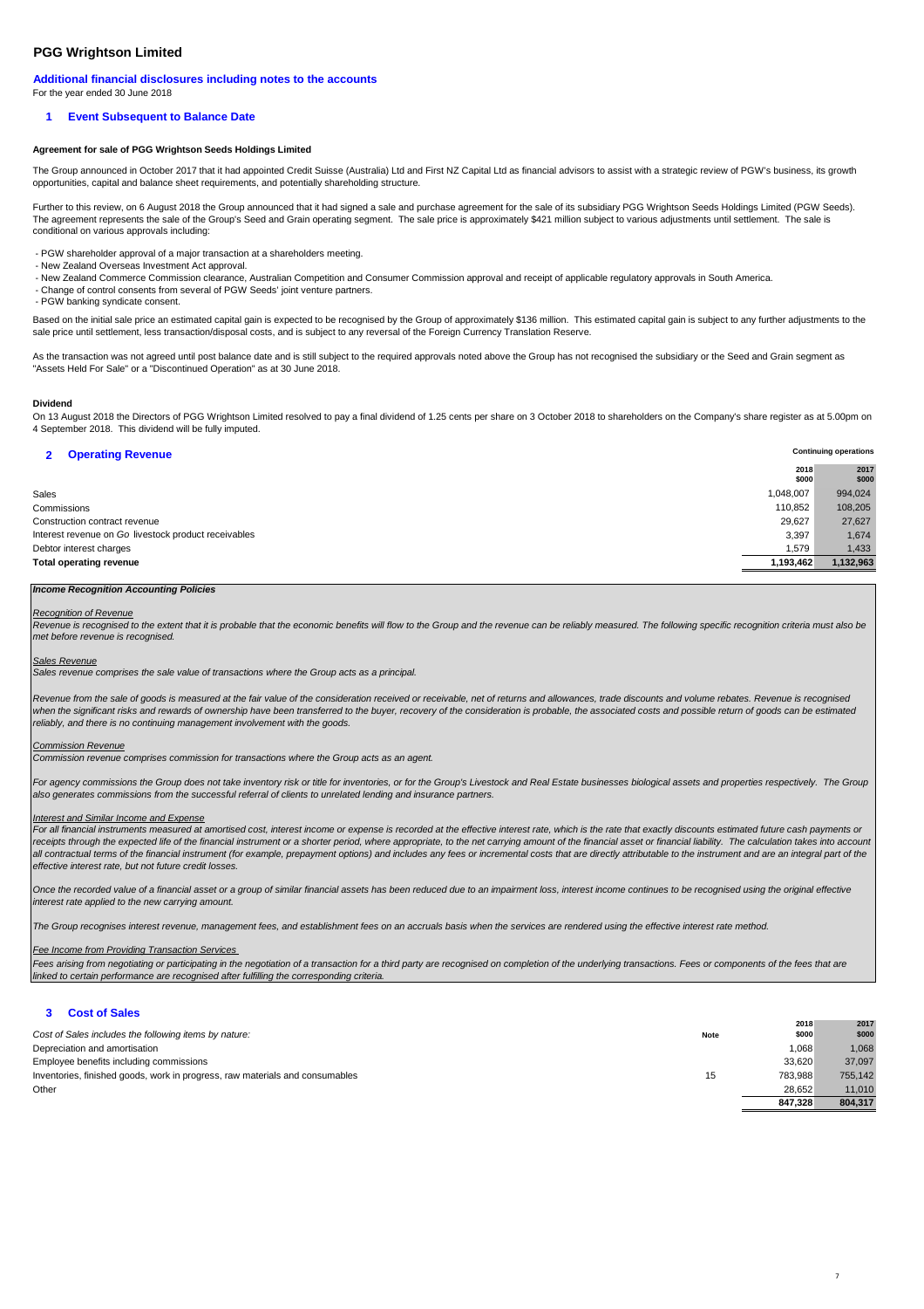# PGG Wrightson Limited

## Additional financial disclosures including notes to the accounts

For the year ended 30 June 2018

## 1 Event Subsequent to Balance Date

**Agreement for sale of PGG Wrightson Seeds Holdings Limited**

The Group announced in October 2017 that it had appointed Credit Suisse (Australia) Ltd and First NZ Capital Ltd as financial advisors to assist with a strategic review of PGW's business, its growth opportunities, capital and balance sheet requirements, and potentially shareholding structure.

Further to this review, on 6 August 2018 the Group announced that it had signed a sale and purchase agreement for the sale of its subsidiary PGG Wrightson Seeds Holdings Limited (PGW Seeds). The agreement represents the sale of the Group's Seed and Grain operating segment. The sale price is approximately $421 million subject to various adjustments until settlement. The sale is conditional on various approvals including:

- PGW shareholder approval of a major transaction at a shareholders meeting.
- New Zealand Overseas Investment Act approval.
- New Zealand Commerce Commission clearance, Australian Competition and Consumer Commission approval and receipt of applicable regulatory approvals in South America.
- Change of control consents from several of PGW Seeds' joint venture partners.
- PGW banking syndicate consent.

Based on the initial sale price an estimated capital gain is expected to be recognised by the Group of approximately $136 million. This estimated capital gain is subject to any further adjustments to the sale price until settlement, less transaction/disposal costs, and is subject to any reversal of the Foreign Currency Translation Reserve.

As the transaction was not agreed until post balance date and is still subject to the required approvals noted above the Group has not recognised the subsidiary or the Seed and Grain segment as "Assets Held For Sale" or a "Discontinued Operation" as at 30 June 2018.

**Dividend**

On 13 August 2018 the Directors of PGG Wrightson Limited resolved to pay a final dividend of 1.25 cents per share on 3 October 2018 to shareholders on the Company's share register as at 5.00pm on 4 September 2018. This dividend will be fully imputed.

## 2 Operating Revenue

| | Continuing operations | |
|---|---|---|
| | 2018 $000 | 2017 $000 |
| Sales | 1,048,007 | 994,024 |
| Commissions | 110,852 | 108,205 |
| Construction contract revenue | 29,627 | 27,627 |
| Interest revenue on *Go* livestock product receivables | 3,397 | 1,674 |
| Debtor interest charges | 1,579 | 1,433 |
| **Total operating revenue** | **1,193,462** | **1,132,963** |

***Income Recognition Accounting Policies***

*Recognition of Revenue*

*Revenue is recognised to the extent that it is probable that the economic benefits will flow to the Group and the revenue can be reliably measured. The following specific recognition criteria must also be met before revenue is recognised.*

*Sales Revenue*

*Sales revenue comprises the sale value of transactions where the Group acts as a principal.*

*Revenue from the sale of goods is measured at the fair value of the consideration received or receivable, net of returns and allowances, trade discounts and volume rebates. Revenue is recognised when the significant risks and rewards of ownership have been transferred to the buyer, recovery of the consideration is probable, the associated costs and possible return of goods can be estimated reliably, and there is no continuing management involvement with the goods.*

*Commission Revenue*

*Commission revenue comprises commission for transactions where the Group acts as an agent.*

*For agency commissions the Group does not take inventory risk or title for inventories, or for the Group's Livestock and Real Estate businesses biological assets and properties respectively. The Group also generates commissions from the successful referral of clients to unrelated lending and insurance partners.*

*Interest and Similar Income and Expense*

*For all financial instruments measured at amortised cost, interest income or expense is recorded at the effective interest rate, which is the rate that exactly discounts estimated future cash payments or receipts through the expected life of the financial instrument or a shorter period, where appropriate, to the net carrying amount of the financial asset or financial liability. The calculation takes into account all contractual terms of the financial instrument (for example, prepayment options) and includes any fees or incremental costs that are directly attributable to the instrument and are an integral part of the effective interest rate, but not future credit losses.*

*Once the recorded value of a financial asset or a group of similar financial assets has been reduced due to an impairment loss, interest income continues to be recognised using the original effective interest rate applied to the new carrying amount.*

*The Group recognises interest revenue, management fees, and establishment fees on an accruals basis when the services are rendered using the effective interest rate method.*

*Fee Income from Providing Transaction Services*

*Fees arising from negotiating or participating in the negotiation of a transaction for a third party are recognised on completion of the underlying transactions. Fees or components of the fees that are linked to certain performance are recognised after fulfilling the corresponding criteria.*

## 3 Cost of Sales

| *Cost of Sales includes the following items by nature:* | Note | 2018 $000 | 2017 $000 |
|---|---|---|---|
| Depreciation and amortisation | | 1,068 | 1,068 |
| Employee benefits including commissions | | 33,620 | 37,097 |
| Inventories, finished goods, work in progress, raw materials and consumables | 15 | 783,988 | 755,142 |
| Other | | 28,652 | 11,010 |
| | | **847,328** | **804,317** |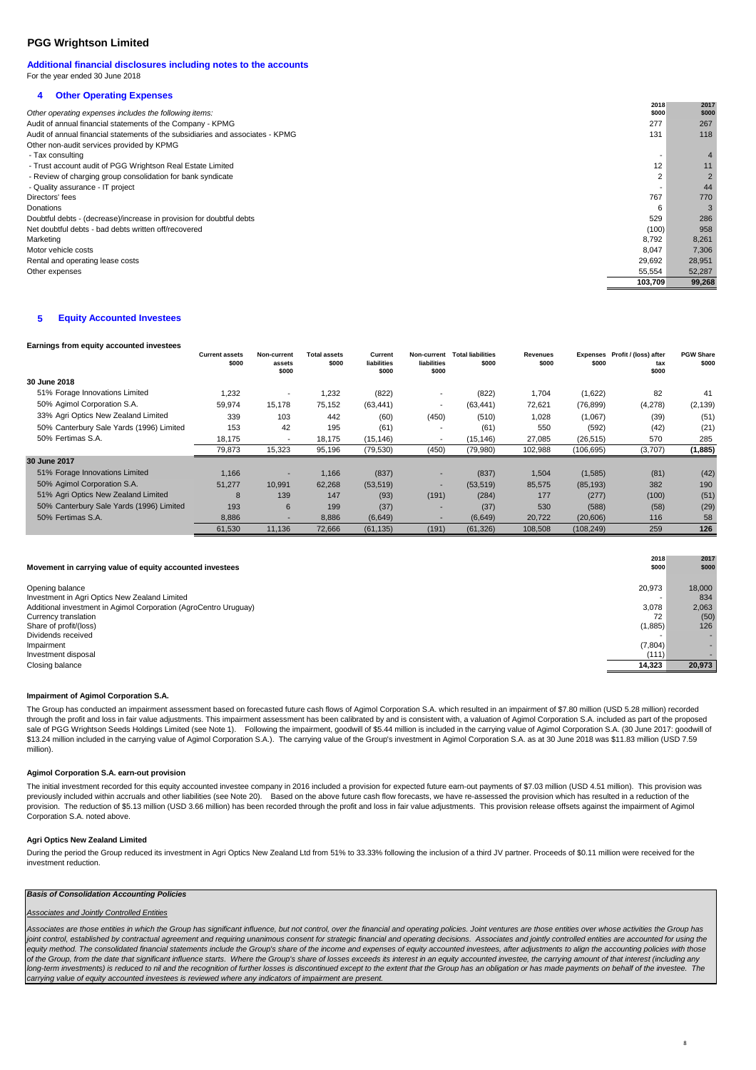# PGG Wrightson Limited

## Additional financial disclosures including notes to the accounts

For the year ended 30 June 2018

### 4 Other Operating Expenses

| Other operating expenses includes the following items: | 2018 $000 | 2017 $000 |
|---|---|---|
| Audit of annual financial statements of the Company - KPMG | 277 | 267 |
| Audit of annual financial statements of the subsidiaries and associates - KPMG | 131 | 118 |
| Other non-audit services provided by KPMG | | |
| - Tax consulting | - | 4 |
| - Trust account audit of PGG Wrightson Real Estate Limited | 12 | 11 |
| - Review of charging group consolidation for bank syndicate | 2 | 2 |
| - Quality assurance - IT project | - | 44 |
| Directors' fees | 767 | 770 |
| Donations | 6 | 3 |
| Doubtful debts - (decrease)/increase in provision for doubtful debts | 529 | 286 |
| Net doubtful debts - bad debts written off/recovered | (100) | 958 |
| Marketing | 8,792 | 8,261 |
| Motor vehicle costs | 8,047 | 7,306 |
| Rental and operating lease costs | 29,692 | 28,951 |
| Other expenses | 55,554 | 52,287 |
| | **103,709** | **99,268** |

### 5 Equity Accounted Investees

**Earnings from equity accounted investees**

| | Current assets $000 | Non-current assets $000 | Total assets $000 | Current liabilities $000 | Non-current liabilities $000 | Total liabilities $000 | Revenues $000 | Expenses $000 | Profit / (loss) after tax $000 | PGW Share $000 |
|---|---|---|---|---|---|---|---|---|---|---|
| **30 June 2018** | | | | | | | | | | |
| 51% Forage Innovations Limited | 1,232 | - | 1,232 | (822) | - | (822) | 1,704 | (1,622) | 82 | 41 |
| 50% Agimol Corporation S.A. | 59,974 | 15,178 | 75,152 | (63,441) | - | (63,441) | 72,621 | (76,899) | (4,278) | (2,139) |
| 33% Agri Optics New Zealand Limited | 339 | 103 | 442 | (60) | (450) | (510) | 1,028 | (1,067) | (39) | (51) |
| 50% Canterbury Sale Yards (1996) Limited | 153 | 42 | 195 | (61) | - | (61) | 550 | (592) | (42) | (21) |
| 50% Fertimas S.A. | 18,175 | - | 18,175 | (15,146) | - | (15,146) | 27,085 | (26,515) | 570 | 285 |
| | 79,873 | 15,323 | 95,196 | (79,530) | (450) | (79,980) | 102,988 | (106,695) | (3,707) | **(1,885)** |
| **30 June 2017** | | | | | | | | | | |
| 51% Forage Innovations Limited | 1,166 | - | 1,166 | (837) | - | (837) | 1,504 | (1,585) | (81) | (42) |
| 50% Agimol Corporation S.A. | 51,277 | 10,991 | 62,268 | (53,519) | - | (53,519) | 85,575 | (85,193) | 382 | 190 |
| 51% Agri Optics New Zealand Limited | 8 | 139 | 147 | (93) | (191) | (284) | 177 | (277) | (100) | (51) |
| 50% Canterbury Sale Yards (1996) Limited | 193 | 6 | 199 | (37) | - | (37) | 530 | (588) | (58) | (29) |
| 50% Fertimas S.A. | 8,886 | - | 8,886 | (6,649) | - | (6,649) | 20,722 | (20,606) | 116 | 58 |
| | 61,530 | 11,136 | 72,666 | (61,135) | (191) | (61,326) | 108,508 | (108,249) | 259 | **126** |

| Movement in carrying value of equity accounted investees | 2018 $000 | 2017 $000 |
|---|---|---|
| Opening balance | 20,973 | 18,000 |
| Investment in Agri Optics New Zealand Limited | - | 834 |
| Additional investment in Agimol Corporation (AgroCentro Uruguay) | 3,078 | 2,063 |
| Currency translation | 72 | (50) |
| Share of profit/(loss) | (1,885) | 126 |
| Dividends received | - | - |
| Impairment | (7,804) | - |
| Investment disposal | (111) | - |
| Closing balance | **14,323** | **20,973** |

**Impairment of Agimol Corporation S.A.**

The Group has conducted an impairment assessment based on forecasted future cash flows of Agimol Corporation S.A. which resulted in an impairment of $7.80 million (USD 5.28 million) recorded through the profit and loss in fair value adjustments. This impairment assessment has been calibrated by and is consistent with, a valuation of Agimol Corporation S.A. included as part of the proposed sale of PGG Wrightson Seeds Holdings Limited (see Note 1). Following the impairment, goodwill of $5.44 million is included in the carrying value of Agimol Corporation S.A. (30 June 2017: goodwill of $13.24 million included in the carrying value of Agimol Corporation S.A.). The carrying value of the Group's investment in Agimol Corporation S.A. as at 30 June 2018 was $11.83 million (USD 7.59 million).

**Agimol Corporation S.A. earn-out provision**

The initial investment recorded for this equity accounted investee company in 2016 included a provision for expected future earn-out payments of $7.03 million (USD 4.51 million). This provision was previously included within accruals and other liabilities (see Note 20). Based on the above future cash flow forecasts, we have re-assessed the provision which has resulted in a reduction of the provision. The reduction of $5.13 million (USD 3.66 million) has been recorded through the profit and loss in fair value adjustments. This provision release offsets against the impairment of Agimol Corporation S.A. noted above.

**Agri Optics New Zealand Limited**

During the period the Group reduced its investment in Agri Optics New Zealand Ltd from 51% to 33.33% following the inclusion of a third JV partner. Proceeds of $0.11 million were received for the investment reduction.

***Basis of Consolidation Accounting Policies***

*Associates and Jointly Controlled Entities*

*Associates are those entities in which the Group has significant influence, but not control, over the financial and operating policies. Joint ventures are those entities over whose activities the Group has joint control, established by contractual agreement and requiring unanimous consent for strategic financial and operating decisions. Associates and jointly controlled entities are accounted for using the equity method. The consolidated financial statements include the Group's share of the income and expenses of equity accounted investees, after adjustments to align the accounting policies with those of the Group, from the date that significant influence starts. Where the Group's share of losses exceeds its interest in an equity accounted investee, the carrying amount of that interest (including any long-term investments) is reduced to nil and the recognition of further losses is discontinued except to the extent that the Group has an obligation or has made payments on behalf of the investee. The carrying value of equity accounted investees is reviewed where any indicators of impairment are present.*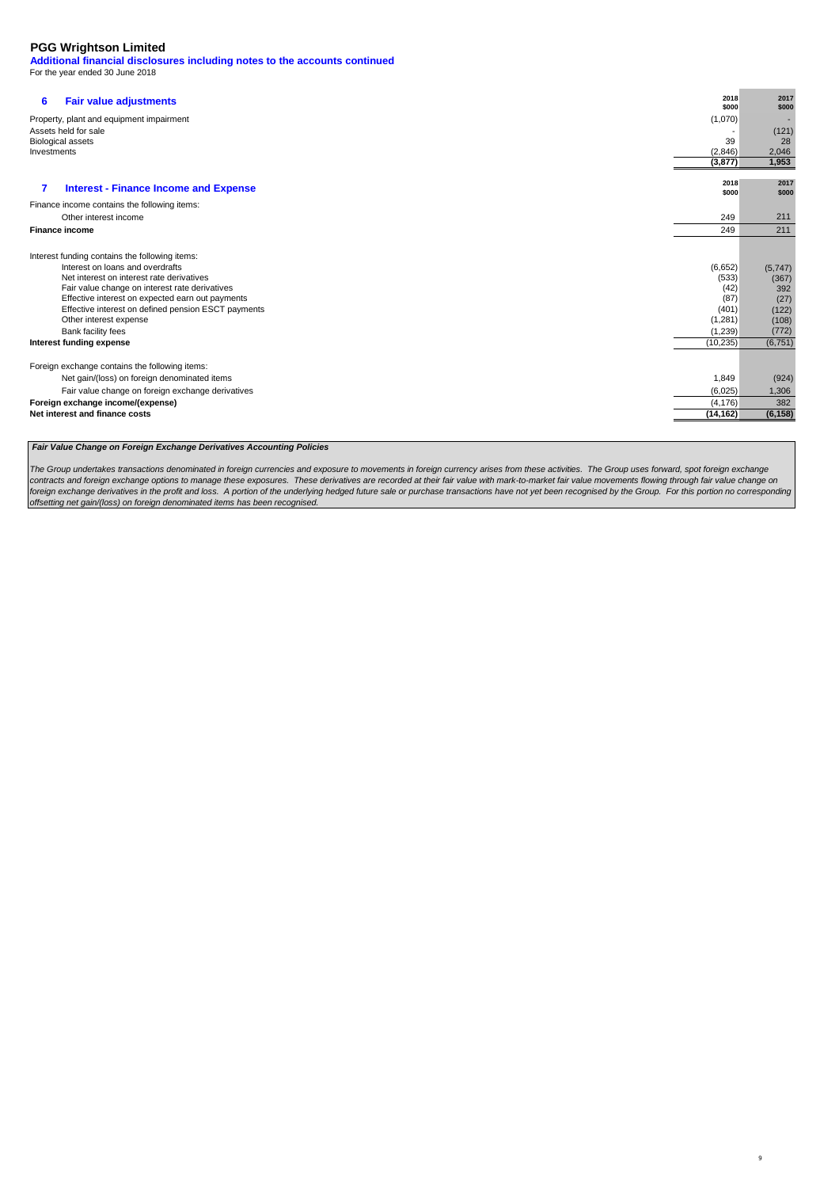# PGG Wrightson Limited

**Additional financial disclosures including notes to the accounts continued**

For the year ended 30 June 2018

## 6 Fair value adjustments

| | 2018 $000 | 2017 $000 |
|---|---|---|
| Property, plant and equipment impairment | (1,070) | - |
| Assets held for sale | - | (121) |
| Biological assets | 39 | 28 |
| Investments | (2,846) | 2,046 |
| | **(3,877)** | **1,953** |

## 7 Interest - Finance Income and Expense

| | 2018 $000 | 2017 $000 |
|---|---|---|
| Finance income contains the following items: | | |
| Other interest income | 249 | 211 |
| **Finance income** | 249 | 211 |
| | | |
| Interest funding contains the following items: | | |
| Interest on loans and overdrafts | (6,652) | (5,747) |
| Net interest on interest rate derivatives | (533) | (367) |
| Fair value change on interest rate derivatives | (42) | 392 |
| Effective interest on expected earn out payments | (87) | (27) |
| Effective interest on defined pension ESCT payments | (401) | (122) |
| Other interest expense | (1,281) | (108) |
| Bank facility fees | (1,239) | (772) |
| **Interest funding expense** | (10,235) | (6,751) |
| | | |
| Foreign exchange contains the following items: | | |
| Net gain/(loss) on foreign denominated items | 1,849 | (924) |
| Fair value change on foreign exchange derivatives | (6,025) | 1,306 |
| **Foreign exchange income/(expense)** | (4,176) | 382 |
| **Net interest and finance costs** | **(14,162)** | **(6,158)** |

***Fair Value Change on Foreign Exchange Derivatives Accounting Policies***

*The Group undertakes transactions denominated in foreign currencies and exposure to movements in foreign currency arises from these activities. The Group uses forward, spot foreign exchange contracts and foreign exchange options to manage these exposures. These derivatives are recorded at their fair value with mark-to-market fair value movements flowing through fair value change on foreign exchange derivatives in the profit and loss. A portion of the underlying hedged future sale or purchase transactions have not yet been recognised by the Group. For this portion no corresponding offsetting net gain/(loss) on foreign denominated items has been recognised.*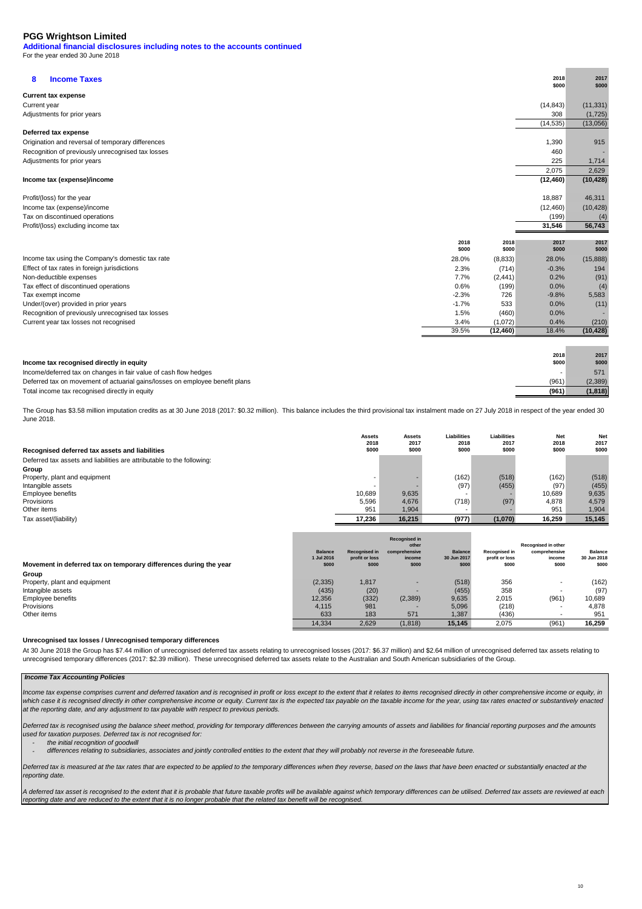# PGG Wrightson Limited

**Additional financial disclosures including notes to the accounts continued**

For the year ended 30 June 2018

## 8 Income Taxes

| | 2018 $000 | 2017 $000 |
|---|---|---|
| **Current tax expense** | | |
| Current year | (14,843) | (11,331) |
| Adjustments for prior years | 308 | (1,725) |
| | (14,535) | (13,056) |
| **Deferred tax expense** | | |
| Origination and reversal of temporary differences | 1,390 | 915 |
| Recognition of previously unrecognised tax losses | 460 | - |
| Adjustments for prior years | 225 | 1,714 |
| | 2,075 | 2,629 |
| **Income tax (expense)/income** | **(12,460)** | **(10,428)** |
| Profit/(loss) for the year | 18,887 | 46,311 |
| Income tax (expense)/income | (12,460) | (10,428) |
| Tax on discontinued operations | (199) | (4) |
| Profit/(loss) excluding income tax | 31,546 | 56,743 |

| | 2018 $000 | 2018 $000 | 2017 $000 | 2017 $000 |
|---|---|---|---|---|
| Income tax using the Company's domestic tax rate | 28.0% | (8,833) | 28.0% | (15,888) |
| Effect of tax rates in foreign jurisdictions | 2.3% | (714) | -0.3% | 194 |
| Non-deductible expenses | 7.7% | (2,441) | 0.2% | (91) |
| Tax effect of discontinued operations | 0.6% | (199) | 0.0% | (4) |
| Tax exempt income | -2.3% | 726 | -9.8% | 5,583 |
| Under/(over) provided in prior years | -1.7% | 533 | 0.0% | (11) |
| Recognition of previously unrecognised tax losses | 1.5% | (460) | 0.0% | - |
| Current year tax losses not recognised | 3.4% | (1,072) | 0.4% | (210) |
| | 39.5% | (12,460) | 18.4% | (10,428) |

| **Income tax recognised directly in equity** | 2018 $000 | 2017 $000 |
|---|---|---|
| Income/deferred tax on changes in fair value of cash flow hedges | - | 571 |
| Deferred tax on movement of actuarial gains/losses on employee benefit plans | (961) | (2,389) |
| Total income tax recognised directly in equity | **(961)** | **(1,818)** |

The Group has $3.58 million imputation credits as at 30 June 2018 (2017: $0.32 million). This balance includes the third provisional tax instalment made on 27 July 2018 in respect of the year ended 30 June 2018.

| **Recognised deferred tax assets and liabilities** | Assets 2018 $000 | Assets 2017 $000 | Liabilities 2018 $000 | Liabilities 2017 $000 | Net 2018 $000 | Net 2017 $000 |
|---|---|---|---|---|---|---|
| Deferred tax assets and liabilities are attributable to the following: | | | | | | |
| **Group** | | | | | | |
| Property, plant and equipment | - | - | (162) | (518) | (162) | (518) |
| Intangible assets | - | - | (97) | (455) | (97) | (455) |
| Employee benefits | 10,689 | 9,635 | - | - | 10,689 | 9,635 |
| Provisions | 5,596 | 4,676 | (718) | (97) | 4,878 | 4,579 |
| Other items | 951 | 1,904 | - | - | 951 | 1,904 |
| Tax asset/(liability) | 17,236 | 16,215 | (977) | (1,070) | 16,259 | 15,145 |

| **Movement in deferred tax on temporary differences during the year** | Balance 1 Jul 2016 $000 | Recognised in profit or loss $000 | Recognised in other comprehensive income $000 | Balance 30 Jun 2017 $000 | Recognised in profit or loss $000 | Recognised in other comprehensive income $000 | Balance 30 Jun 2018 $000 |
|---|---|---|---|---|---|---|---|
| **Group** | | | | | | | |
| Property, plant and equipment | (2,335) | 1,817 | - | (518) | 356 | - | (162) |
| Intangible assets | (435) | (20) | - | (455) | 358 | - | (97) |
| Employee benefits | 12,356 | (332) | (2,389) | 9,635 | 2,015 | (961) | 10,689 |
| Provisions | 4,115 | 981 | - | 5,096 | (218) | - | 4,878 |
| Other items | 633 | 183 | 571 | 1,387 | (436) | - | 951 |
| | 14,334 | 2,629 | (1,818) | 15,145 | 2,075 | (961) | **16,259** |

### Unrecognised tax losses / Unrecognised temporary differences

At 30 June 2018 the Group has $7.44 million of unrecognised deferred tax assets relating to unrecognised losses (2017: $6.37 million) and $2.64 million of unrecognised deferred tax assets relating to unrecognised temporary differences (2017: $2.39 million). These unrecognised deferred tax assets relate to the Australian and South American subsidiaries of the Group.

### *Income Tax Accounting Policies*

*Income tax expense comprises current and deferred taxation and is recognised in profit or loss except to the extent that it relates to items recognised directly in other comprehensive income or equity, in which case it is recognised directly in other comprehensive income or equity. Current tax is the expected tax payable on the taxable income for the year, using tax rates enacted or substantively enacted at the reporting date, and any adjustment to tax payable with respect to previous periods.*

*Deferred tax is recognised using the balance sheet method, providing for temporary differences between the carrying amounts of assets and liabilities for financial reporting purposes and the amounts used for taxation purposes. Deferred tax is not recognised for:*

- *the initial recognition of goodwill*
- *differences relating to subsidiaries, associates and jointly controlled entities to the extent that they will probably not reverse in the foreseeable future.*

*Deferred tax is measured at the tax rates that are expected to be applied to the temporary differences when they reverse, based on the laws that have been enacted or substantively enacted at the reporting date.*

*A deferred tax asset is recognised to the extent that it is probable that future taxable profits will be available against which temporary differences can be utilised. Deferred tax assets are reviewed at each reporting date and are reduced to the extent that it is no longer probable that the related tax benefit will be recognised.*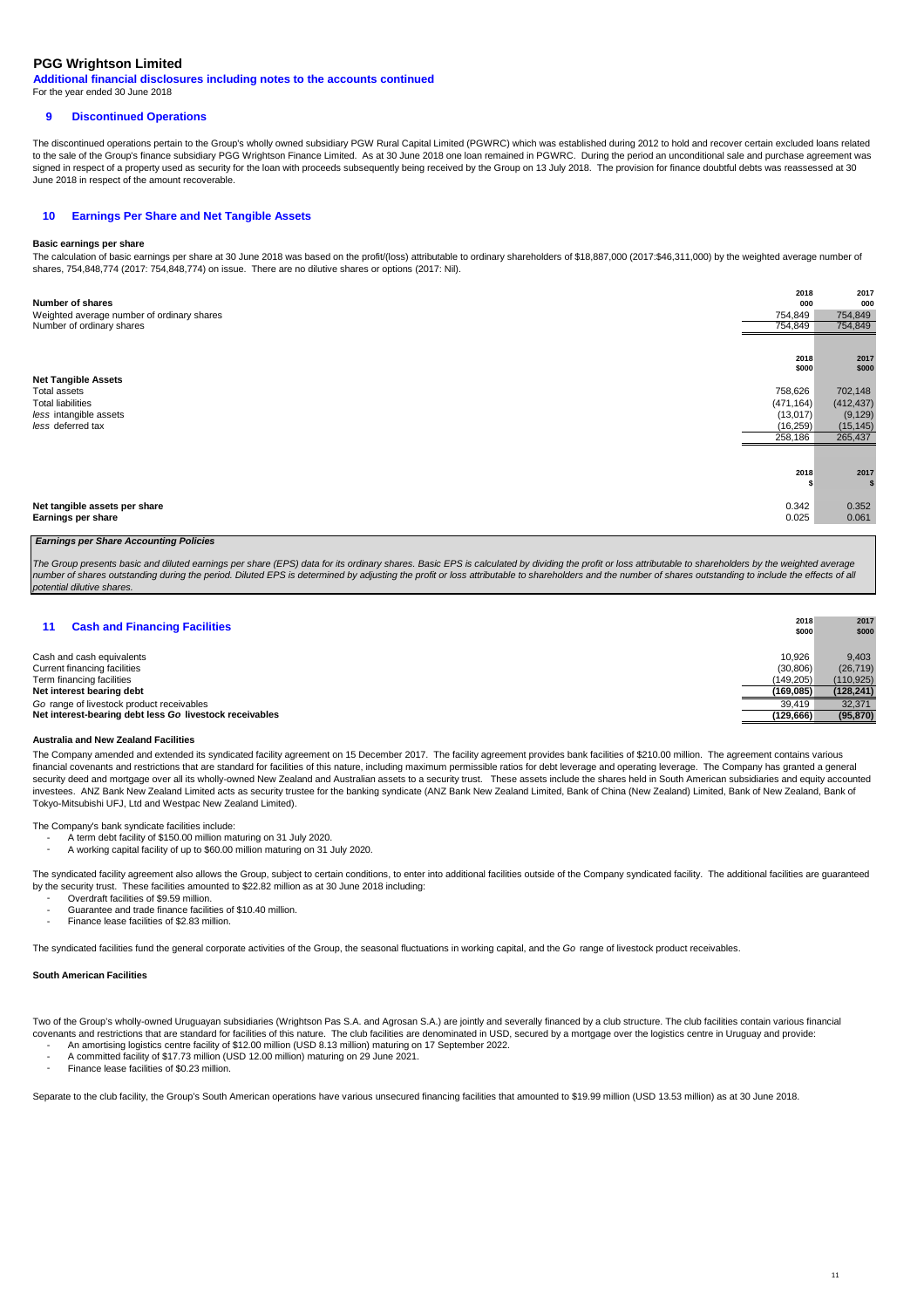# PGG Wrightson Limited

**Additional financial disclosures including notes to the accounts continued**

For the year ended 30 June 2018

## 9 Discontinued Operations

The discontinued operations pertain to the Group's wholly owned subsidiary PGW Rural Capital Limited (PGWRC) which was established during 2012 to hold and recover certain excluded loans related to the sale of the Group's finance subsidiary PGG Wrightson Finance Limited. As at 30 June 2018 one loan remained in PGWRC. During the period an unconditional sale and purchase agreement was signed in respect of a property used as security for the loan with proceeds subsequently being received by the Group on 13 July 2018. The provision for finance doubtful debts was reassessed at 30 June 2018 in respect of the amount recoverable.

## 10 Earnings Per Share and Net Tangible Assets

**Basic earnings per share**

The calculation of basic earnings per share at 30 June 2018 was based on the profit/(loss) attributable to ordinary shareholders of $18,887,000 (2017:$46,311,000) by the weighted average number of shares, 754,848,774 (2017: 754,848,774) on issue. There are no dilutive shares or options (2017: Nil).

| **Number of shares** | **2018 000** | **2017 000** |
|---|---|---|
| Weighted average number of ordinary shares | 754,849 | 754,849 |
| Number of ordinary shares | 754,849 | 754,849 |

| **Net Tangible Assets** | **2018 $000** | **2017 $000** |
|---|---|---|
| Total assets | 758,626 | 702,148 |
| Total liabilities | (471,164) | (412,437) |
| *less* intangible assets | (13,017) | (9,129) |
| *less* deferred tax | (16,259) | (15,145) |
| | 258,186 | 265,437 |

| | **2018 $** | **2017 $** |
|---|---|---|
| **Net tangible assets per share** | 0.342 | 0.352 |
| **Earnings per share** | 0.025 | 0.061 |

***Earnings per Share Accounting Policies***

*The Group presents basic and diluted earnings per share (EPS) data for its ordinary shares. Basic EPS is calculated by dividing the profit or loss attributable to shareholders by the weighted average number of shares outstanding during the period. Diluted EPS is determined by adjusting the profit or loss attributable to shareholders and the number of shares outstanding to include the effects of all potential dilutive shares.*

## 11 Cash and Financing Facilities

| | **2018 $000** | **2017 $000** |
|---|---|---|
| Cash and cash equivalents | 10,926 | 9,403 |
| Current financing facilities | (30,806) | (26,719) |
| Term financing facilities | (149,205) | (110,925) |
| **Net interest bearing debt** | **(169,085)** | **(128,241)** |
| *Go* range of livestock product receivables | 39,419 | 32,371 |
| **Net interest-bearing debt less *Go* livestock receivables** | **(129,666)** | **(95,870)** |

**Australia and New Zealand Facilities**

The Company amended and extended its syndicated facility agreement on 15 December 2017. The facility agreement provides bank facilities of $210.00 million. The agreement contains various financial covenants and restrictions that are standard for facilities of this nature, including maximum permissible ratios for debt leverage and operating leverage. The Company has granted a general security deed and mortgage over all its wholly-owned New Zealand and Australian assets to a security trust. These assets include the shares held in South American subsidiaries and equity accounted investees. ANZ Bank New Zealand Limited acts as security trustee for the banking syndicate (ANZ Bank New Zealand Limited, Bank of China (New Zealand) Limited, Bank of New Zealand, Bank of Tokyo-Mitsubishi UFJ, Ltd and Westpac New Zealand Limited).

The Company's bank syndicate facilities include:

- A term debt facility of $150.00 million maturing on 31 July 2020.
- A working capital facility of up to $60.00 million maturing on 31 July 2020.

The syndicated facility agreement also allows the Group, subject to certain conditions, to enter into additional facilities outside of the Company syndicated facility. The additional facilities are guaranteed by the security trust. These facilities amounted to $22.82 million as at 30 June 2018 including:

- Overdraft facilities of $9.59 million.
- Guarantee and trade finance facilities of $10.40 million.
- Finance lease facilities of $2.83 million.

The syndicated facilities fund the general corporate activities of the Group, the seasonal fluctuations in working capital, and the *Go* range of livestock product receivables.

**South American Facilities**

Two of the Group's wholly-owned Uruguayan subsidiaries (Wrightson Pas S.A. and Agrosan S.A.) are jointly and severally financed by a club structure. The club facilities contain various financial covenants and restrictions that are standard for facilities of this nature. The club facilities are denominated in USD, secured by a mortgage over the logistics centre in Uruguay and provide:

- An amortising logistics centre facility of $12.00 million (USD 8.13 million) maturing on 17 September 2022.
- A committed facility of $17.73 million (USD 12.00 million) maturing on 29 June 2021.
- Finance lease facilities of $0.23 million.

Separate to the club facility, the Group's South American operations have various unsecured financing facilities that amounted to $19.99 million (USD 13.53 million) as at 30 June 2018.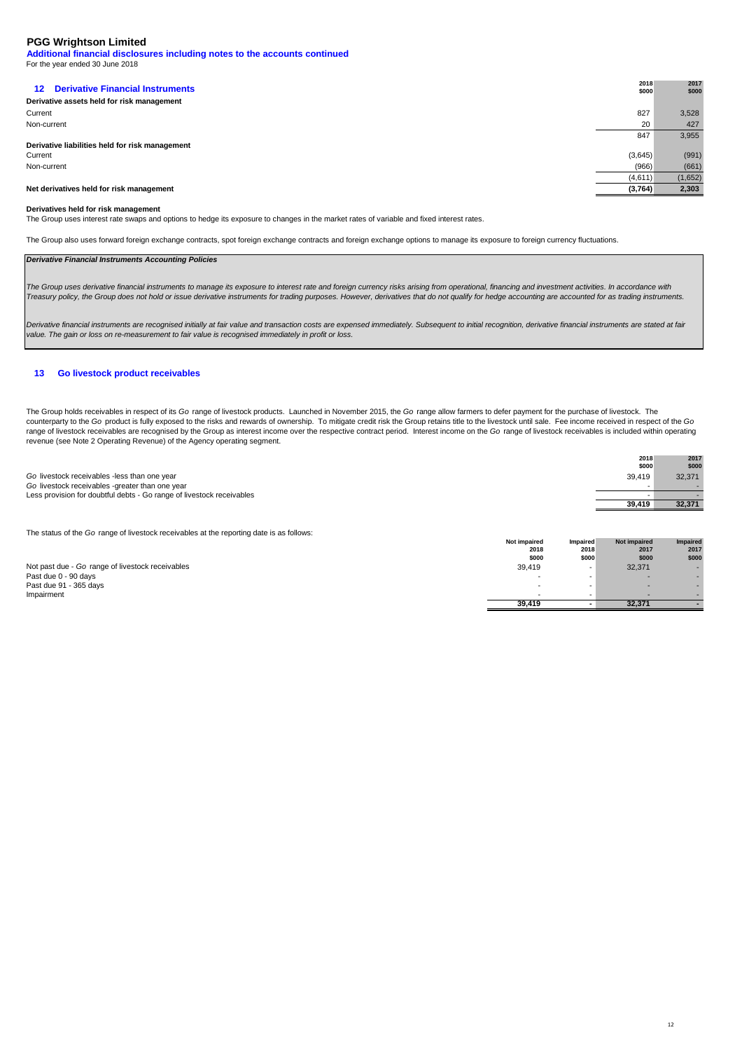# PGG Wrightson Limited

**Additional financial disclosures including notes to the accounts continued**

For the year ended 30 June 2018

## 12 Derivative Financial Instruments

| | 2018 $000 | 2017 $000 |
|---|---|---|
| **Derivative assets held for risk management** | | |
| Current | 827 | 3,528 |
| Non-current | 20 | 427 |
| | 847 | 3,955 |
| **Derivative liabilities held for risk management** | | |
| Current | (3,645) | (991) |
| Non-current | (966) | (661) |
| | (4,611) | (1,652) |
| **Net derivatives held for risk management** | **(3,764)** | **2,303** |

**Derivatives held for risk management**

The Group uses interest rate swaps and options to hedge its exposure to changes in the market rates of variable and fixed interest rates.

The Group also uses forward foreign exchange contracts, spot foreign exchange contracts and foreign exchange options to manage its exposure to foreign currency fluctuations.

***Derivative Financial Instruments Accounting Policies***

*The Group uses derivative financial instruments to manage its exposure to interest rate and foreign currency risks arising from operational, financing and investment activities. In accordance with Treasury policy, the Group does not hold or issue derivative instruments for trading purposes. However, derivatives that do not qualify for hedge accounting are accounted for as trading instruments.*

*Derivative financial instruments are recognised initially at fair value and transaction costs are expensed immediately. Subsequent to initial recognition, derivative financial instruments are stated at fair value. The gain or loss on re-measurement to fair value is recognised immediately in profit or loss.*

## 13 Go livestock product receivables

The Group holds receivables in respect of its *Go* range of livestock products. Launched in November 2015, the *Go* range allow farmers to defer payment for the purchase of livestock. The counterparty to the *Go* product is fully exposed to the risks and rewards of ownership. To mitigate credit risk the Group retains title to the livestock until sale. Fee income received in respect of the *Go* range of livestock receivables are recognised by the Group as interest income over the respective contract period. Interest income on the *Go* range of livestock receivables is included within operating revenue (see Note 2 Operating Revenue) of the Agency operating segment.

| | 2018 $000 | 2017 $000 |
|---|---|---|
| *Go* livestock receivables -less than one year | 39,419 | 32,371 |
| *Go* livestock receivables -greater than one year | - | - |
| Less provision for doubtful debts - Go range of livestock receivables | - | - |
| | **39,419** | **32,371** |

The status of the *Go* range of livestock receivables at the reporting date is as follows:

| | Not impaired 2018 $000 | Impaired 2018 $000 | Not impaired 2017 $000 | Impaired 2017 $000 |
|---|---|---|---|---|
| Not past due - *Go* range of livestock receivables | 39,419 | - | 32,371 | - |
| Past due 0 - 90 days | - | - | - | - |
| Past due 91 - 365 days | - | - | - | - |
| Impairment | - | - | - | - |
| | **39,419** | **-** | **32,371** | **-** |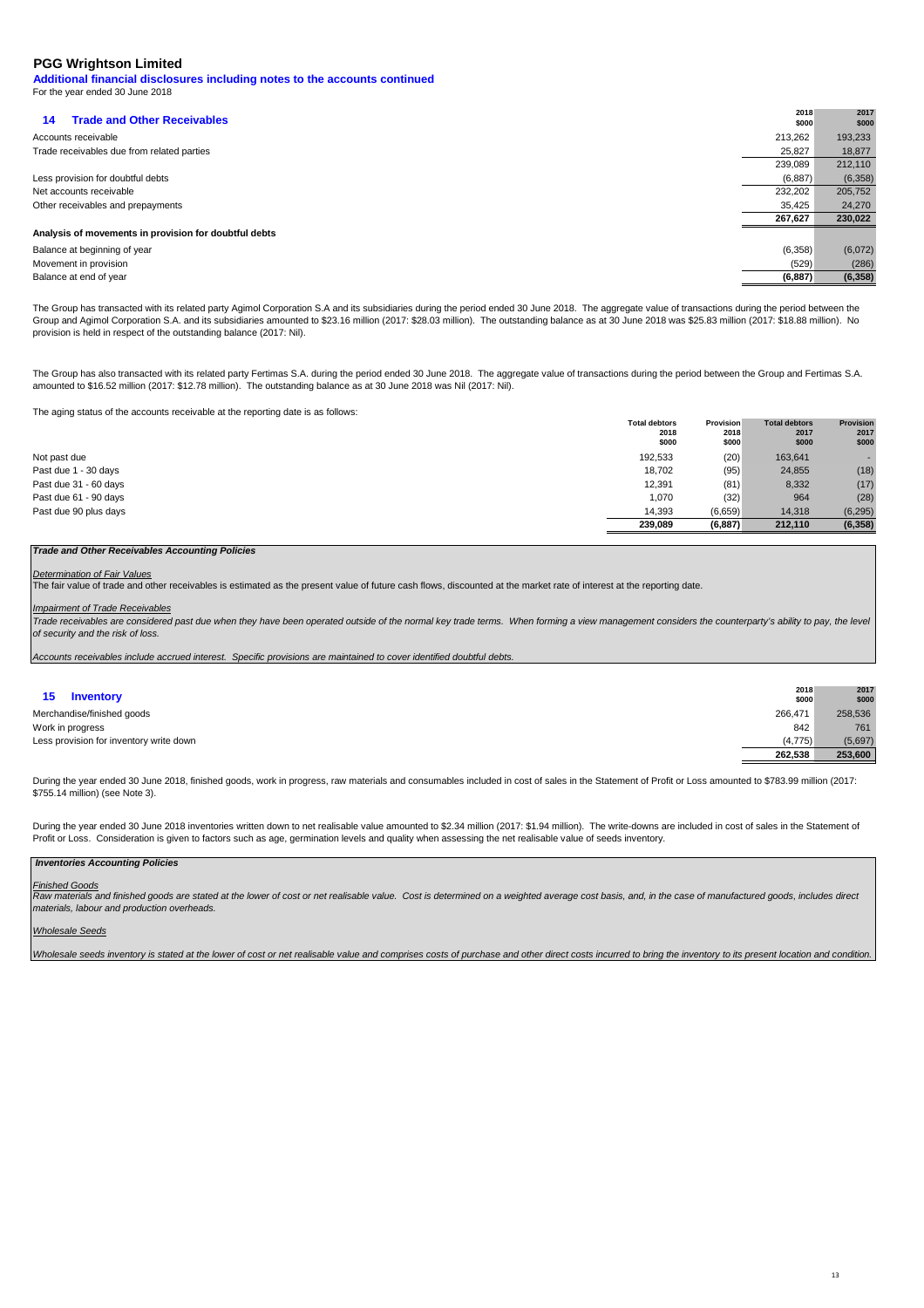# PGG Wrightson Limited

**Additional financial disclosures including notes to the accounts continued**

For the year ended 30 June 2018

## 14 Trade and Other Receivables

| | 2018 $000 | 2017 $000 |
|---|---|---|
| Accounts receivable | 213,262 | 193,233 |
| Trade receivables due from related parties | 25,827 | 18,877 |
| | 239,089 | 212,110 |
| Less provision for doubtful debts | (6,887) | (6,358) |
| Net accounts receivable | 232,202 | 205,752 |
| Other receivables and prepayments | 35,425 | 24,270 |
| | **267,627** | **230,022** |
| **Analysis of movements in provision for doubtful debts** | | |
| Balance at beginning of year | (6,358) | (6,072) |
| Movement in provision | (529) | (286) |
| Balance at end of year | **(6,887)** | **(6,358)** |

The Group has transacted with its related party Agimol Corporation S.A and its subsidiaries during the period ended 30 June 2018. The aggregate value of transactions during the period between the Group and Agimol Corporation S.A. and its subsidiaries amounted to $23.16 million (2017: $28.03 million). The outstanding balance as at 30 June 2018 was $25.83 million (2017: $18.88 million). No provision is held in respect of the outstanding balance (2017: Nil).

The Group has also transacted with its related party Fertimas S.A. during the period ended 30 June 2018. The aggregate value of transactions during the period between the Group and Fertimas S.A. amounted to $16.52 million (2017: $12.78 million). The outstanding balance as at 30 June 2018 was Nil (2017: Nil).

The aging status of the accounts receivable at the reporting date is as follows:

| | Total debtors 2018 $000 | Provision 2018 $000 | Total debtors 2017 $000 | Provision 2017 $000 |
|---|---|---|---|---|
| Not past due | 192,533 | (20) | 163,641 | - |
| Past due 1 - 30 days | 18,702 | (95) | 24,855 | (18) |
| Past due 31 - 60 days | 12,391 | (81) | 8,332 | (17) |
| Past due 61 - 90 days | 1,070 | (32) | 964 | (28) |
| Past due 90 plus days | 14,393 | (6,659) | 14,318 | (6,295) |
| | **239,089** | **(6,887)** | **212,110** | **(6,358)** |

***Trade and Other Receivables Accounting Policies***

*Determination of Fair Values*

The fair value of trade and other receivables is estimated as the present value of future cash flows, discounted at the market rate of interest at the reporting date.

*Impairment of Trade Receivables*

*Trade receivables are considered past due when they have been operated outside of the normal key trade terms. When forming a view management considers the counterparty's ability to pay, the level of security and the risk of loss.*

*Accounts receivables include accrued interest. Specific provisions are maintained to cover identified doubtful debts.*

## 15 Inventory

| | 2018 $000 | 2017 $000 |
|---|---|---|
| Merchandise/finished goods | 266,471 | 258,536 |
| Work in progress | 842 | 761 |
| Less provision for inventory write down | (4,775) | (5,697) |
| | **262,538** | **253,600** |

During the year ended 30 June 2018, finished goods, work in progress, raw materials and consumables included in cost of sales in the Statement of Profit or Loss amounted to $783.99 million (2017: $755.14 million) (see Note 3).

During the year ended 30 June 2018 inventories written down to net realisable value amounted to $2.34 million (2017: $1.94 million). The write-downs are included in cost of sales in the Statement of Profit or Loss. Consideration is given to factors such as age, germination levels and quality when assessing the net realisable value of seeds inventory.

***Inventories Accounting Policies***

*Finished Goods*

*Raw materials and finished goods are stated at the lower of cost or net realisable value. Cost is determined on a weighted average cost basis, and, in the case of manufactured goods, includes direct materials, labour and production overheads.*

*Wholesale Seeds*

*Wholesale seeds inventory is stated at the lower of cost or net realisable value and comprises costs of purchase and other direct costs incurred to bring the inventory to its present location and condition.*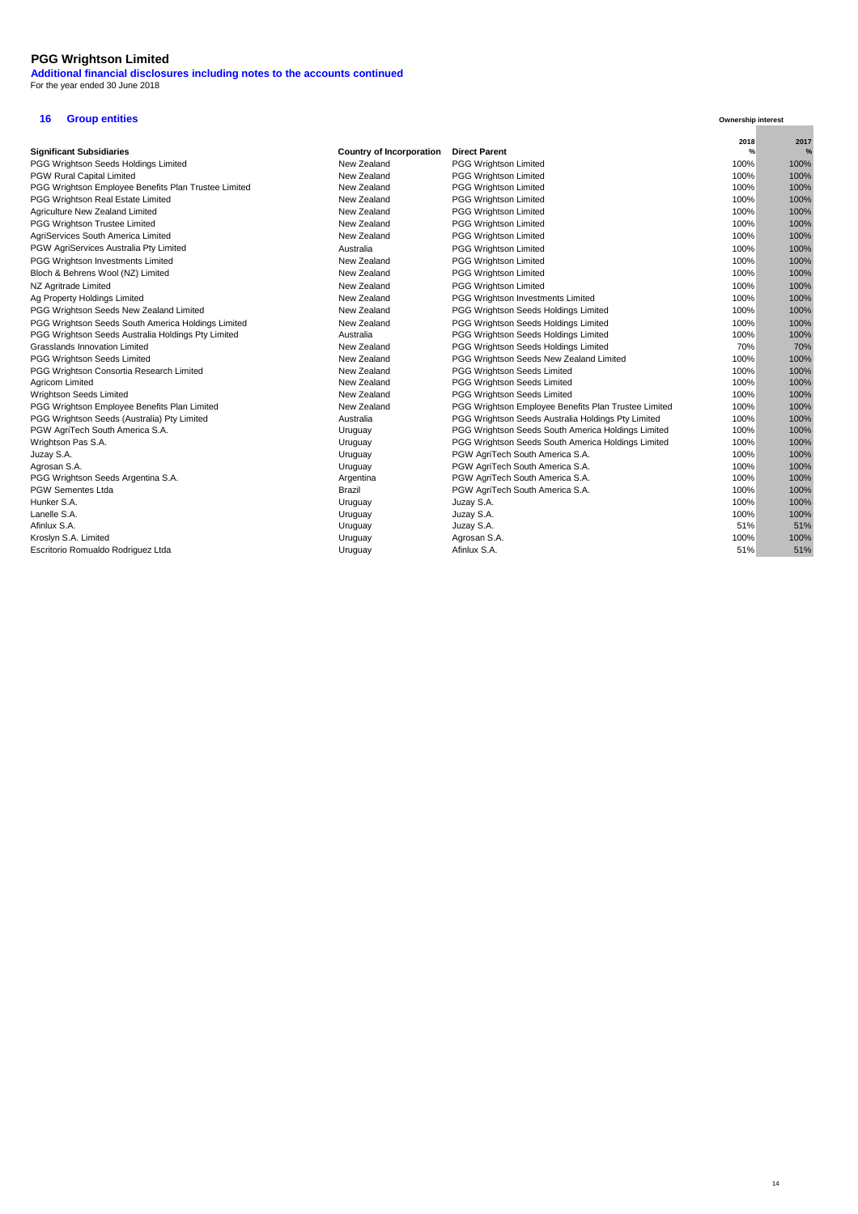# PGG Wrightson Limited

**Additional financial disclosures including notes to the accounts continued**

For the year ended 30 June 2018

## 16 Group entities

| Significant Subsidiaries | Country of Incorporation | Direct Parent | Ownership interest 2018 % | 2017 % |
|---|---|---|---|---|
| PGG Wrightson Seeds Holdings Limited | New Zealand | PGG Wrightson Limited | 100% | 100% |
| PGW Rural Capital Limited | New Zealand | PGG Wrightson Limited | 100% | 100% |
| PGG Wrightson Employee Benefits Plan Trustee Limited | New Zealand | PGG Wrightson Limited | 100% | 100% |
| PGG Wrightson Real Estate Limited | New Zealand | PGG Wrightson Limited | 100% | 100% |
| Agriculture New Zealand Limited | New Zealand | PGG Wrightson Limited | 100% | 100% |
| PGG Wrightson Trustee Limited | New Zealand | PGG Wrightson Limited | 100% | 100% |
| AgriServices South America Limited | New Zealand | PGG Wrightson Limited | 100% | 100% |
| PGW AgriServices Australia Pty Limited | Australia | PGG Wrightson Limited | 100% | 100% |
| PGG Wrightson Investments Limited | New Zealand | PGG Wrightson Limited | 100% | 100% |
| Bloch & Behrens Wool (NZ) Limited | New Zealand | PGG Wrightson Limited | 100% | 100% |
| NZ Agritrade Limited | New Zealand | PGG Wrightson Limited | 100% | 100% |
| Ag Property Holdings Limited | New Zealand | PGG Wrightson Investments Limited | 100% | 100% |
| PGG Wrightson Seeds New Zealand Limited | New Zealand | PGG Wrightson Seeds Holdings Limited | 100% | 100% |
| PGG Wrightson Seeds South America Holdings Limited | New Zealand | PGG Wrightson Seeds Holdings Limited | 100% | 100% |
| PGG Wrightson Seeds Australia Holdings Pty Limited | Australia | PGG Wrightson Seeds Holdings Limited | 100% | 100% |
| Grasslands Innovation Limited | New Zealand | PGG Wrightson Seeds Holdings Limited | 70% | 70% |
| PGG Wrightson Seeds Limited | New Zealand | PGG Wrightson Seeds New Zealand Limited | 100% | 100% |
| PGG Wrightson Consortia Research Limited | New Zealand | PGG Wrightson Seeds Limited | 100% | 100% |
| Agricom Limited | New Zealand | PGG Wrightson Seeds Limited | 100% | 100% |
| Wrightson Seeds Limited | New Zealand | PGG Wrightson Seeds Limited | 100% | 100% |
| PGG Wrightson Employee Benefits Plan Limited | New Zealand | PGG Wrightson Employee Benefits Plan Trustee Limited | 100% | 100% |
| PGG Wrightson Seeds (Australia) Pty Limited | Australia | PGG Wrightson Seeds Australia Holdings Pty Limited | 100% | 100% |
| PGW AgriTech South America S.A. | Uruguay | PGG Wrightson Seeds South America Holdings Limited | 100% | 100% |
| Wrightson Pas S.A. | Uruguay | PGG Wrightson Seeds South America Holdings Limited | 100% | 100% |
| Juzay S.A. | Uruguay | PGW AgriTech South America S.A. | 100% | 100% |
| Agrosan S.A. | Uruguay | PGW AgriTech South America S.A. | 100% | 100% |
| PGG Wrightson Seeds Argentina S.A. | Argentina | PGW AgriTech South America S.A. | 100% | 100% |
| PGW Sementes Ltda | Brazil | PGW AgriTech South America S.A. | 100% | 100% |
| Hunker S.A. | Uruguay | Juzay S.A. | 100% | 100% |
| Lanelle S.A. | Uruguay | Juzay S.A. | 100% | 100% |
| Afinlux S.A. | Uruguay | Juzay S.A. | 51% | 51% |
| Kroslyn S.A. Limited | Uruguay | Agrosan S.A. | 100% | 100% |
| Escritorio Romualdo Rodriguez Ltda | Uruguay | Afinlux S.A. | 51% | 51% |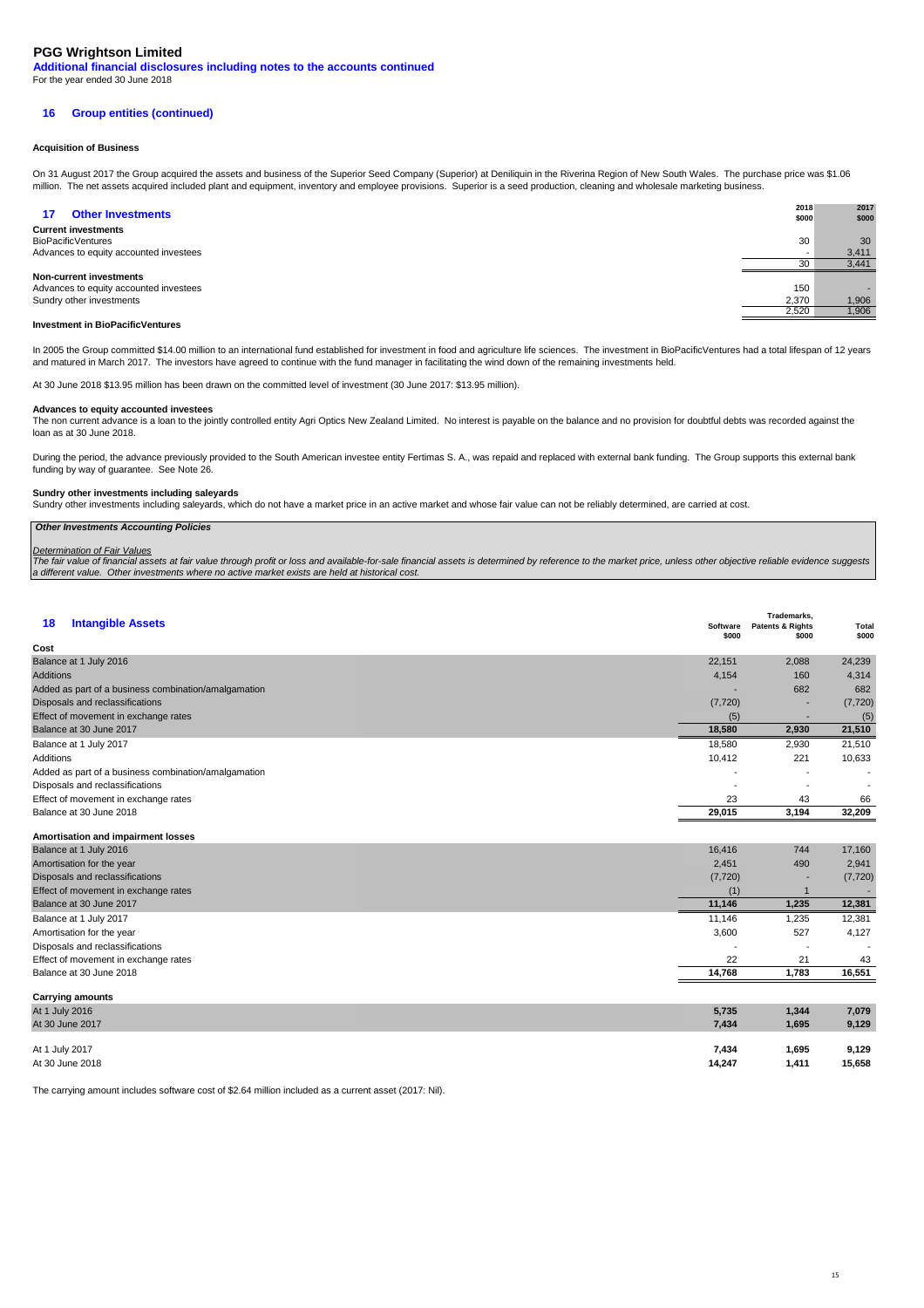# PGG Wrightson Limited

**Additional financial disclosures including notes to the accounts continued**

For the year ended 30 June 2018

## 16 Group entities (continued)

### Acquisition of Business

On 31 August 2017 the Group acquired the assets and business of the Superior Seed Company (Superior) at Deniliquin in the Riverina Region of New South Wales. The purchase price was $1.06 million. The net assets acquired included plant and equipment, inventory and employee provisions. Superior is a seed production, cleaning and wholesale marketing business.

## 17 Other Investments

| | 2018 $000 | 2017 $000 |
|---|---|---|
| **Current investments** | | |
| BioPacificVentures | 30 | 30 |
| Advances to equity accounted investees | - | 3,411 |
| | 30 | 3,441 |
| **Non-current investments** | | |
| Advances to equity accounted investees | 150 | - |
| Sundry other investments | 2,370 | 1,906 |
| | 2,520 | 1,906 |

### Investment in BioPacificVentures

In 2005 the Group committed $14.00 million to an international fund established for investment in food and agriculture life sciences. The investment in BioPacificVentures had a total lifespan of 12 years and matured in March 2017. The investors have agreed to continue with the fund manager in facilitating the wind down of the remaining investments held.

At 30 June 2018 $13.95 million has been drawn on the committed level of investment (30 June 2017: $13.95 million).

### Advances to equity accounted investees

The non current advance is a loan to the jointly controlled entity Agri Optics New Zealand Limited. No interest is payable on the balance and no provision for doubtful debts was recorded against the loan as at 30 June 2018.

During the period, the advance previously provided to the South American investee entity Fertimas S. A., was repaid and replaced with external bank funding. The Group supports this external bank funding by way of guarantee. See Note 26.

### Sundry other investments including saleyards

Sundry other investments including saleyards, which do not have a market price in an active market and whose fair value can not be reliably determined, are carried at cost.

***Other Investments Accounting Policies***

*Determination of Fair Values*

*The fair value of financial assets at fair value through profit or loss and available-for-sale financial assets is determined by reference to the market price, unless other objective reliable evidence suggests a different value. Other investments where no active market exists are held at historical cost.*

## 18 Intangible Assets

| | Software $000 | Trademarks, Patents & Rights $000 | Total $000 |
|---|---|---|---|
| **Cost** | | | |
| Balance at 1 July 2016 | 22,151 | 2,088 | 24,239 |
| Additions | 4,154 | 160 | 4,314 |
| Added as part of a business combination/amalgamation | - | 682 | 682 |
| Disposals and reclassifications | (7,720) | - | (7,720) |
| Effect of movement in exchange rates | (5) | - | (5) |
| Balance at 30 June 2017 | **18,580** | **2,930** | **21,510** |
| Balance at 1 July 2017 | 18,580 | 2,930 | 21,510 |
| Additions | 10,412 | 221 | 10,633 |
| Added as part of a business combination/amalgamation | - | - | - |
| Disposals and reclassifications | - | - | - |
| Effect of movement in exchange rates | 23 | 43 | 66 |
| Balance at 30 June 2018 | **29,015** | **3,194** | **32,209** |
| **Amortisation and impairment losses** | | | |
| Balance at 1 July 2016 | 16,416 | 744 | 17,160 |
| Amortisation for the year | 2,451 | 490 | 2,941 |
| Disposals and reclassifications | (7,720) | - | (7,720) |
| Effect of movement in exchange rates | (1) | 1 | - |
| Balance at 30 June 2017 | **11,146** | **1,235** | **12,381** |
| Balance at 1 July 2017 | 11,146 | 1,235 | 12,381 |
| Amortisation for the year | 3,600 | 527 | 4,127 |
| Disposals and reclassifications | - | - | - |
| Effect of movement in exchange rates | 22 | 21 | 43 |
| Balance at 30 June 2018 | **14,768** | **1,783** | **16,551** |
| **Carrying amounts** | | | |
| At 1 July 2016 | **5,735** | **1,344** | **7,079** |
| At 30 June 2017 | **7,434** | **1,695** | **9,129** |
| At 1 July 2017 | **7,434** | **1,695** | **9,129** |
| At 30 June 2018 | **14,247** | **1,411** | **15,658** |

The carrying amount includes software cost of $2.64 million included as a current asset (2017: Nil).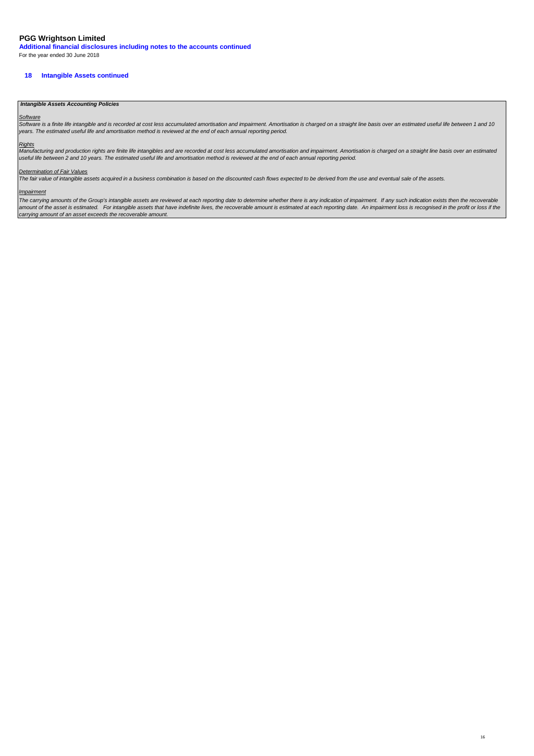**PGG Wrightson Limited**

**Additional financial disclosures including notes to the accounts continued**

For the year ended 30 June 2018

## 18 Intangible Assets continued

***Intangible Assets Accounting Policies***

*Software*

*Software is a finite life intangible and is recorded at cost less accumulated amortisation and impairment. Amortisation is charged on a straight line basis over an estimated useful life between 1 and 10 years. The estimated useful life and amortisation method is reviewed at the end of each annual reporting period.*

*Rights*

*Manufacturing and production rights are finite life intangibles and are recorded at cost less accumulated amortisation and impairment. Amortisation is charged on a straight line basis over an estimated useful life between 2 and 10 years. The estimated useful life and amortisation method is reviewed at the end of each annual reporting period.*

*Determination of Fair Values*

*The fair value of intangible assets acquired in a business combination is based on the discounted cash flows expected to be derived from the use and eventual sale of the assets.*

*Impairment*

*The carrying amounts of the Group's intangible assets are reviewed at each reporting date to determine whether there is any indication of impairment. If any such indication exists then the recoverable amount of the asset is estimated. For intangible assets that have indefinite lives, the recoverable amount is estimated at each reporting date. An impairment loss is recognised in the profit or loss if the carrying amount of an asset exceeds the recoverable amount.*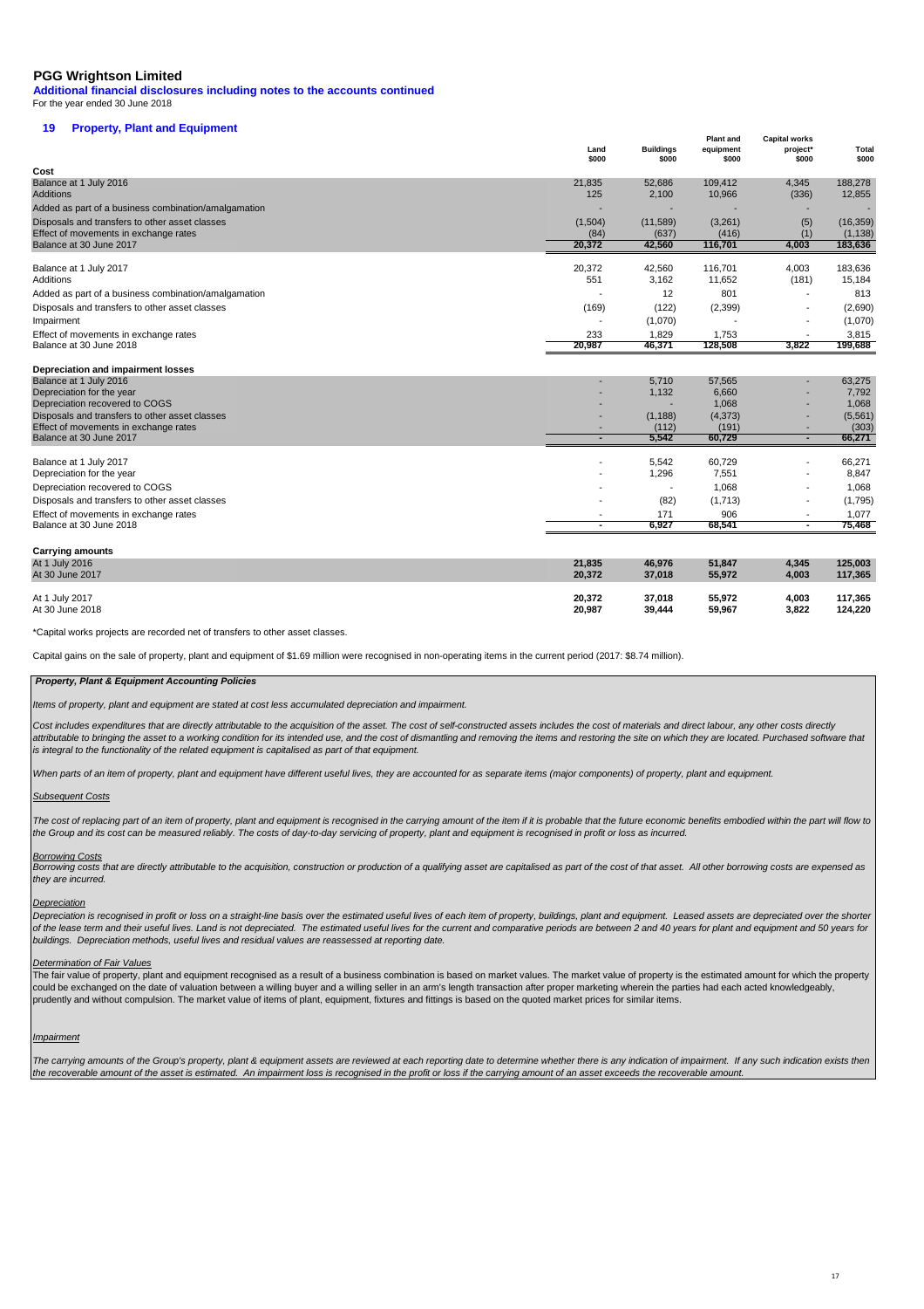# PGG Wrightson Limited

**Additional financial disclosures including notes to the accounts continued**

For the year ended 30 June 2018

## 19 Property, Plant and Equipment

| | Land $000 | Buildings $000 | Plant and equipment $000 | Capital works project* $000 | Total $000 |
|---|---|---|---|---|---|
| **Cost** | | | | | |
| Balance at 1 July 2016 | 21,835 | 52,686 | 109,412 | 4,345 | 188,278 |
| Additions | 125 | 2,100 | 10,966 | (336) | 12,855 |
| Added as part of a business combination/amalgamation | - | - | - | - | - |
| Disposals and transfers to other asset classes | (1,504) | (11,589) | (3,261) | (5) | (16,359) |
| Effect of movements in exchange rates | (84) | (637) | (416) | (1) | (1,138) |
| Balance at 30 June 2017 | 20,372 | 42,560 | 116,701 | 4,003 | 183,636 |
| | | | | | |
| Balance at 1 July 2017 | 20,372 | 42,560 | 116,701 | 4,003 | 183,636 |
| Additions | 551 | 3,162 | 11,652 | (181) | 15,184 |
| Added as part of a business combination/amalgamation | - | 12 | 801 | - | 813 |
| Disposals and transfers to other asset classes | (169) | (122) | (2,399) | - | (2,690) |
| Impairment | - | (1,070) | - | - | (1,070) |
| Effect of movements in exchange rates | 233 | 1,829 | 1,753 | - | 3,815 |
| Balance at 30 June 2018 | 20,987 | 46,371 | 128,508 | 3,822 | 199,688 |
| | | | | | |
| **Depreciation and impairment losses** | | | | | |
| Balance at 1 July 2016 | - | 5,710 | 57,565 | - | 63,275 |
| Depreciation for the year | - | 1,132 | 6,660 | - | 7,792 |
| Depreciation recovered to COGS | - | - | 1,068 | - | 1,068 |
| Disposals and transfers to other asset classes | - | (1,188) | (4,373) | - | (5,561) |
| Effect of movements in exchange rates | - | (112) | (191) | - | (303) |
| Balance at 30 June 2017 | - | 5,542 | 60,729 | - | 66,271 |
| | | | | | |
| Balance at 1 July 2017 | - | 5,542 | 60,729 | - | 66,271 |
| Depreciation for the year | - | 1,296 | 7,551 | - | 8,847 |
| Depreciation recovered to COGS | - | - | 1,068 | - | 1,068 |
| Disposals and transfers to other asset classes | - | (82) | (1,713) | - | (1,795) |
| Effect of movements in exchange rates | - | 171 | 906 | - | 1,077 |
| Balance at 30 June 2018 | - | 6,927 | 68,541 | - | 75,468 |
| | | | | | |
| **Carrying amounts** | | | | | |
| At 1 July 2016 | **21,835** | **46,976** | **51,847** | **4,345** | **125,003** |
| At 30 June 2017 | **20,372** | **37,018** | **55,972** | **4,003** | **117,365** |
| | | | | | |
| At 1 July 2017 | **20,372** | **37,018** | **55,972** | **4,003** | **117,365** |
| At 30 June 2018 | **20,987** | **39,444** | **59,967** | **3,822** | **124,220** |

*Capital works projects are recorded net of transfers to other asset classes.

Capital gains on the sale of property, plant and equipment of $1.69 million were recognised in non-operating items in the current period (2017: $8.74 million).

***Property, Plant & Equipment Accounting Policies***

*Items of property, plant and equipment are stated at cost less accumulated depreciation and impairment.*

*Cost includes expenditures that are directly attributable to the acquisition of the asset. The cost of self-constructed assets includes the cost of materials and direct labour, any other costs directly attributable to bringing the asset to a working condition for its intended use, and the cost of dismantling and removing the items and restoring the site on which they are located. Purchased software that is integral to the functionality of the related equipment is capitalised as part of that equipment.*

*When parts of an item of property, plant and equipment have different useful lives, they are accounted for as separate items (major components) of property, plant and equipment.*

*Subsequent Costs*

*The cost of replacing part of an item of property, plant and equipment is recognised in the carrying amount of the item if it is probable that the future economic benefits embodied within the part will flow to the Group and its cost can be measured reliably. The costs of day-to-day servicing of property, plant and equipment is recognised in profit or loss as incurred.*

*Borrowing Costs*

*Borrowing costs that are directly attributable to the acquisition, construction or production of a qualifying asset are capitalised as part of the cost of that asset. All other borrowing costs are expensed as they are incurred.*

*Depreciation*

*Depreciation is recognised in profit or loss on a straight-line basis over the estimated useful lives of each item of property, buildings, plant and equipment. Leased assets are depreciated over the shorter of the lease term and their useful lives. Land is not depreciated. The estimated useful lives for the current and comparative periods are between 2 and 40 years for plant and equipment and 50 years for buildings. Depreciation methods, useful lives and residual values are reassessed at reporting date.*

*Determination of Fair Values*

The fair value of property, plant and equipment recognised as a result of a business combination is based on market values. The market value of property is the estimated amount for which the property could be exchanged on the date of valuation between a willing buyer and a willing seller in an arm's length transaction after proper marketing wherein the parties had each acted knowledgeably, prudently and without compulsion. The market value of items of plant, equipment, fixtures and fittings is based on the quoted market prices for similar items.

*Impairment*

*The carrying amounts of the Group's property, plant & equipment assets are reviewed at each reporting date to determine whether there is any indication of impairment. If any such indication exists then the recoverable amount of the asset is estimated. An impairment loss is recognised in the profit or loss if the carrying amount of an asset exceeds the recoverable amount.*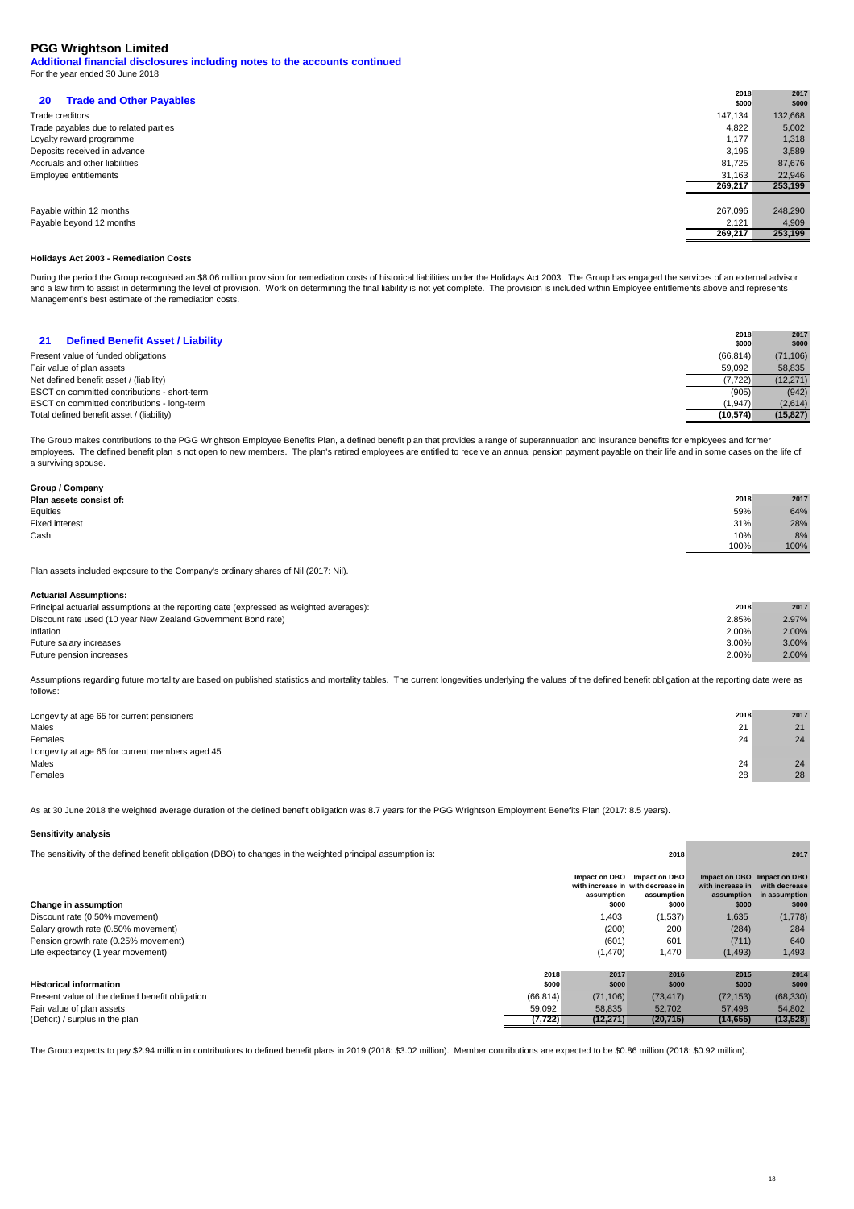# PGG Wrightson Limited

**Additional financial disclosures including notes to the accounts continued**

For the year ended 30 June 2018

## 20 Trade and Other Payables

| | 2018 $000 | 2017 $000 |
|---|---|---|
| Trade creditors | 147,134 | 132,668 |
| Trade payables due to related parties | 4,822 | 5,002 |
| Loyalty reward programme | 1,177 | 1,318 |
| Deposits received in advance | 3,196 | 3,589 |
| Accruals and other liabilities | 81,725 | 87,676 |
| Employee entitlements | 31,163 | 22,946 |
| | **269,217** | **253,199** |
| | | |
| Payable within 12 months | 267,096 | 248,290 |
| Payable beyond 12 months | 2,121 | 4,909 |
| | **269,217** | **253,199** |

**Holidays Act 2003 - Remediation Costs**

During the period the Group recognised an $8.06 million provision for remediation costs of historical liabilities under the Holidays Act 2003. The Group has engaged the services of an external advisor and a law firm to assist in determining the level of provision. Work on determining the final liability is not yet complete. The provision is included within Employee entitlements above and represents Management's best estimate of the remediation costs.

## 21 Defined Benefit Asset / Liability

| | 2018 $000 | 2017 $000 |
|---|---|---|
| Present value of funded obligations | (66,814) | (71,106) |
| Fair value of plan assets | 59,092 | 58,835 |
| Net defined benefit asset / (liability) | (7,722) | (12,271) |
| ESCT on committed contributions - short-term | (905) | (942) |
| ESCT on committed contributions - long-term | (1,947) | (2,614) |
| Total defined benefit asset / (liability) | **(10,574)** | **(15,827)** |

The Group makes contributions to the PGG Wrightson Employee Benefits Plan, a defined benefit plan that provides a range of superannuation and insurance benefits for employees and former employees. The defined benefit plan is not open to new members. The plan's retired employees are entitled to receive an annual pension payment payable on their life and in some cases on the life of a surviving spouse.

**Group / Company**

| Plan assets consist of: | 2018 | 2017 |
|---|---|---|
| Equities | 59% | 64% |
| Fixed interest | 31% | 28% |
| Cash | 10% | 8% |
| | 100% | 100% |

Plan assets included exposure to the Company's ordinary shares of Nil (2017: Nil).

**Actuarial Assumptions:**

| Principal actuarial assumptions at the reporting date (expressed as weighted averages): | 2018 | 2017 |
|---|---|---|
| Discount rate used (10 year New Zealand Government Bond rate) | 2.85% | 2.97% |
| Inflation | 2.00% | 2.00% |
| Future salary increases | 3.00% | 3.00% |
| Future pension increases | 2.00% | 2.00% |

Assumptions regarding future mortality are based on published statistics and mortality tables. The current longevities underlying the values of the defined benefit obligation at the reporting date were as follows:

| | 2018 | 2017 |
|---|---|---|
| Longevity at age 65 for current pensioners | | |
| Males | 21 | 21 |
| Females | 24 | 24 |
| Longevity at age 65 for current members aged 45 | | |
| Males | 24 | 24 |
| Females | 28 | 28 |

As at 30 June 2018 the weighted average duration of the defined benefit obligation was 8.7 years for the PGG Wrightson Employment Benefits Plan (2017: 8.5 years).

**Sensitivity analysis**

The sensitivity of the defined benefit obligation (DBO) to changes in the weighted principal assumption is:

| | 2018 | | 2017 | |
|---|---|---|---|---|
| **Change in assumption** | Impact on DBO with increase in assumption $000 | Impact on DBO with decrease in assumption $000 | Impact on DBO with increase in assumption $000 | Impact on DBO with decrease in assumption $000 |
| Discount rate (0.50% movement) | 1,403 | (1,537) | 1,635 | (1,778) |
| Salary growth rate (0.50% movement) | (200) | 200 | (284) | 284 |
| Pension growth rate (0.25% movement) | (601) | 601 | (711) | 640 |
| Life expectancy (1 year movement) | (1,470) | 1,470 | (1,493) | 1,493 |

| **Historical information** | 2018 $000 | 2017 $000 | 2016 $000 | 2015 $000 | 2014 $000 |
|---|---|---|---|---|---|
| Present value of the defined benefit obligation | (66,814) | (71,106) | (73,417) | (72,153) | (68,330) |
| Fair value of plan assets | 59,092 | 58,835 | 52,702 | 57,498 | 54,802 |
| (Deficit) / surplus in the plan | **(7,722)** | **(12,271)** | **(20,715)** | **(14,655)** | **(13,528)** |

The Group expects to pay $2.94 million in contributions to defined benefit plans in 2019 (2018: $3.02 million). Member contributions are expected to be $0.86 million (2018: $0.92 million).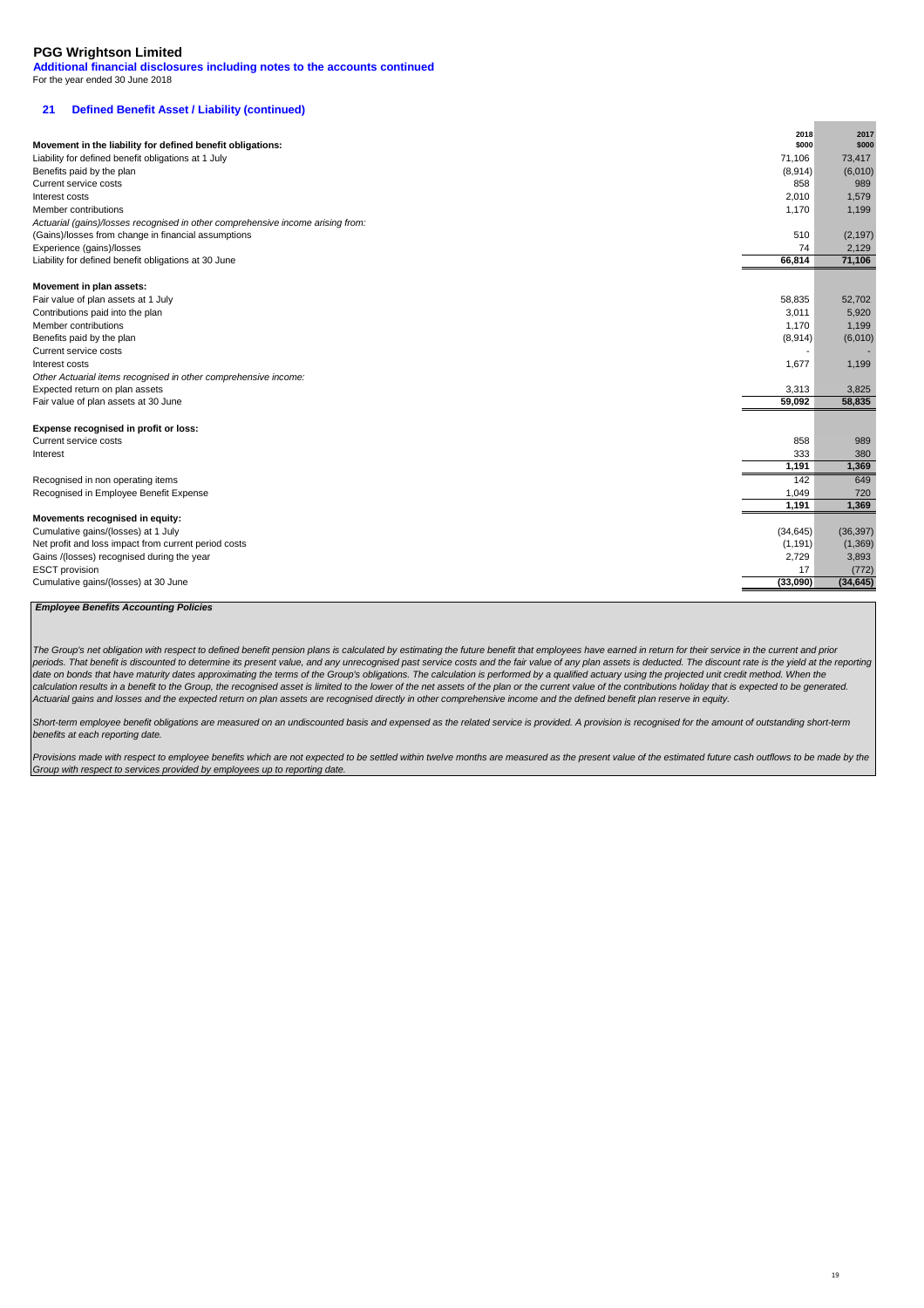**PGG Wrightson Limited**

**Additional financial disclosures including notes to the accounts continued**

For the year ended 30 June 2018

## 21 Defined Benefit Asset / Liability (continued)

| | 2018 $000 | 2017 $000 |
|---|---|---|
| **Movement in the liability for defined benefit obligations:** | | |
| Liability for defined benefit obligations at 1 July | 71,106 | 73,417 |
| Benefits paid by the plan | (8,914) | (6,010) |
| Current service costs | 858 | 989 |
| Interest costs | 2,010 | 1,579 |
| Member contributions | 1,170 | 1,199 |
| *Actuarial (gains)/losses recognised in other comprehensive income arising from:* | | |
| (Gains)/losses from change in financial assumptions | 510 | (2,197) |
| Experience (gains)/losses | 74 | 2,129 |
| Liability for defined benefit obligations at 30 June | **66,814** | **71,106** |
| | | |
| **Movement in plan assets:** | | |
| Fair value of plan assets at 1 July | 58,835 | 52,702 |
| Contributions paid into the plan | 3,011 | 5,920 |
| Member contributions | 1,170 | 1,199 |
| Benefits paid by the plan | (8,914) | (6,010) |
| Current service costs | - | - |
| Interest costs | 1,677 | 1,199 |
| *Other Actuarial items recognised in other comprehensive income:* | | |
| Expected return on plan assets | 3,313 | 3,825 |
| Fair value of plan assets at 30 June | **59,092** | **58,835** |
| | | |
| **Expense recognised in profit or loss:** | | |
| Current service costs | 858 | 989 |
| Interest | 333 | 380 |
| | **1,191** | **1,369** |
| Recognised in non operating items | 142 | 649 |
| Recognised in Employee Benefit Expense | 1,049 | 720 |
| | **1,191** | **1,369** |
| **Movements recognised in equity:** | | |
| Cumulative gains/(losses) at 1 July | (34,645) | (36,397) |
| Net profit and loss impact from current period costs | (1,191) | (1,369) |
| Gains /(losses) recognised during the year | 2,729 | 3,893 |
| ESCT provision | 17 | (772) |
| Cumulative gains/(losses) at 30 June | **(33,090)** | **(34,645)** |

***Employee Benefits Accounting Policies***

*The Group's net obligation with respect to defined benefit pension plans is calculated by estimating the future benefit that employees have earned in return for their service in the current and prior periods. That benefit is discounted to determine its present value, and any unrecognised past service costs and the fair value of any plan assets is deducted. The discount rate is the yield at the reporting date on bonds that have maturity dates approximating the terms of the Group's obligations. The calculation is performed by a qualified actuary using the projected unit credit method. When the calculation results in a benefit to the Group, the recognised asset is limited to the lower of the net assets of the plan or the current value of the contributions holiday that is expected to be generated. Actuarial gains and losses and the expected return on plan assets are recognised directly in other comprehensive income and the defined benefit plan reserve in equity.*

*Short-term employee benefit obligations are measured on an undiscounted basis and expensed as the related service is provided. A provision is recognised for the amount of outstanding short-term benefits at each reporting date.*

*Provisions made with respect to employee benefits which are not expected to be settled within twelve months are measured as the present value of the estimated future cash outflows to be made by the Group with respect to services provided by employees up to reporting date.*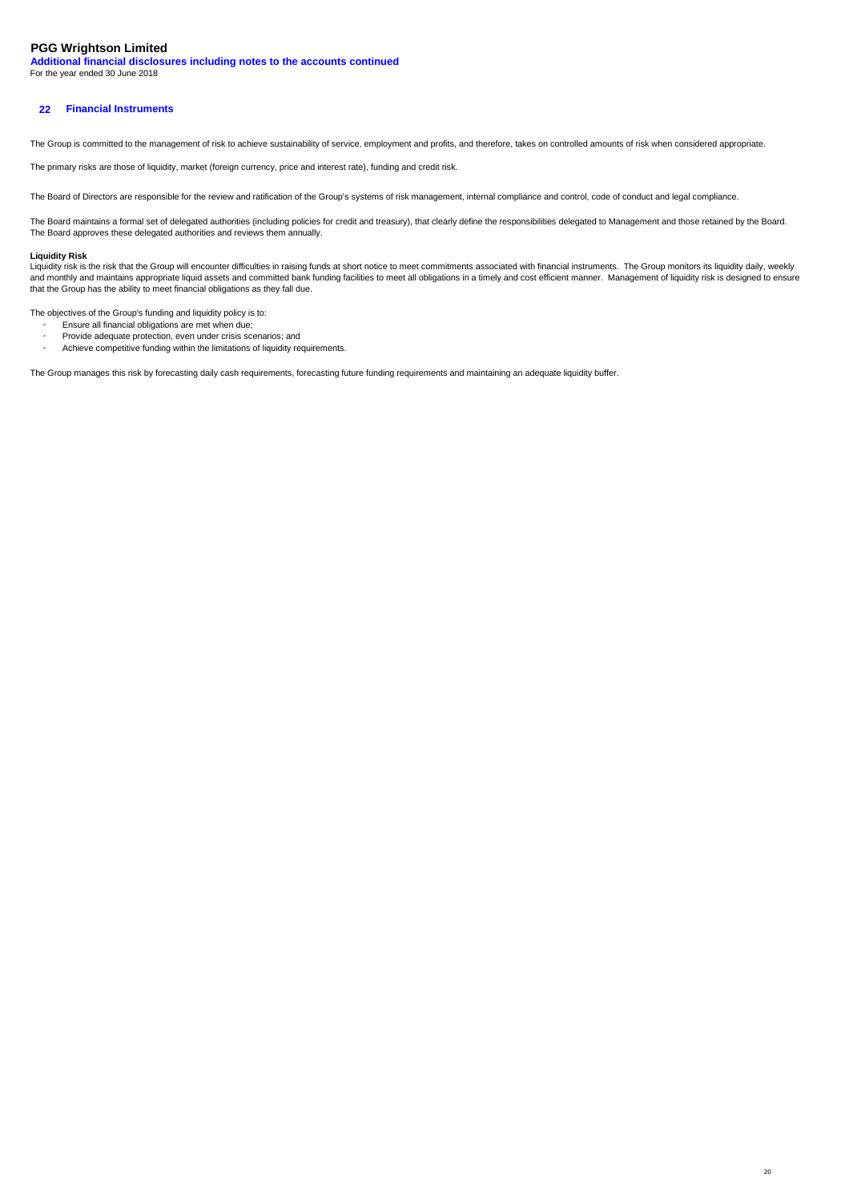## 22 Financial Instruments

The Group is committed to the management of risk to achieve sustainability of service, employment and profits, and therefore, takes on controlled amounts of risk when considered appropriate.

The primary risks are those of liquidity, market (foreign currency, price and interest rate), funding and credit risk.

The Board of Directors are responsible for the review and ratification of the Group's systems of risk management, internal compliance and control, code of conduct and legal compliance.

The Board maintains a formal set of delegated authorities (including policies for credit and treasury), that clearly define the responsibilities delegated to Management and those retained by the Board. The Board approves these delegated authorities and reviews them annually.

**Liquidity Risk**
Liquidity risk is the risk that the Group will encounter difficulties in raising funds at short notice to meet commitments associated with financial instruments. The Group monitors its liquidity daily, weekly and monthly and maintains appropriate liquid assets and committed bank funding facilities to meet all obligations in a timely and cost efficient manner. Management of liquidity risk is designed to ensure that the Group has the ability to meet financial obligations as they fall due.

The objectives of the Group's funding and liquidity policy is to:

- Ensure all financial obligations are met when due;
- Provide adequate protection, even under crisis scenarios; and
- Achieve competitive funding within the limitations of liquidity requirements.

The Group manages this risk by forecasting daily cash requirements, forecasting future funding requirements and maintaining an adequate liquidity buffer.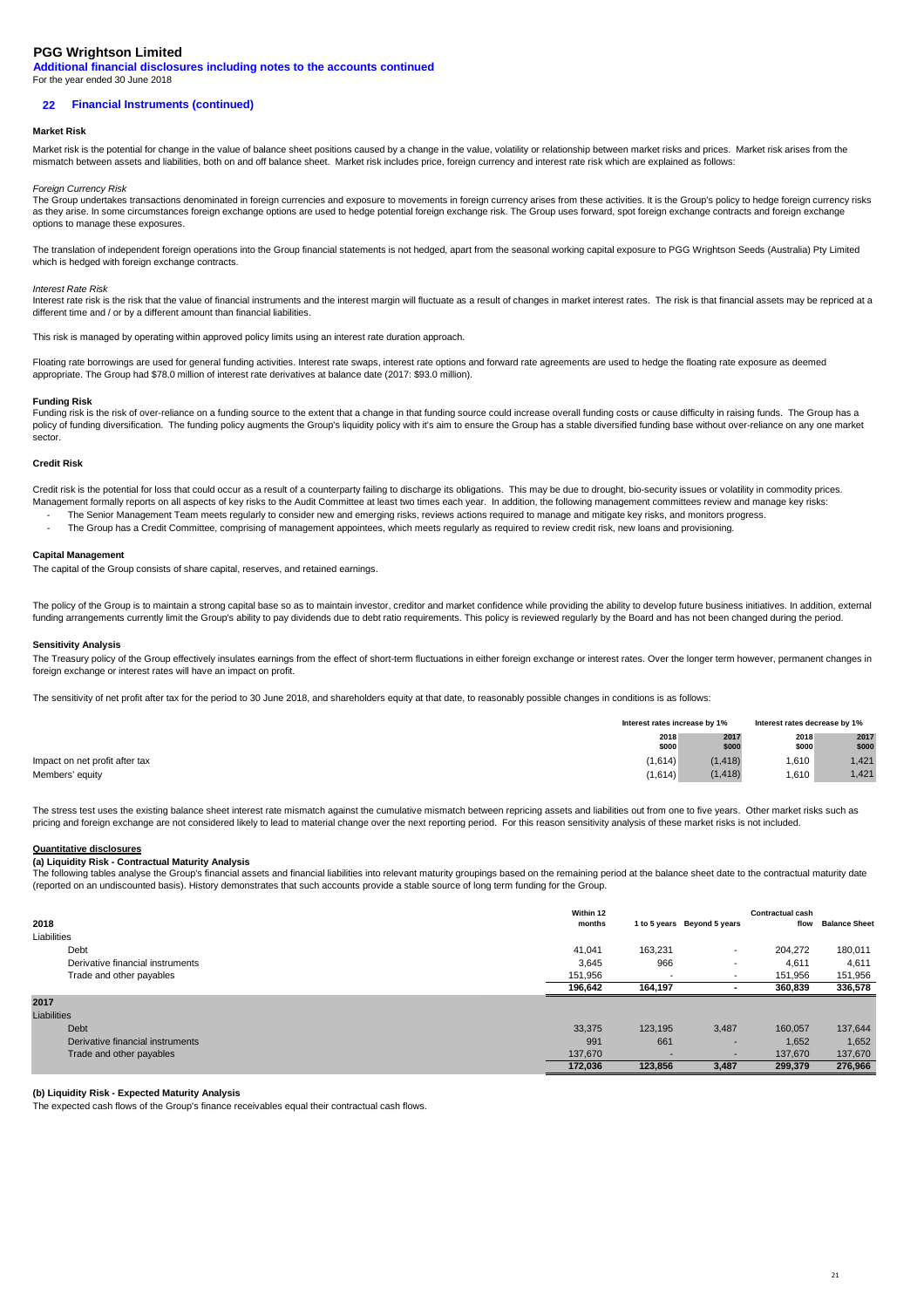## PGG Wrightson Limited

**Additional financial disclosures including notes to the accounts continued**

For the year ended 30 June 2018

### 22 Financial Instruments (continued)

#### Market Risk

Market risk is the potential for change in the value of balance sheet positions caused by a change in the value, volatility or relationship between market risks and prices. Market risk arises from the mismatch between assets and liabilities, both on and off balance sheet. Market risk includes price, foreign currency and interest rate risk which are explained as follows:

*Foreign Currency Risk*

The Group undertakes transactions denominated in foreign currencies and exposure to movements in foreign currency arises from these activities. It is the Group's policy to hedge foreign currency risks as they arise. In some circumstances foreign exchange options are used to hedge potential foreign exchange risk. The Group uses forward, spot foreign exchange contracts and foreign exchange options to manage these exposures.

The translation of independent foreign operations into the Group financial statements is not hedged, apart from the seasonal working capital exposure to PGG Wrightson Seeds (Australia) Pty Limited which is hedged with foreign exchange contracts.

*Interest Rate Risk*

Interest rate risk is the risk that the value of financial instruments and the interest margin will fluctuate as a result of changes in market interest rates. The risk is that financial assets may be repriced at a different time and / or by a different amount than financial liabilities.

This risk is managed by operating within approved policy limits using an interest rate duration approach.

Floating rate borrowings are used for general funding activities. Interest rate swaps, interest rate options and forward rate agreements are used to hedge the floating rate exposure as deemed appropriate. The Group had $78.0 million of interest rate derivatives at balance date (2017: $93.0 million).

#### Funding Risk

Funding risk is the risk of over-reliance on a funding source to the extent that a change in that funding source could increase overall funding costs or cause difficulty in raising funds. The Group has a policy of funding diversification. The funding policy augments the Group's liquidity policy with it's aim to ensure the Group has a stable diversified funding base without over-reliance on any one market sector.

#### Credit Risk

Credit risk is the potential for loss that could occur as a result of a counterparty failing to discharge its obligations. This may be due to drought, bio-security issues or volatility in commodity prices. Management formally reports on all aspects of key risks to the Audit Committee at least two times each year. In addition, the following management committees review and manage key risks:

- The Senior Management Team meets regularly to consider new and emerging risks, reviews actions required to manage and mitigate key risks, and monitors progress.
- The Group has a Credit Committee, comprising of management appointees, which meets regularly as required to review credit risk, new loans and provisioning.

#### Capital Management

The capital of the Group consists of share capital, reserves, and retained earnings.

The policy of the Group is to maintain a strong capital base so as to maintain investor, creditor and market confidence while providing the ability to develop future business initiatives. In addition, external funding arrangements currently limit the Group's ability to pay dividends due to debt ratio requirements. This policy is reviewed regularly by the Board and has not been changed during the period.

#### Sensitivity Analysis

The Treasury policy of the Group effectively insulates earnings from the effect of short-term fluctuations in either foreign exchange or interest rates. Over the longer term however, permanent changes in foreign exchange or interest rates will have an impact on profit.

The sensitivity of net profit after tax for the period to 30 June 2018, and shareholders equity at that date, to reasonably possible changes in conditions is as follows:

| | Interest rates increase by 1% | | Interest rates decrease by 1% | |
|---|---|---|---|---|
| | 2018 $000 | 2017 $000 | 2018 $000 | 2017 $000 |
| Impact on net profit after tax | (1,614) | (1,418) | 1,610 | 1,421 |
| Members' equity | (1,614) | (1,418) | 1,610 | 1,421 |

The stress test uses the existing balance sheet interest rate mismatch against the cumulative mismatch between repricing assets and liabilities out from one to five years. Other market risks such as pricing and foreign exchange are not considered likely to lead to material change over the next reporting period. For this reason sensitivity analysis of these market risks is not included.

#### Quantitative disclosures

**(a) Liquidity Risk - Contractual Maturity Analysis**

The following tables analyse the Group's financial assets and financial liabilities into relevant maturity groupings based on the remaining period at the balance sheet date to the contractual maturity date (reported on an undiscounted basis). History demonstrates that such accounts provide a stable source of long term funding for the Group.

| 2018 | Within 12 months | 1 to 5 years | Beyond 5 years | Contractual cash flow | Balance Sheet |
|---|---|---|---|---|---|
| Liabilities | | | | | |
| Debt | 41,041 | 163,231 | - | 204,272 | 180,011 |
| Derivative financial instruments | 3,645 | 966 | - | 4,611 | 4,611 |
| Trade and other payables | 151,956 | - | - | 151,956 | 151,956 |
| | **196,642** | **164,197** | **-** | **360,839** | **336,578** |
| **2017** | | | | | |
| Liabilities | | | | | |
| Debt | 33,375 | 123,195 | 3,487 | 160,057 | 137,644 |
| Derivative financial instruments | 991 | 661 | - | 1,652 | 1,652 |
| Trade and other payables | 137,670 | - | - | 137,670 | 137,670 |
| | **172,036** | **123,856** | **3,487** | **299,379** | **276,966** |

**(b) Liquidity Risk - Expected Maturity Analysis**

The expected cash flows of the Group's finance receivables equal their contractual cash flows.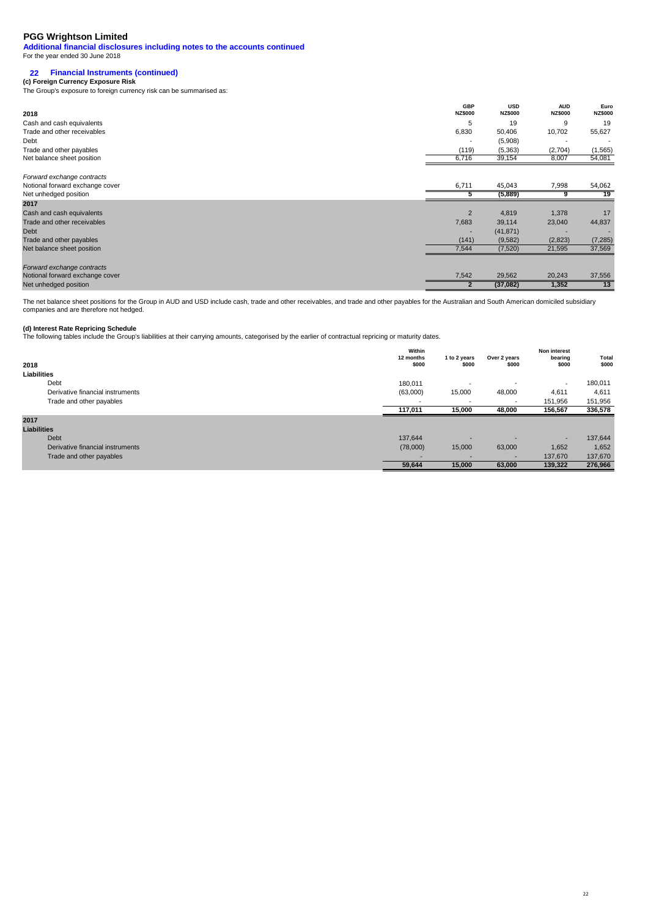# PGG Wrightson Limited

**Additional financial disclosures including notes to the accounts continued**

For the year ended 30 June 2018

## 22 Financial Instruments (continued)

**(c) Foreign Currency Exposure Risk**

The Group's exposure to foreign currency risk can be summarised as:

| 2018 | GBP NZ$000 | USD NZ$000 | AUD NZ$000 | Euro NZ$000 |
|---|---|---|---|---|
| Cash and cash equivalents | 5 | 19 | 9 | 19 |
| Trade and other receivables | 6,830 | 50,406 | 10,702 | 55,627 |
| Debt | - | (5,908) | - | - |
| Trade and other payables | (119) | (5,363) | (2,704) | (1,565) |
| Net balance sheet position | 6,716 | 39,154 | 8,007 | 54,081 |
| *Forward exchange contracts* | | | | |
| Notional forward exchange cover | 6,711 | 45,043 | 7,998 | 54,062 |
| Net unhedged position | 5 | (5,889) | 9 | 19 |
| **2017** | | | | |
| Cash and cash equivalents | 2 | 4,819 | 1,378 | 17 |
| Trade and other receivables | 7,683 | 39,114 | 23,040 | 44,837 |
| Debt | - | (41,871) | - | - |
| Trade and other payables | (141) | (9,582) | (2,823) | (7,285) |
| Net balance sheet position | 7,544 | (7,520) | 21,595 | 37,569 |
| *Forward exchange contracts* | | | | |
| Notional forward exchange cover | 7,542 | 29,562 | 20,243 | 37,556 |
| Net unhedged position | 2 | (37,082) | 1,352 | 13 |

The net balance sheet positions for the Group in AUD and USD include cash, trade and other receivables, and trade and other payables for the Australian and South American domiciled subsidiary companies and are therefore not hedged.

**(d) Interest Rate Repricing Schedule**

The following tables include the Group's liabilities at their carrying amounts, categorised by the earlier of contractual repricing or maturity dates.

| 2018 | Within 12 months $000 | 1 to 2 years $000 | Over 2 years $000 | Non interest bearing $000 | Total $000 |
|---|---|---|---|---|---|
| **Liabilities** | | | | | |
| Debt | 180,011 | - | - | - | 180,011 |
| Derivative financial instruments | (63,000) | 15,000 | 48,000 | 4,611 | 4,611 |
| Trade and other payables | - | - | - | 151,956 | 151,956 |
| | 117,011 | 15,000 | 48,000 | 156,567 | 336,578 |
| **2017** | | | | | |
| **Liabilities** | | | | | |
| Debt | 137,644 | - | - | - | 137,644 |
| Derivative financial instruments | (78,000) | 15,000 | 63,000 | 1,652 | 1,652 |
| Trade and other payables | - | - | - | 137,670 | 137,670 |
| | 59,644 | 15,000 | 63,000 | 139,322 | 276,966 |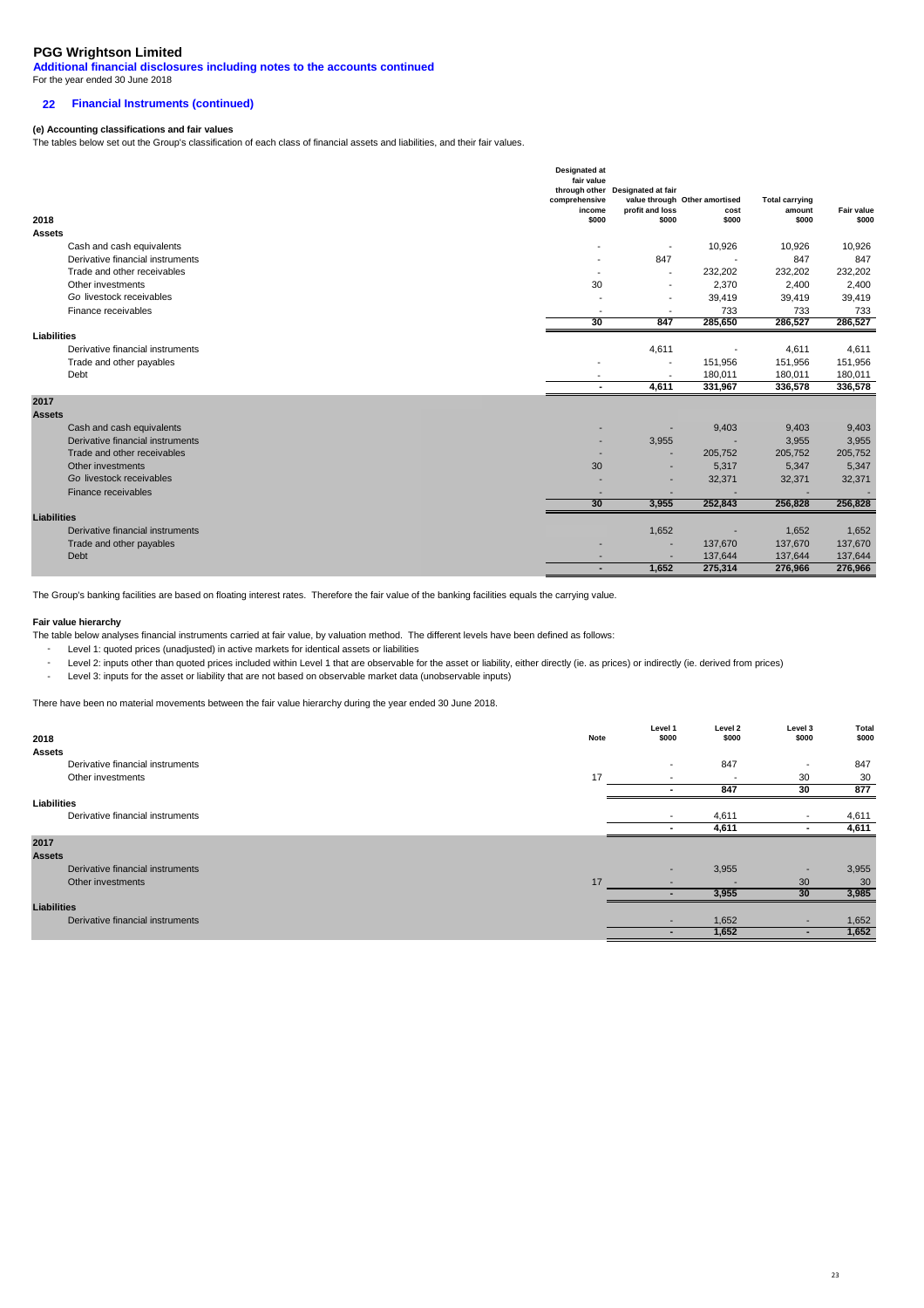# PGG Wrightson Limited

**Additional financial disclosures including notes to the accounts continued**

For the year ended 30 June 2018

## 22 Financial Instruments (continued)

### (e) Accounting classifications and fair values

The tables below set out the Group's classification of each class of financial assets and liabilities, and their fair values.

| 2018 | Designated at fair value through other comprehensive income $000 | Designated at fair value through profit and loss $000 | Other amortised cost $000 | Total carrying amount $000 | Fair value $000 |
|---|---|---|---|---|---|
| **Assets** | | | | | |
| Cash and cash equivalents | - | - | 10,926 | 10,926 | 10,926 |
| Derivative financial instruments | - | 847 | - | 847 | 847 |
| Trade and other receivables | - | - | 232,202 | 232,202 | 232,202 |
| Other investments | 30 | - | 2,370 | 2,400 | 2,400 |
| *Go* livestock receivables | - | - | 39,419 | 39,419 | 39,419 |
| Finance receivables | - | - | 733 | 733 | 733 |
| | 30 | 847 | 285,650 | 286,527 | 286,527 |
| **Liabilities** | | | | | |
| Derivative financial instruments | | 4,611 | - | 4,611 | 4,611 |
| Trade and other payables | - | - | 151,956 | 151,956 | 151,956 |
| Debt | - | - | 180,011 | 180,011 | 180,011 |
| | - | 4,611 | 331,967 | 336,578 | 336,578 |
| **2017** | | | | | |
| **Assets** | | | | | |
| Cash and cash equivalents | - | - | 9,403 | 9,403 | 9,403 |
| Derivative financial instruments | - | 3,955 | - | 3,955 | 3,955 |
| Trade and other receivables | - | - | 205,752 | 205,752 | 205,752 |
| Other investments | 30 | - | 5,317 | 5,347 | 5,347 |
| *Go* livestock receivables | - | - | 32,371 | 32,371 | 32,371 |
| Finance receivables | - | - | - | - | - |
| | 30 | 3,955 | 252,843 | 256,828 | 256,828 |
| **Liabilities** | | | | | |
| Derivative financial instruments | | 1,652 | - | 1,652 | 1,652 |
| Trade and other payables | - | - | 137,670 | 137,670 | 137,670 |
| Debt | - | - | 137,644 | 137,644 | 137,644 |
| | - | 1,652 | 275,314 | 276,966 | 276,966 |

The Group's banking facilities are based on floating interest rates. Therefore the fair value of the banking facilities equals the carrying value.

### Fair value hierarchy

The table below analyses financial instruments carried at fair value, by valuation method. The different levels have been defined as follows:

- Level 1: quoted prices (unadjusted) in active markets for identical assets or liabilities
- Level 2: inputs other than quoted prices included within Level 1 that are observable for the asset or liability, either directly (ie. as prices) or indirectly (ie. derived from prices)
- Level 3: inputs for the asset or liability that are not based on observable market data (unobservable inputs)

There have been no material movements between the fair value hierarchy during the year ended 30 June 2018.

| 2018 | Note | Level 1 $000 | Level 2 $000 | Level 3 $000 | Total $000 |
|---|---|---|---|---|---|
| **Assets** | | | | | |
| Derivative financial instruments | | - | 847 | - | 847 |
| Other investments | 17 | - | - | 30 | 30 |
| | | - | 847 | 30 | 877 |
| **Liabilities** | | | | | |
| Derivative financial instruments | | - | 4,611 | - | 4,611 |
| | | - | 4,611 | - | 4,611 |
| **2017** | | | | | |
| **Assets** | | | | | |
| Derivative financial instruments | | - | 3,955 | - | 3,955 |
| Other investments | 17 | - | - | 30 | 30 |
| | | - | 3,955 | 30 | 3,985 |
| **Liabilities** | | | | | |
| Derivative financial instruments | | - | 1,652 | - | 1,652 |
| | | - | 1,652 | - | 1,652 |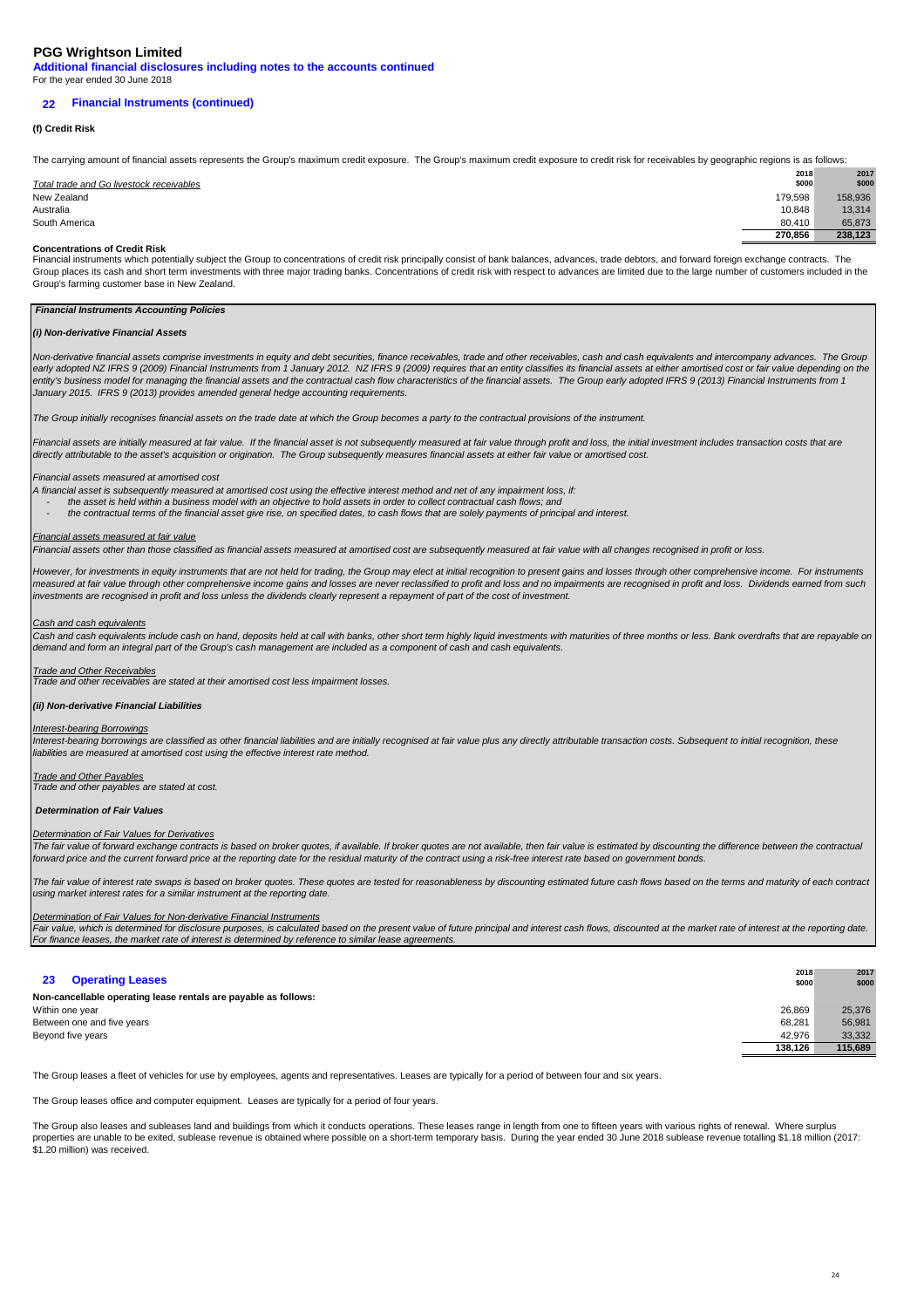## 22 Financial Instruments (continued)

### (f) Credit Risk

The carrying amount of financial assets represents the Group's maximum credit exposure. The Group's maximum credit exposure to credit risk for receivables by geographic regions is as follows:

| Total trade and Go livestock receivables | 2018 $000 | 2017 $000 |
|---|---|---|
| New Zealand | 179,598 | 158,936 |
| Australia | 10,848 | 13,314 |
| South America | 80,410 | 65,873 |
| | **270,856** | **238,123** |

**Concentrations of Credit Risk**

Financial instruments which potentially subject the Group to concentrations of credit risk principally consist of bank balances, advances, trade debtors, and forward foreign exchange contracts. The Group places its cash and short term investments with three major trading banks. Concentrations of credit risk with respect to advances are limited due to the large number of customers included in the Group's farming customer base in New Zealand.

***Financial Instruments Accounting Policies***

***(i) Non-derivative Financial Assets***

*Non-derivative financial assets comprise investments in equity and debt securities, finance receivables, trade and other receivables, cash and cash equivalents and intercompany advances. The Group early adopted NZ IFRS 9 (2009) Financial Instruments from 1 January 2012. NZ IFRS 9 (2009) requires that an entity classifies its financial assets at either amortised cost or fair value depending on the entity's business model for managing the financial assets and the contractual cash flow characteristics of the financial assets. The Group early adopted IFRS 9 (2013) Financial Instruments from 1 January 2015. IFRS 9 (2013) provides amended general hedge accounting requirements.*

*The Group initially recognises financial assets on the trade date at which the Group becomes a party to the contractual provisions of the instrument.*

*Financial assets are initially measured at fair value. If the financial asset is not subsequently measured at fair value through profit and loss, the initial investment includes transaction costs that are directly attributable to the asset's acquisition or origination. The Group subsequently measures financial assets at either fair value or amortised cost.*

*Financial assets measured at amortised cost*

*A financial asset is subsequently measured at amortised cost using the effective interest method and net of any impairment loss, if:*

- *the asset is held within a business model with an objective to hold assets in order to collect contractual cash flows; and*
- *the contractual terms of the financial asset give rise, on specified dates, to cash flows that are solely payments of principal and interest.*

*Financial assets measured at fair value*

*Financial assets other than those classified as financial assets measured at amortised cost are subsequently measured at fair value with all changes recognised in profit or loss.*

*However, for investments in equity instruments that are not held for trading, the Group may elect at initial recognition to present gains and losses through other comprehensive income. For instruments measured at fair value through other comprehensive income gains and losses are never reclassified to profit and loss and no impairments are recognised in profit and loss. Dividends earned from such investments are recognised in profit and loss unless the dividends clearly represent a repayment of part of the cost of investment.*

*Cash and cash equivalents*

*Cash and cash equivalents include cash on hand, deposits held at call with banks, other short term highly liquid investments with maturities of three months or less. Bank overdrafts that are repayable on demand and form an integral part of the Group's cash management are included as a component of cash and cash equivalents.*

*Trade and Other Receivables*

*Trade and other receivables are stated at their amortised cost less impairment losses.*

***(ii) Non-derivative Financial Liabilities***

*Interest-bearing Borrowings*

*Interest-bearing borrowings are classified as other financial liabilities and are initially recognised at fair value plus any directly attributable transaction costs. Subsequent to initial recognition, these liabilities are measured at amortised cost using the effective interest rate method.*

*Trade and Other Payables*

*Trade and other payables are stated at cost.*

***Determination of Fair Values***

*Determination of Fair Values for Derivatives*

*The fair value of forward exchange contracts is based on broker quotes, if available. If broker quotes are not available, then fair value is estimated by discounting the difference between the contractual forward price and the current forward price at the reporting date for the residual maturity of the contract using a risk-free interest rate based on government bonds.*

*The fair value of interest rate swaps is based on broker quotes. These quotes are tested for reasonableness by discounting estimated future cash flows based on the terms and maturity of each contract using market interest rates for a similar instrument at the reporting date.*

*Determination of Fair Values for Non-derivative Financial Instruments*

*Fair value, which is determined for disclosure purposes, is calculated based on the present value of future principal and interest cash flows, discounted at the market rate of interest at the reporting date. For finance leases, the market rate of interest is determined by reference to similar lease agreements.*

## 23 Operating Leases

| | 2018 $000 | 2017 $000 |
|---|---|---|
| **Non-cancellable operating lease rentals are payable as follows:** | | |
| Within one year | 26,869 | 25,376 |
| Between one and five years | 68,281 | 56,981 |
| Beyond five years | 42,976 | 33,332 |
| | **138,126** | **115,689** |

The Group leases a fleet of vehicles for use by employees, agents and representatives. Leases are typically for a period of between four and six years.

The Group leases office and computer equipment. Leases are typically for a period of four years.

The Group also leases and subleases land and buildings from which it conducts operations. These leases range in length from one to fifteen years with various rights of renewal. Where surplus properties are unable to be exited, sublease revenue is obtained where possible on a short-term temporary basis. During the year ended 30 June 2018 sublease revenue totalling $1.18 million (2017: $1.20 million) was received.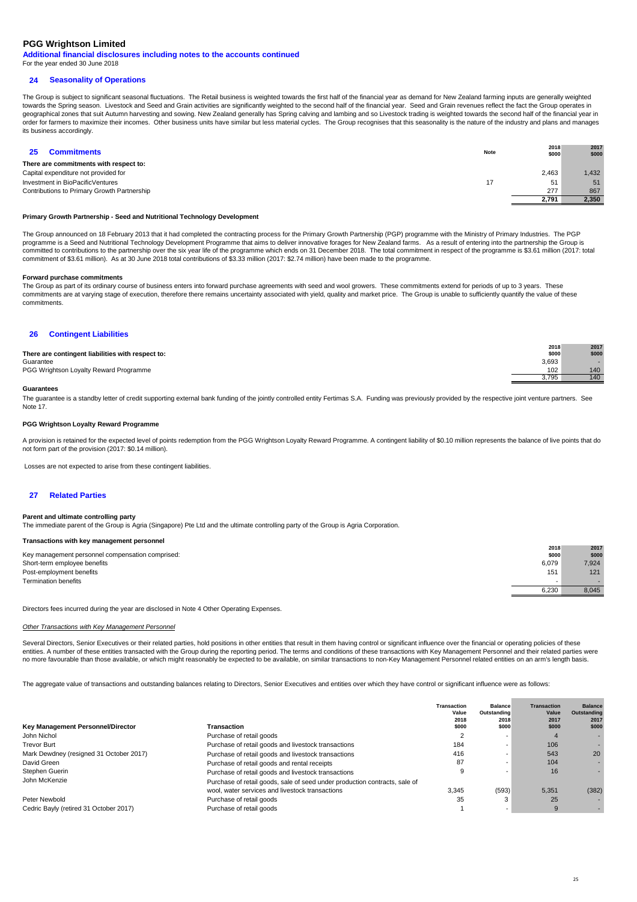# PGG Wrightson Limited

**Additional financial disclosures including notes to the accounts continued**

For the year ended 30 June 2018

## 24 Seasonality of Operations

The Group is subject to significant seasonal fluctuations. The Retail business is weighted towards the first half of the financial year as demand for New Zealand farming inputs are generally weighted towards the Spring season. Livestock and Seed and Grain activities are significantly weighted to the second half of the financial year. Seed and Grain revenues reflect the fact the Group operates in geographical zones that suit Autumn harvesting and sowing. New Zealand generally has Spring calving and lambing and so Livestock trading is weighted towards the second half of the financial year in order for farmers to maximize their incomes. Other business units have similar but less material cycles. The Group recognises that this seasonality is the nature of the industry and plans and manages its business accordingly.

## 25 Commitments

| | Note | 2018 $000 | 2017 $000 |
|---|---|---|---|
| **There are commitments with respect to:** | | | |
| Capital expenditure not provided for | | 2,463 | 1,432 |
| Investment in BioPacificVentures | 17 | 51 | 51 |
| Contributions to Primary Growth Partnership | | 277 | 867 |
| | | **2,791** | **2,350** |

**Primary Growth Partnership - Seed and Nutritional Technology Development**

The Group announced on 18 February 2013 that it had completed the contracting process for the Primary Growth Partnership (PGP) programme with the Ministry of Primary Industries. The PGP programme is a Seed and Nutritional Technology Development Programme that aims to deliver innovative forages for New Zealand farms. As a result of entering into the partnership the Group is committed to contributions to the partnership over the six year life of the programme which ends on 31 December 2018. The total commitment in respect of the programme is $3.61 million (2017: total commitment of $3.61 million). As at 30 June 2018 total contributions of $3.33 million (2017: $2.74 million) have been made to the programme.

**Forward purchase commitments**

The Group as part of its ordinary course of business enters into forward purchase agreements with seed and wool growers. These commitments extend for periods of up to 3 years. These commitments are at varying stage of execution, therefore there remains uncertainty associated with yield, quality and market price. The Group is unable to sufficiently quantify the value of these commitments.

## 26 Contingent Liabilities

| There are contingent liabilities with respect to: | 2018 $000 | 2017 $000 |
|---|---|---|
| Guarantee | 3,693 | - |
| PGG Wrightson Loyalty Reward Programme | 102 | 140 |
| | 3,795 | 140 |

**Guarantees**

The guarantee is a standby letter of credit supporting external bank funding of the jointly controlled entity Fertimas S.A. Funding was previously provided by the respective joint venture partners. See Note 17.

**PGG Wrightson Loyalty Reward Programme**

A provision is retained for the expected level of points redemption from the PGG Wrightson Loyalty Reward Programme. A contingent liability of $0.10 million represents the balance of live points that do not form part of the provision (2017: $0.14 million).

Losses are not expected to arise from these contingent liabilities.

## 27 Related Parties

**Parent and ultimate controlling party**

The immediate parent of the Group is Agria (Singapore) Pte Ltd and the ultimate controlling party of the Group is Agria Corporation.

**Transactions with key management personnel**

| Key management personnel compensation comprised: | 2018 $000 | 2017 $000 |
|---|---|---|
| Short-term employee benefits | 6,079 | 7,924 |
| Post-employment benefits | 151 | 121 |
| Termination benefits | - | - |
| | 6,230 | 8,045 |

Directors fees incurred during the year are disclosed in Note 4 Other Operating Expenses.

*Other Transactions with Key Management Personnel*

Several Directors, Senior Executives or their related parties, hold positions in other entities that result in them having control or significant influence over the financial or operating policies of these entities. A number of these entities transacted with the Group during the reporting period. The terms and conditions of these transactions with Key Management Personnel and their related parties were no more favourable than those available, or which might reasonably be expected to be available, on similar transactions to non-Key Management Personnel related entities on an arm's length basis.

The aggregate value of transactions and outstanding balances relating to Directors, Senior Executives and entities over which they have control or significant influence were as follows:

| Key Management Personnel/Director | Transaction | Transaction Value 2018 $000 | Balance Outstanding 2018 $000 | Transaction Value 2017 $000 | Balance Outstanding 2017 $000 |
|---|---|---|---|---|---|
| John Nichol | Purchase of retail goods | 2 | - | 4 | - |
| Trevor Burt | Purchase of retail goods and livestock transactions | 184 | - | 106 | - |
| Mark Dewdney (resigned 31 October 2017) | Purchase of retail goods and livestock transactions | 416 | - | 543 | 20 |
| David Green | Purchase of retail goods and rental receipts | 87 | - | 104 | - |
| Stephen Guerin | Purchase of retail goods and livestock transactions | 9 | - | 16 | - |
| John McKenzie | Purchase of retail goods, sale of seed under production contracts, sale of wool, water services and livestock transactions | 3,345 | (593) | 5,351 | (382) |
| Peter Newbold | Purchase of retail goods | 35 | 3 | 25 | - |
| Cedric Bayly (retired 31 October 2017) | Purchase of retail goods | 1 | - | 9 | - |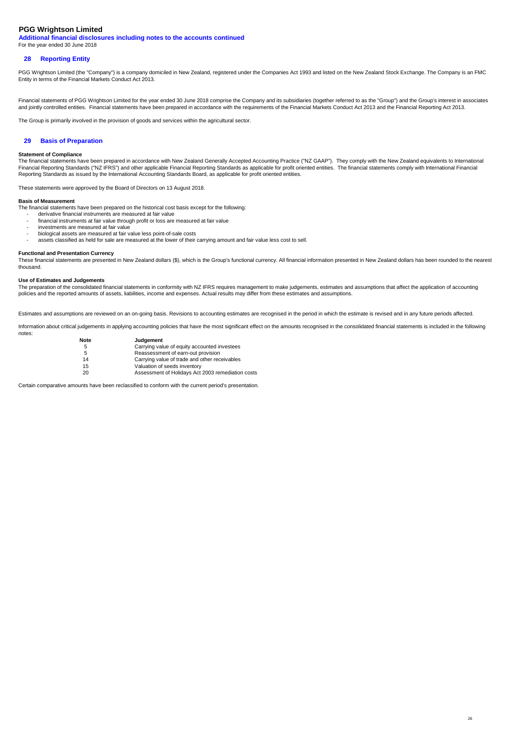# PGG Wrightson Limited

**Additional financial disclosures including notes to the accounts continued**

For the year ended 30 June 2018

## 28 Reporting Entity

PGG Wrightson Limited (the "Company") is a company domiciled in New Zealand, registered under the Companies Act 1993 and listed on the New Zealand Stock Exchange. The Company is an FMC Entity in terms of the Financial Markets Conduct Act 2013.

Financial statements of PGG Wrightson Limited for the year ended 30 June 2018 comprise the Company and its subsidiaries (together referred to as the "Group") and the Group's interest in associates and jointly controlled entities. Financial statements have been prepared in accordance with the requirements of the Financial Markets Conduct Act 2013 and the Financial Reporting Act 2013.

The Group is primarily involved in the provision of goods and services within the agricultural sector.

## 29 Basis of Preparation

**Statement of Compliance**

The financial statements have been prepared in accordance with New Zealand Generally Accepted Accounting Practice ("NZ GAAP"). They comply with the New Zealand equivalents to International Financial Reporting Standards ("NZ IFRS") and other applicable Financial Reporting Standards as applicable for profit oriented entities. The financial statements comply with International Financial Reporting Standards as issued by the International Accounting Standards Board, as applicable for profit oriented entities.

These statements were approved by the Board of Directors on 13 August 2018.

**Basis of Measurement**

The financial statements have been prepared on the historical cost basis except for the following:

- derivative financial instruments are measured at fair value
- financial instruments at fair value through profit or loss are measured at fair value
- investments are measured at fair value
- biological assets are measured at fair value less point-of-sale costs
- assets classified as held for sale are measured at the lower of their carrying amount and fair value less cost to sell.

**Functional and Presentation Currency**

These financial statements are presented in New Zealand dollars ($), which is the Group's functional currency. All financial information presented in New Zealand dollars has been rounded to the nearest thousand.

**Use of Estimates and Judgements**

The preparation of the consolidated financial statements in conformity with NZ IFRS requires management to make judgements, estimates and assumptions that affect the application of accounting policies and the reported amounts of assets, liabilities, income and expenses. Actual results may differ from these estimates and assumptions.

Estimates and assumptions are reviewed on an on-going basis. Revisions to accounting estimates are recognised in the period in which the estimate is revised and in any future periods affected.

Information about critical judgements in applying accounting policies that have the most significant effect on the amounts recognised in the consolidated financial statements is included in the following notes:

| Note | Judgement |
|---|---|
| 5 | Carrying value of equity accounted investees |
| 5 | Reassessment of earn-out provision |
| 14 | Carrying value of trade and other receivables |
| 15 | Valuation of seeds inventory |
| 20 | Assessment of Holidays Act 2003 remediation costs |

Certain comparative amounts have been reclassified to conform with the current period's presentation.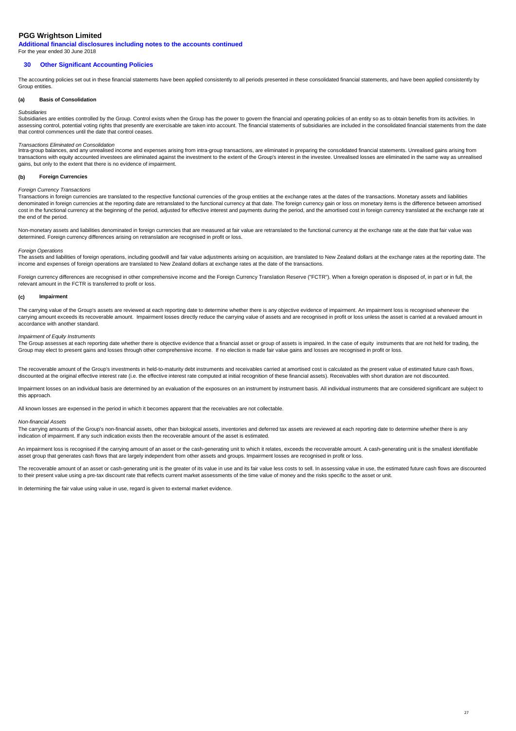# PGG Wrightson Limited

**Additional financial disclosures including notes to the accounts continued**

For the year ended 30 June 2018

## 30 Other Significant Accounting Policies

The accounting policies set out in these financial statements have been applied consistently to all periods presented in these consolidated financial statements, and have been applied consistently by Group entities.

### (a) Basis of Consolidation

*Subsidiaries*

Subsidiaries are entities controlled by the Group. Control exists when the Group has the power to govern the financial and operating policies of an entity so as to obtain benefits from its activities. In assessing control, potential voting rights that presently are exercisable are taken into account. The financial statements of subsidiaries are included in the consolidated financial statements from the date that control commences until the date that control ceases.

*Transactions Eliminated on Consolidation*

Intra-group balances, and any unrealised income and expenses arising from intra-group transactions, are eliminated in preparing the consolidated financial statements. Unrealised gains arising from transactions with equity accounted investees are eliminated against the investment to the extent of the Group's interest in the investee. Unrealised losses are eliminated in the same way as unrealised gains, but only to the extent that there is no evidence of impairment.

### (b) Foreign Currencies

*Foreign Currency Transactions*

Transactions in foreign currencies are translated to the respective functional currencies of the group entities at the exchange rates at the dates of the transactions. Monetary assets and liabilities denominated in foreign currencies at the reporting date are retranslated to the functional currency at that date. The foreign currency gain or loss on monetary items is the difference between amortised cost in the functional currency at the beginning of the period, adjusted for effective interest and payments during the period, and the amortised cost in foreign currency translated at the exchange rate at the end of the period.

Non-monetary assets and liabilities denominated in foreign currencies that are measured at fair value are retranslated to the functional currency at the exchange rate at the date that fair value was determined. Foreign currency differences arising on retranslation are recognised in profit or loss.

*Foreign Operations*

The assets and liabilities of foreign operations, including goodwill and fair value adjustments arising on acquisition, are translated to New Zealand dollars at the exchange rates at the reporting date. The income and expenses of foreign operations are translated to New Zealand dollars at exchange rates at the date of the transactions.

Foreign currency differences are recognised in other comprehensive income and the Foreign Currency Translation Reserve ("FCTR"). When a foreign operation is disposed of, in part or in full, the relevant amount in the FCTR is transferred to profit or loss.

### (c) Impairment

The carrying value of the Group's assets are reviewed at each reporting date to determine whether there is any objective evidence of impairment. An impairment loss is recognised whenever the carrying amount exceeds its recoverable amount. Impairment losses directly reduce the carrying value of assets and are recognised in profit or loss unless the asset is carried at a revalued amount in accordance with another standard.

*Impairment of Equity Instruments*

The Group assesses at each reporting date whether there is objective evidence that a financial asset or group of assets is impaired. In the case of equity instruments that are not held for trading, the Group may elect to present gains and losses through other comprehensive income. If no election is made fair value gains and losses are recognised in profit or loss.

The recoverable amount of the Group's investments in held-to-maturity debt instruments and receivables carried at amortised cost is calculated as the present value of estimated future cash flows, discounted at the original effective interest rate (i.e. the effective interest rate computed at initial recognition of these financial assets). Receivables with short duration are not discounted.

Impairment losses on an individual basis are determined by an evaluation of the exposures on an instrument by instrument basis. All individual instruments that are considered significant are subject to this approach.

All known losses are expensed in the period in which it becomes apparent that the receivables are not collectable.

*Non-financial Assets*

The carrying amounts of the Group's non-financial assets, other than biological assets, inventories and deferred tax assets are reviewed at each reporting date to determine whether there is any indication of impairment. If any such indication exists then the recoverable amount of the asset is estimated.

An impairment loss is recognised if the carrying amount of an asset or the cash-generating unit to which it relates, exceeds the recoverable amount. A cash-generating unit is the smallest identifiable asset group that generates cash flows that are largely independent from other assets and groups. Impairment losses are recognised in profit or loss.

The recoverable amount of an asset or cash-generating unit is the greater of its value in use and its fair value less costs to sell. In assessing value in use, the estimated future cash flows are discounted to their present value using a pre-tax discount rate that reflects current market assessments of the time value of money and the risks specific to the asset or unit.

In determining the fair value using value in use, regard is given to external market evidence.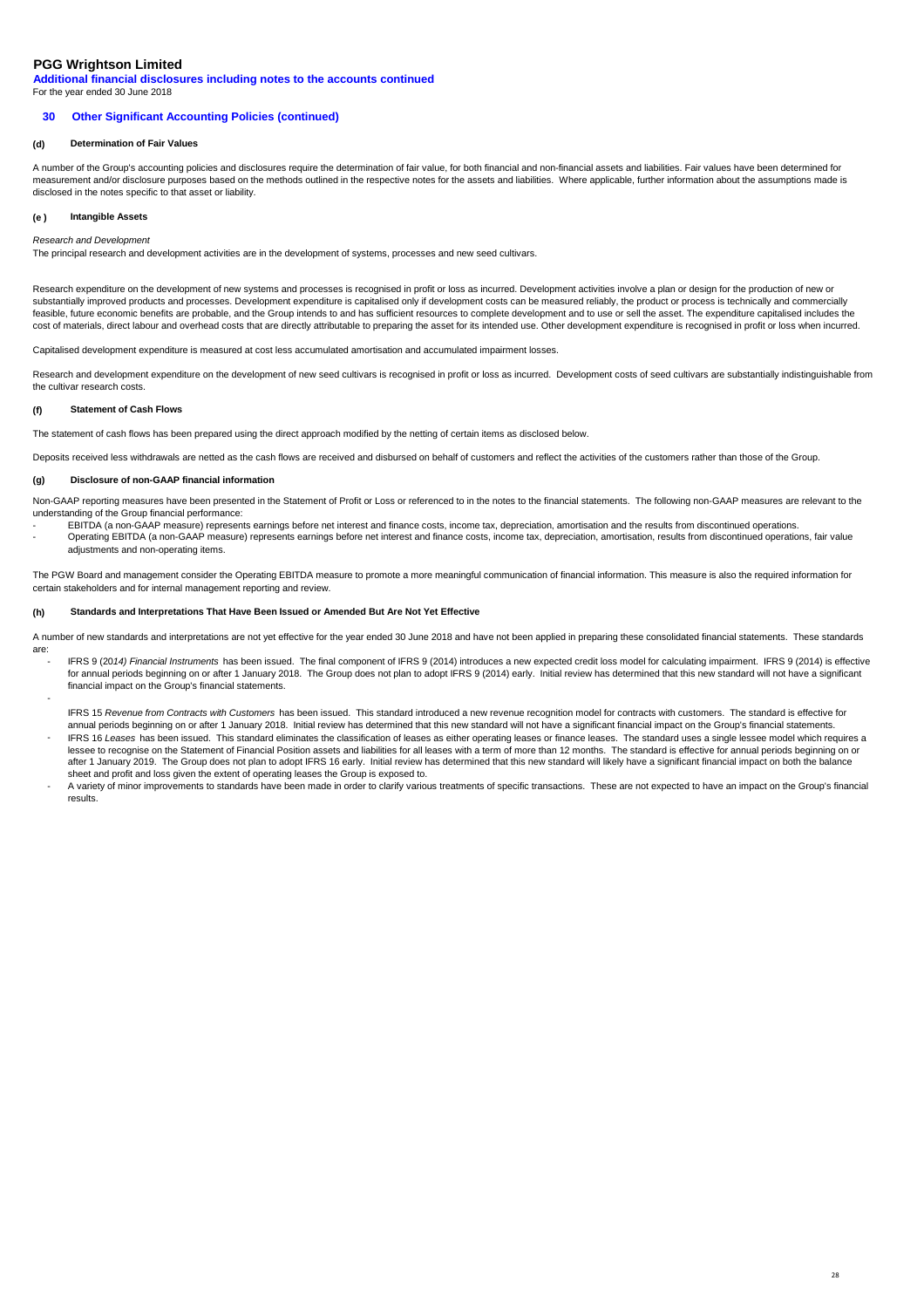# PGG Wrightson Limited

**Additional financial disclosures including notes to the accounts continued**

For the year ended 30 June 2018

## 30 Other Significant Accounting Policies (continued)

### (d) Determination of Fair Values

A number of the Group's accounting policies and disclosures require the determination of fair value, for both financial and non-financial assets and liabilities. Fair values have been determined for measurement and/or disclosure purposes based on the methods outlined in the respective notes for the assets and liabilities. Where applicable, further information about the assumptions made is disclosed in the notes specific to that asset or liability.

### (e ) Intangible Assets

*Research and Development*

The principal research and development activities are in the development of systems, processes and new seed cultivars.

Research expenditure on the development of new systems and processes is recognised in profit or loss as incurred. Development activities involve a plan or design for the production of new or substantially improved products and processes. Development expenditure is capitalised only if development costs can be measured reliably, the product or process is technically and commercially feasible, future economic benefits are probable, and the Group intends to and has sufficient resources to complete development and to use or sell the asset. The expenditure capitalised includes the cost of materials, direct labour and overhead costs that are directly attributable to preparing the asset for its intended use. Other development expenditure is recognised in profit or loss when incurred.

Capitalised development expenditure is measured at cost less accumulated amortisation and accumulated impairment losses.

Research and development expenditure on the development of new seed cultivars is recognised in profit or loss as incurred. Development costs of seed cultivars are substantially indistinguishable from the cultivar research costs.

### (f) Statement of Cash Flows

The statement of cash flows has been prepared using the direct approach modified by the netting of certain items as disclosed below.

Deposits received less withdrawals are netted as the cash flows are received and disbursed on behalf of customers and reflect the activities of the customers rather than those of the Group.

### (g) Disclosure of non-GAAP financial information

Non-GAAP reporting measures have been presented in the Statement of Profit or Loss or referenced to in the notes to the financial statements. The following non-GAAP measures are relevant to the understanding of the Group financial performance:

- EBITDA (a non-GAAP measure) represents earnings before net interest and finance costs, income tax, depreciation, amortisation and the results from discontinued operations.
- Operating EBITDA (a non-GAAP measure) represents earnings before net interest and finance costs, income tax, depreciation, amortisation, results from discontinued operations, fair value adjustments and non-operating items.

The PGW Board and management consider the Operating EBITDA measure to promote a more meaningful communication of financial information. This measure is also the required information for certain stakeholders and for internal management reporting and review.

### (h) Standards and Interpretations That Have Been Issued or Amended But Are Not Yet Effective

A number of new standards and interpretations are not yet effective for the year ended 30 June 2018 and have not been applied in preparing these consolidated financial statements. These standards are:

- IFRS 9 (20*14) Financial Instruments* has been issued. The final component of IFRS 9 (2014) introduces a new expected credit loss model for calculating impairment. IFRS 9 (2014) is effective for annual periods beginning on or after 1 January 2018. The Group does not plan to adopt IFRS 9 (2014) early. Initial review has determined that this new standard will not have a significant financial impact on the Group's financial statements.
- IFRS 15 *Revenue from Contracts with Customers* has been issued. This standard introduced a new revenue recognition model for contracts with customers. The standard is effective for annual periods beginning on or after 1 January 2018. Initial review has determined that this new standard will not have a significant financial impact on the Group's financial statements.
- IFRS 16 *Leases* has been issued. This standard eliminates the classification of leases as either operating leases or finance leases. The standard uses a single lessee model which requires a lessee to recognise on the Statement of Financial Position assets and liabilities for all leases with a term of more than 12 months. The standard is effective for annual periods beginning on or after 1 January 2019. The Group does not plan to adopt IFRS 16 early. Initial review has determined that this new standard will likely have a significant financial impact on both the balance sheet and profit and loss given the extent of operating leases the Group is exposed to.
- A variety of minor improvements to standards have been made in order to clarify various treatments of specific transactions. These are not expected to have an impact on the Group's financial results.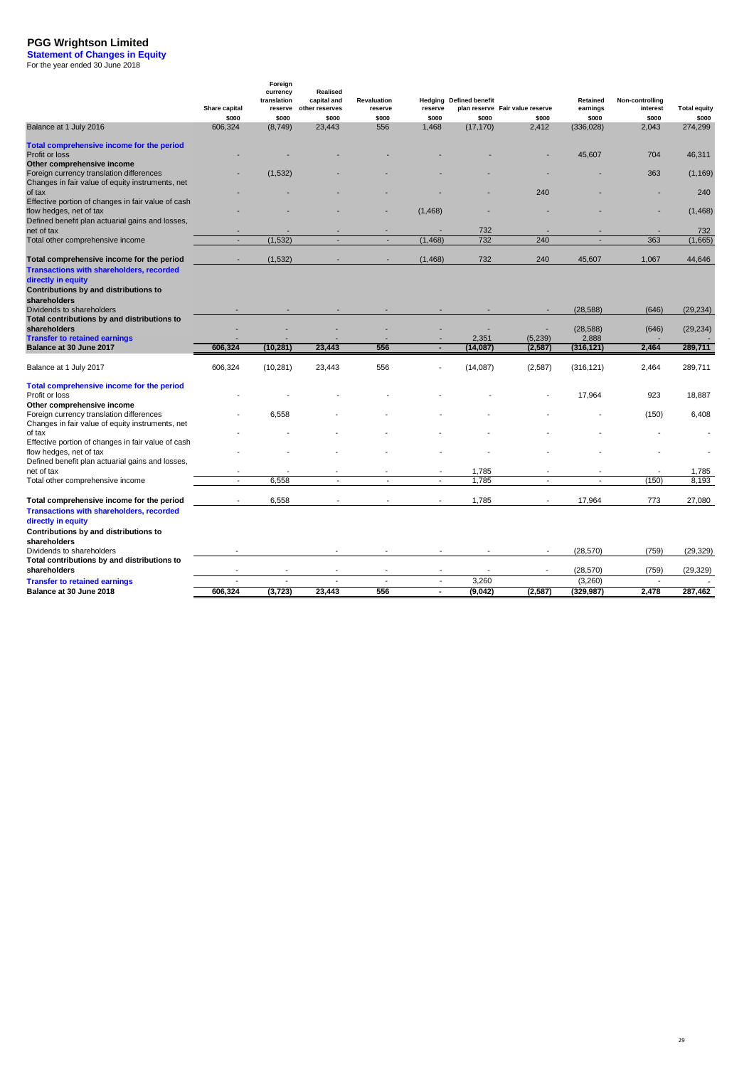# PGG Wrightson Limited

## Statement of Changes in Equity

For the year ended 30 June 2018

| | Share capital | Foreign currency translation reserve | Realised capital and other reserves | Revaluation reserve | Hedging reserve | Defined benefit plan reserve | Fair value reserve | Retained earnings | Non-controlling interest | Total equity |
|---|---|---|---|---|---|---|---|---|---|---|
| | $000 | $000 | $000 | $000 | $000 | $000 | $000 | $000 | $000 | $000 |
| Balance at 1 July 2016 | 606,324 | (8,749) | 23,443 | 556 | 1,468 | (17,170) | 2,412 | (336,028) | 2,043 | 274,299 |
| **Total comprehensive income for the period** | | | | | | | | | | |
| Profit or loss | - | - | - | - | - | - | - | 45,607 | 704 | 46,311 |
| **Other comprehensive income** | | | | | | | | | | |
| Foreign currency translation differences | - | (1,532) | - | - | - | - | - | - | 363 | (1,169) |
| Changes in fair value of equity instruments, net of tax | - | - | - | - | - | - | 240 | - | - | 240 |
| Effective portion of changes in fair value of cash flow hedges, net of tax | - | - | - | - | (1,468) | - | - | - | - | (1,468) |
| Defined benefit plan actuarial gains and losses, net of tax | - | - | - | - | - | 732 | - | - | - | 732 |
| Total other comprehensive income | - | (1,532) | - | - | (1,468) | 732 | 240 | - | 363 | (1,665) |
| **Total comprehensive income for the period** | - | (1,532) | - | - | (1,468) | 732 | 240 | 45,607 | 1,067 | 44,646 |
| **Transactions with shareholders, recorded directly in equity** | | | | | | | | | | |
| **Contributions by and distributions to shareholders** | | | | | | | | | | |
| Dividends to shareholders | - | - | - | - | - | - | - | (28,588) | (646) | (29,234) |
| **Total contributions by and distributions to shareholders** | - | - | - | - | - | - | - | (28,588) | (646) | (29,234) |
| **Transfer to retained earnings** | - | - | - | - | - | 2,351 | (5,239) | 2,888 | - | - |
| **Balance at 30 June 2017** | **606,324** | **(10,281)** | **23,443** | **556** | **-** | **(14,087)** | **(2,587)** | **(316,121)** | **2,464** | **289,711** |
| Balance at 1 July 2017 | 606,324 | (10,281) | 23,443 | 556 | - | (14,087) | (2,587) | (316,121) | 2,464 | 289,711 |
| **Total comprehensive income for the period** | | | | | | | | | | |
| Profit or loss | - | - | - | - | - | - | - | 17,964 | 923 | 18,887 |
| **Other comprehensive income** | | | | | | | | | | |
| Foreign currency translation differences | - | 6,558 | - | - | - | - | - | - | (150) | 6,408 |
| Changes in fair value of equity instruments, net of tax | - | - | - | - | - | - | - | - | - | - |
| Effective portion of changes in fair value of cash flow hedges, net of tax | - | - | - | - | - | - | - | - | - | - |
| Defined benefit plan actuarial gains and losses, net of tax | - | - | - | - | - | 1,785 | - | - | - | 1,785 |
| Total other comprehensive income | - | 6,558 | - | - | - | 1,785 | - | - | (150) | 8,193 |
| **Total comprehensive income for the period** | - | 6,558 | - | - | - | 1,785 | - | 17,964 | 773 | 27,080 |
| **Transactions with shareholders, recorded directly in equity** | | | | | | | | | | |
| **Contributions by and distributions to shareholders** | | | | | | | | | | |
| Dividends to shareholders | - | | - | - | - | - | - | (28,570) | (759) | (29,329) |
| **Total contributions by and distributions to shareholders** | - | - | - | - | - | - | - | (28,570) | (759) | (29,329) |
| **Transfer to retained earnings** | - | - | - | - | - | 3,260 | | (3,260) | - | - |
| **Balance at 30 June 2018** | **606,324** | **(3,723)** | **23,443** | **556** | **-** | **(9,042)** | **(2,587)** | **(329,987)** | **2,478** | **287,462** |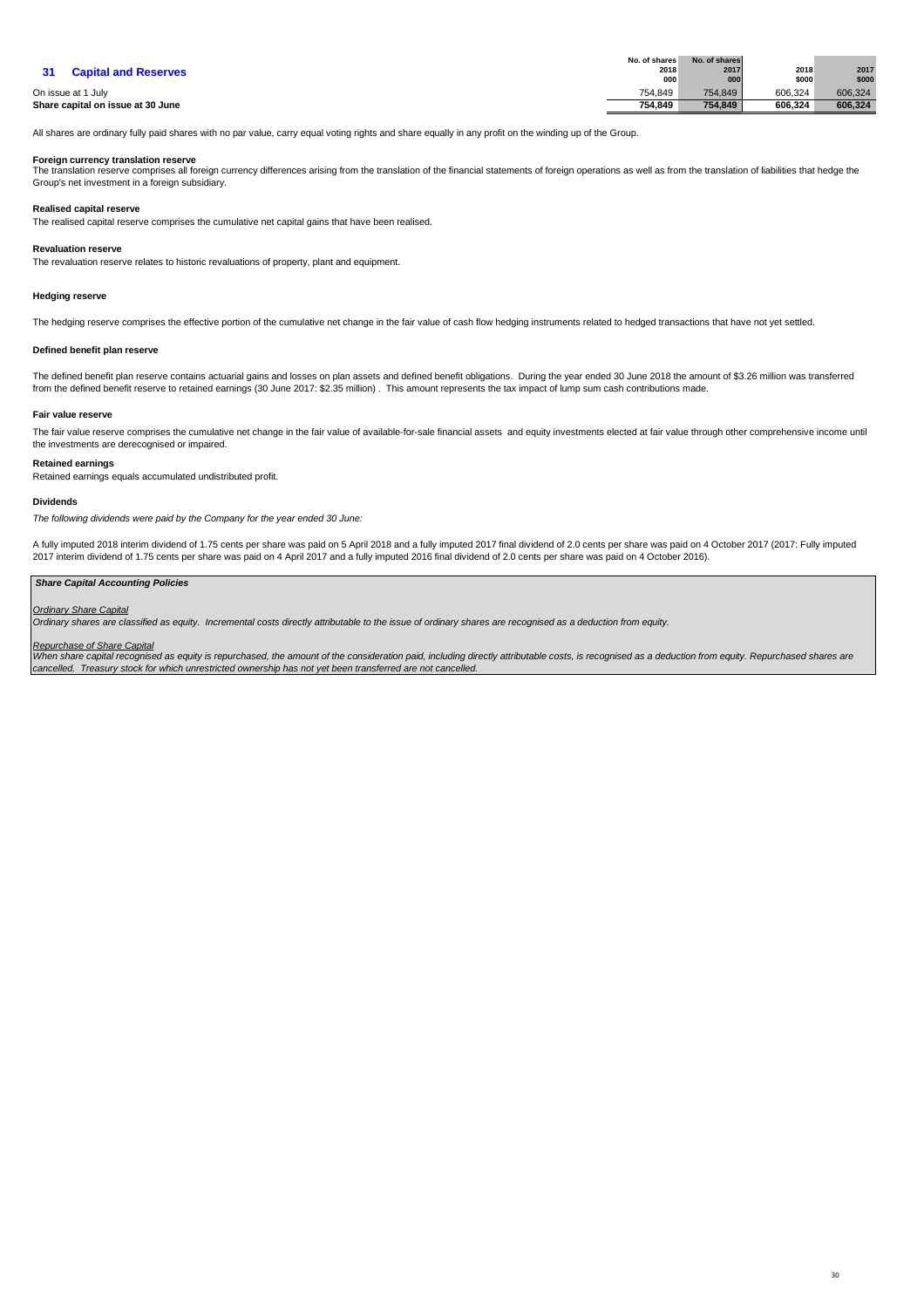## 31 Capital and Reserves

| | No. of shares 2018 000 | No. of shares 2017 000 | 2018 $000 | 2017 $000 |
|---|---|---|---|---|
| On issue at 1 July | 754,849 | 754,849 | 606,324 | 606,324 |
| **Share capital on issue at 30 June** | **754,849** | **754,849** | **606,324** | **606,324** |

All shares are ordinary fully paid shares with no par value, carry equal voting rights and share equally in any profit on the winding up of the Group.

**Foreign currency translation reserve**
The translation reserve comprises all foreign currency differences arising from the translation of the financial statements of foreign operations as well as from the translation of liabilities that hedge the Group's net investment in a foreign subsidiary.

**Realised capital reserve**
The realised capital reserve comprises the cumulative net capital gains that have been realised.

**Revaluation reserve**
The revaluation reserve relates to historic revaluations of property, plant and equipment.

**Hedging reserve**

The hedging reserve comprises the effective portion of the cumulative net change in the fair value of cash flow hedging instruments related to hedged transactions that have not yet settled.

**Defined benefit plan reserve**

The defined benefit plan reserve contains actuarial gains and losses on plan assets and defined benefit obligations. During the year ended 30 June 2018 the amount of $3.26 million was transferred from the defined benefit reserve to retained earnings (30 June 2017: $2.35 million) . This amount represents the tax impact of lump sum cash contributions made.

**Fair value reserve**

The fair value reserve comprises the cumulative net change in the fair value of available-for-sale financial assets and equity investments elected at fair value through other comprehensive income until the investments are derecognised or impaired.

**Retained earnings**
Retained earnings equals accumulated undistributed profit.

**Dividends**

*The following dividends were paid by the Company for the year ended 30 June:*

A fully imputed 2018 interim dividend of 1.75 cents per share was paid on 5 April 2018 and a fully imputed 2017 final dividend of 2.0 cents per share was paid on 4 October 2017 (2017: Fully imputed 2017 interim dividend of 1.75 cents per share was paid on 4 April 2017 and a fully imputed 2016 final dividend of 2.0 cents per share was paid on 4 October 2016).

***Share Capital Accounting Policies***

*Ordinary Share Capital*
*Ordinary shares are classified as equity. Incremental costs directly attributable to the issue of ordinary shares are recognised as a deduction from equity.*

*Repurchase of Share Capital*
*When share capital recognised as equity is repurchased, the amount of the consideration paid, including directly attributable costs, is recognised as a deduction from equity. Repurchased shares are cancelled. Treasury stock for which unrestricted ownership has not yet been transferred are not cancelled.*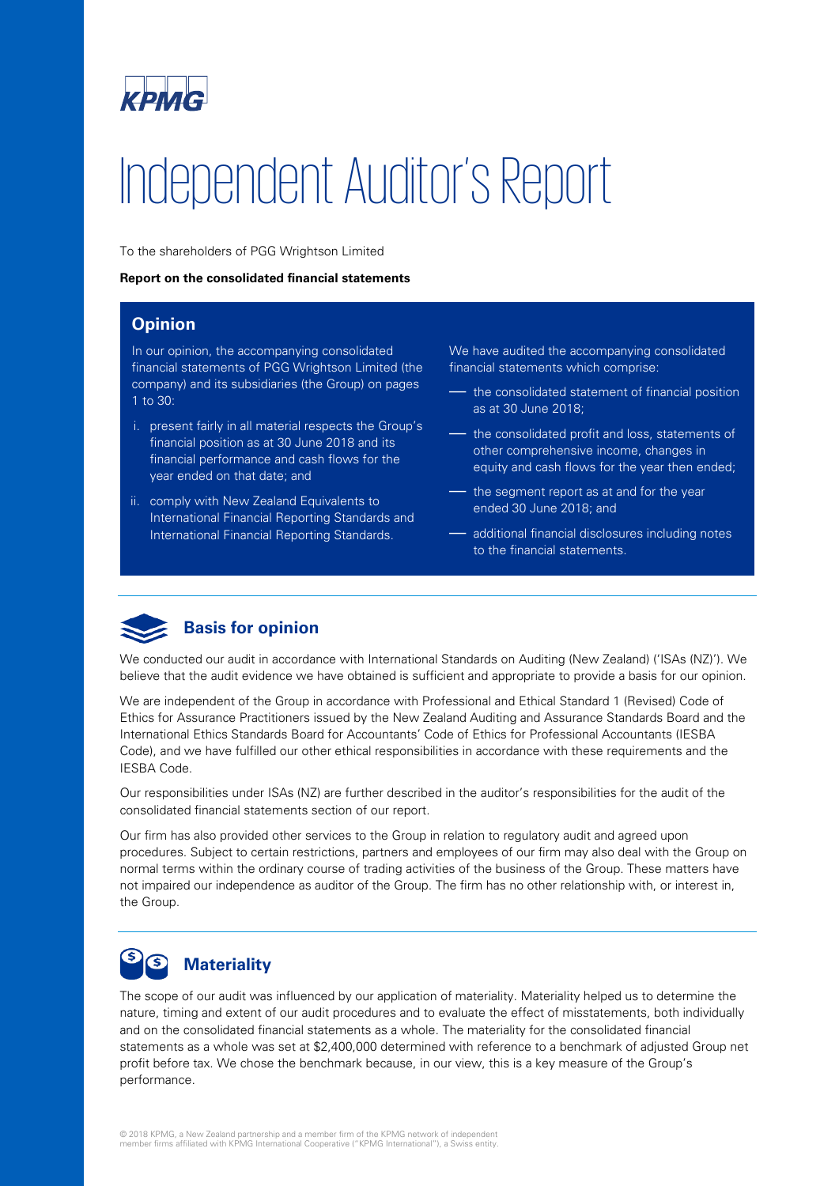# Independent Auditor's Report

To the shareholders of PGG Wrightson Limited

**Report on the consolidated financial statements**

## Opinion

In our opinion, the accompanying consolidated financial statements of PGG Wrightson Limited (the company) and its subsidiaries (the Group) on pages 1 to 30:

i. present fairly in all material respects the Group's financial position as at 30 June 2018 and its financial performance and cash flows for the year ended on that date; and

ii. comply with New Zealand Equivalents to International Financial Reporting Standards and International Financial Reporting Standards.

We have audited the accompanying consolidated financial statements which comprise:

- the consolidated statement of financial position as at 30 June 2018;
- the consolidated profit and loss, statements of other comprehensive income, changes in equity and cash flows for the year then ended;
- the segment report as at and for the year ended 30 June 2018; and
- additional financial disclosures including notes to the financial statements.

## Basis for opinion

We conducted our audit in accordance with International Standards on Auditing (New Zealand) ('ISAs (NZ)'). We believe that the audit evidence we have obtained is sufficient and appropriate to provide a basis for our opinion.

We are independent of the Group in accordance with Professional and Ethical Standard 1 (Revised) Code of Ethics for Assurance Practitioners issued by the New Zealand Auditing and Assurance Standards Board and the International Ethics Standards Board for Accountants' Code of Ethics for Professional Accountants (IESBA Code), and we have fulfilled our other ethical responsibilities in accordance with these requirements and the IESBA Code.

Our responsibilities under ISAs (NZ) are further described in the auditor's responsibilities for the audit of the consolidated financial statements section of our report.

Our firm has also provided other services to the Group in relation to regulatory audit and agreed upon procedures. Subject to certain restrictions, partners and employees of our firm may also deal with the Group on normal terms within the ordinary course of trading activities of the business of the Group. These matters have not impaired our independence as auditor of the Group. The firm has no other relationship with, or interest in, the Group.

## Materiality

The scope of our audit was influenced by our application of materiality. Materiality helped us to determine the nature, timing and extent of our audit procedures and to evaluate the effect of misstatements, both individually and on the consolidated financial statements as a whole. The materiality for the consolidated financial statements as a whole was set at $2,400,000 determined with reference to a benchmark of adjusted Group net profit before tax. We chose the benchmark because, in our view, this is a key measure of the Group's performance.

© 2018 KPMG, a New Zealand partnership and a member firm of the KPMG network of independent member firms affiliated with KPMG International Cooperative ("KPMG International"), a Swiss entity.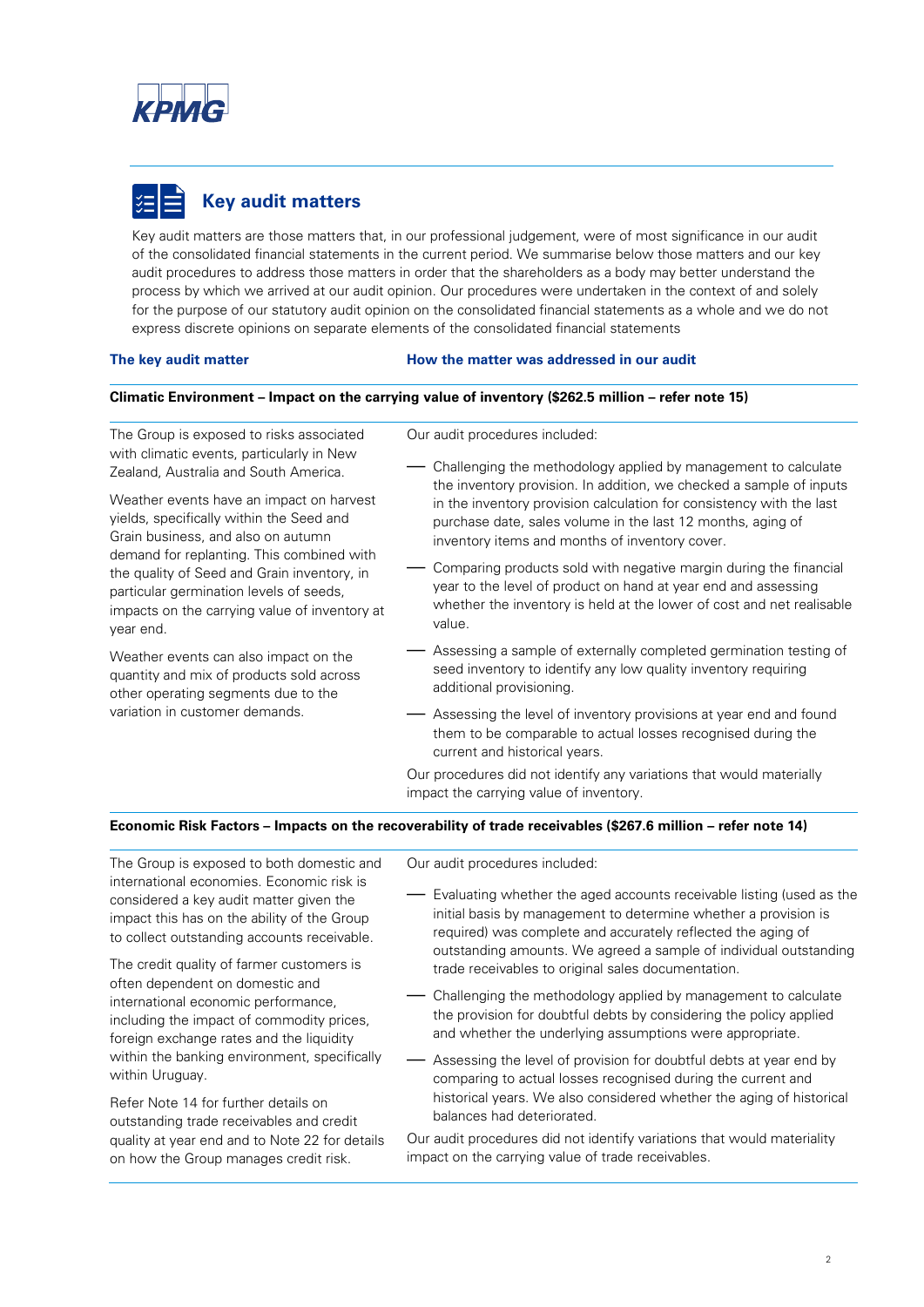## Key audit matters

Key audit matters are those matters that, in our professional judgement, were of most significance in our audit of the consolidated financial statements in the current period. We summarise below those matters and our key audit procedures to address those matters in order that the shareholders as a body may better understand the process by which we arrived at our audit opinion. Our procedures were undertaken in the context of and solely for the purpose of our statutory audit opinion on the consolidated financial statements as a whole and we do not express discrete opinions on separate elements of the consolidated financial statements

| The key audit matter | How the matter was addressed in our audit |
|---|---|
| **Climatic Environment – Impact on the carrying value of inventory ($262.5 million – refer note 15)** | |
| The Group is exposed to risks associated with climatic events, particularly in New Zealand, Australia and South America.<br><br>Weather events have an impact on harvest yields, specifically within the Seed and Grain business, and also on autumn demand for replanting. This combined with the quality of Seed and Grain inventory, in particular germination levels of seeds, impacts on the carrying value of inventory at year end.<br><br>Weather events can also impact on the quantity and mix of products sold across other operating segments due to the variation in customer demands. | Our audit procedures included:<br><br>— Challenging the methodology applied by management to calculate the inventory provision. In addition, we checked a sample of inputs in the inventory provision calculation for consistency with the last purchase date, sales volume in the last 12 months, aging of inventory items and months of inventory cover.<br><br>— Comparing products sold with negative margin during the financial year to the level of product on hand at year end and assessing whether the inventory is held at the lower of cost and net realisable value.<br><br>— Assessing a sample of externally completed germination testing of seed inventory to identify any low quality inventory requiring additional provisioning.<br><br>— Assessing the level of inventory provisions at year end and found them to be comparable to actual losses recognised during the current and historical years.<br><br>Our procedures did not identify any variations that would materially impact the carrying value of inventory. |
| **Economic Risk Factors – Impacts on the recoverability of trade receivables ($267.6 million – refer note 14)** | |
| The Group is exposed to both domestic and international economies. Economic risk is considered a key audit matter given the impact this has on the ability of the Group to collect outstanding accounts receivable.<br><br>The credit quality of farmer customers is often dependent on domestic and international economic performance, including the impact of commodity prices, foreign exchange rates and the liquidity within the banking environment, specifically within Uruguay.<br><br>Refer Note 14 for further details on outstanding trade receivables and credit quality at year end and to Note 22 for details on how the Group manages credit risk. | Our audit procedures included:<br><br>— Evaluating whether the aged accounts receivable listing (used as the initial basis by management to determine whether a provision is required) was complete and accurately reflected the aging of outstanding amounts. We agreed a sample of individual outstanding trade receivables to original sales documentation.<br><br>— Challenging the methodology applied by management to calculate the provision for doubtful debts by considering the policy applied and whether the underlying assumptions were appropriate.<br><br>— Assessing the level of provision for doubtful debts at year end by comparing to actual losses recognised during the current and historical years. We also considered whether the aging of historical balances had deteriorated.<br><br>Our audit procedures did not identify variations that would materiality impact on the carrying value of trade receivables. |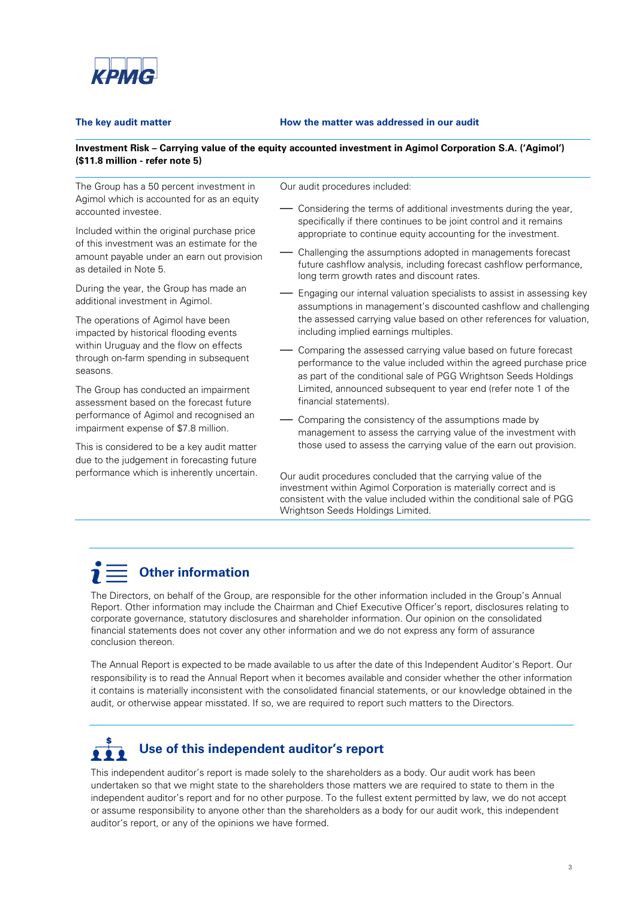| The key audit matter | How the matter was addressed in our audit |
| --- | --- |
| **Investment Risk – Carrying value of the equity accounted investment in Agimol Corporation S.A. ('Agimol') ($11.8 million - refer note 5)** | |
| The Group has a 50 percent investment in Agimol which is accounted for as an equity accounted investee.<br><br>Included within the original purchase price of this investment was an estimate for the amount payable under an earn out provision as detailed in Note 5.<br><br>During the year, the Group has made an additional investment in Agimol.<br><br>The operations of Agimol have been impacted by historical flooding events within Uruguay and the flow on effects through on-farm spending in subsequent seasons.<br><br>The Group has conducted an impairment assessment based on the forecast future performance of Agimol and recognised an impairment expense of $7.8 million.<br><br>This is considered to be a key audit matter due to the judgement in forecasting future performance which is inherently uncertain. | Our audit procedures included:<br><br>— Considering the terms of additional investments during the year, specifically if there continues to be joint control and it remains appropriate to continue equity accounting for the investment.<br><br>— Challenging the assumptions adopted in managements forecast future cashflow analysis, including forecast cashflow performance, long term growth rates and discount rates.<br><br>— Engaging our internal valuation specialists to assist in assessing key assumptions in management's discounted cashflow and challenging the assessed carrying value based on other references for valuation, including implied earnings multiples.<br><br>— Comparing the assessed carrying value based on future forecast performance to the value included within the agreed purchase price as part of the conditional sale of PGG Wrightson Seeds Holdings Limited, announced subsequent to year end (refer note 1 of the financial statements).<br><br>— Comparing the consistency of the assumptions made by management to assess the carrying value of the investment with those used to assess the carrying value of the earn out provision.<br><br>Our audit procedures concluded that the carrying value of the investment within Agimol Corporation is materially correct and is consistent with the value included within the conditional sale of PGG Wrightson Seeds Holdings Limited. |

## Other information

The Directors, on behalf of the Group, are responsible for the other information included in the Group's Annual Report. Other information may include the Chairman and Chief Executive Officer's report, disclosures relating to corporate governance, statutory disclosures and shareholder information. Our opinion on the consolidated financial statements does not cover any other information and we do not express any form of assurance conclusion thereon.

The Annual Report is expected to be made available to us after the date of this Independent Auditor's Report. Our responsibility is to read the Annual Report when it becomes available and consider whether the other information it contains is materially inconsistent with the consolidated financial statements, or our knowledge obtained in the audit, or otherwise appear misstated. If so, we are required to report such matters to the Directors.

## Use of this independent auditor's report

This independent auditor's report is made solely to the shareholders as a body. Our audit work has been undertaken so that we might state to the shareholders those matters we are required to state to them in the independent auditor's report and for no other purpose. To the fullest extent permitted by law, we do not accept or assume responsibility to anyone other than the shareholders as a body for our audit work, this independent auditor's report, or any of the opinions we have formed.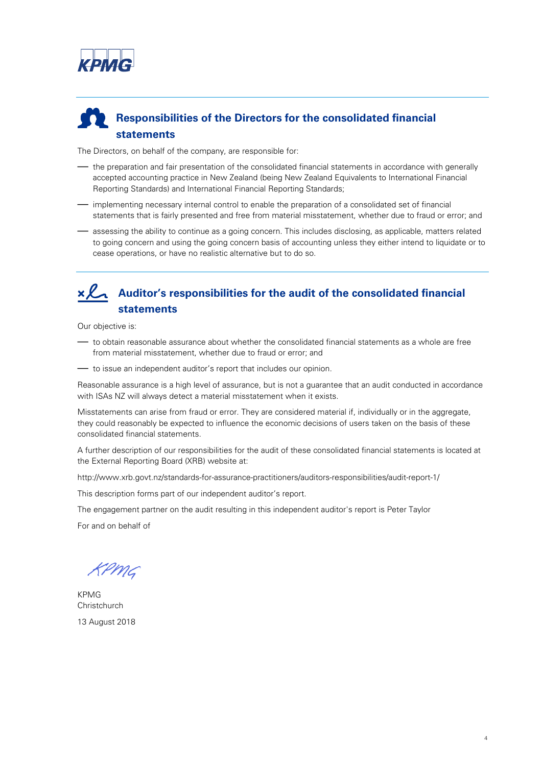## Responsibilities of the Directors for the consolidated financial statements

The Directors, on behalf of the company, are responsible for:

- the preparation and fair presentation of the consolidated financial statements in accordance with generally accepted accounting practice in New Zealand (being New Zealand Equivalents to International Financial Reporting Standards) and International Financial Reporting Standards;
- implementing necessary internal control to enable the preparation of a consolidated set of financial statements that is fairly presented and free from material misstatement, whether due to fraud or error; and
- assessing the ability to continue as a going concern. This includes disclosing, as applicable, matters related to going concern and using the going concern basis of accounting unless they either intend to liquidate or to cease operations, or have no realistic alternative but to do so.

## Auditor's responsibilities for the audit of the consolidated financial statements

Our objective is:

- to obtain reasonable assurance about whether the consolidated financial statements as a whole are free from material misstatement, whether due to fraud or error; and
- to issue an independent auditor's report that includes our opinion.

Reasonable assurance is a high level of assurance, but is not a guarantee that an audit conducted in accordance with ISAs NZ will always detect a material misstatement when it exists.

Misstatements can arise from fraud or error. They are considered material if, individually or in the aggregate, they could reasonably be expected to influence the economic decisions of users taken on the basis of these consolidated financial statements.

A further description of our responsibilities for the audit of these consolidated financial statements is located at the External Reporting Board (XRB) website at:

http://www.xrb.govt.nz/standards-for-assurance-practitioners/auditors-responsibilities/audit-report-1/

This description forms part of our independent auditor's report.

The engagement partner on the audit resulting in this independent auditor's report is Peter Taylor

For and on behalf of

KPMG

KPMG
Christchurch

13 August 2018